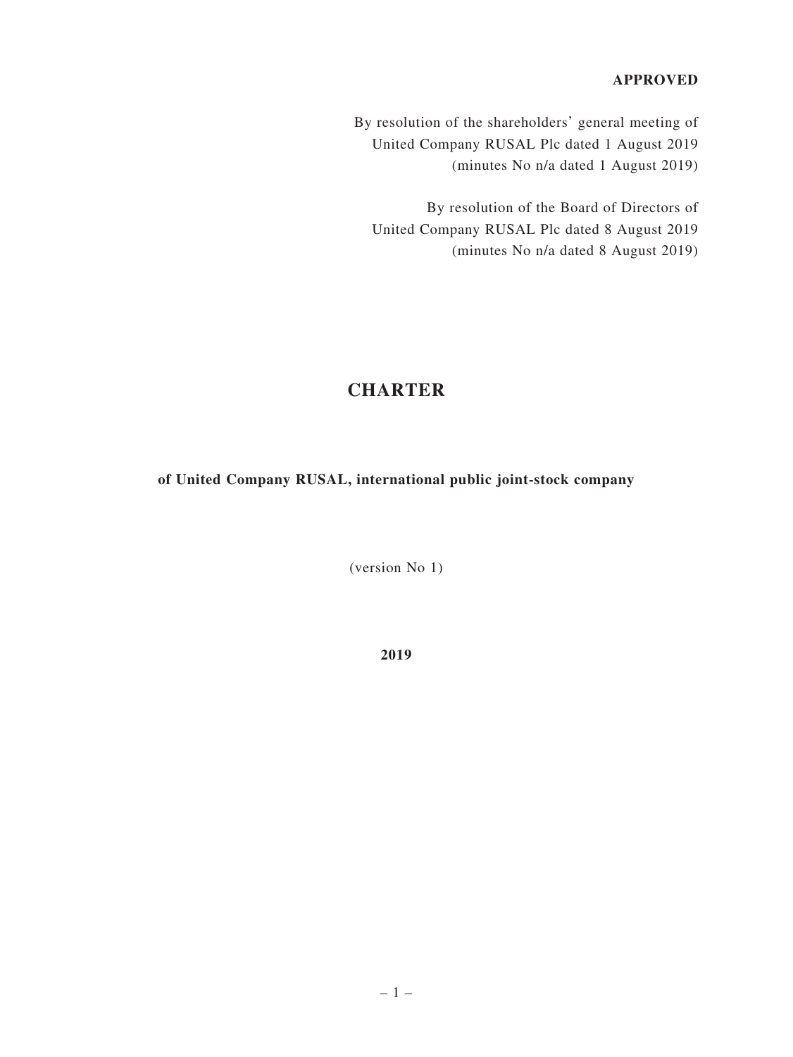**APPROVED**

By resolution of the shareholders' general meeting of
United Company RUSAL Plc dated 1 August 2019
(minutes No n/a dated 1 August 2019)

By resolution of the Board of Directors of
United Company RUSAL Plc dated 8 August 2019
(minutes No n/a dated 8 August 2019)

# CHARTER

**of United Company RUSAL, international public joint-stock company**

(version No 1)

**2019**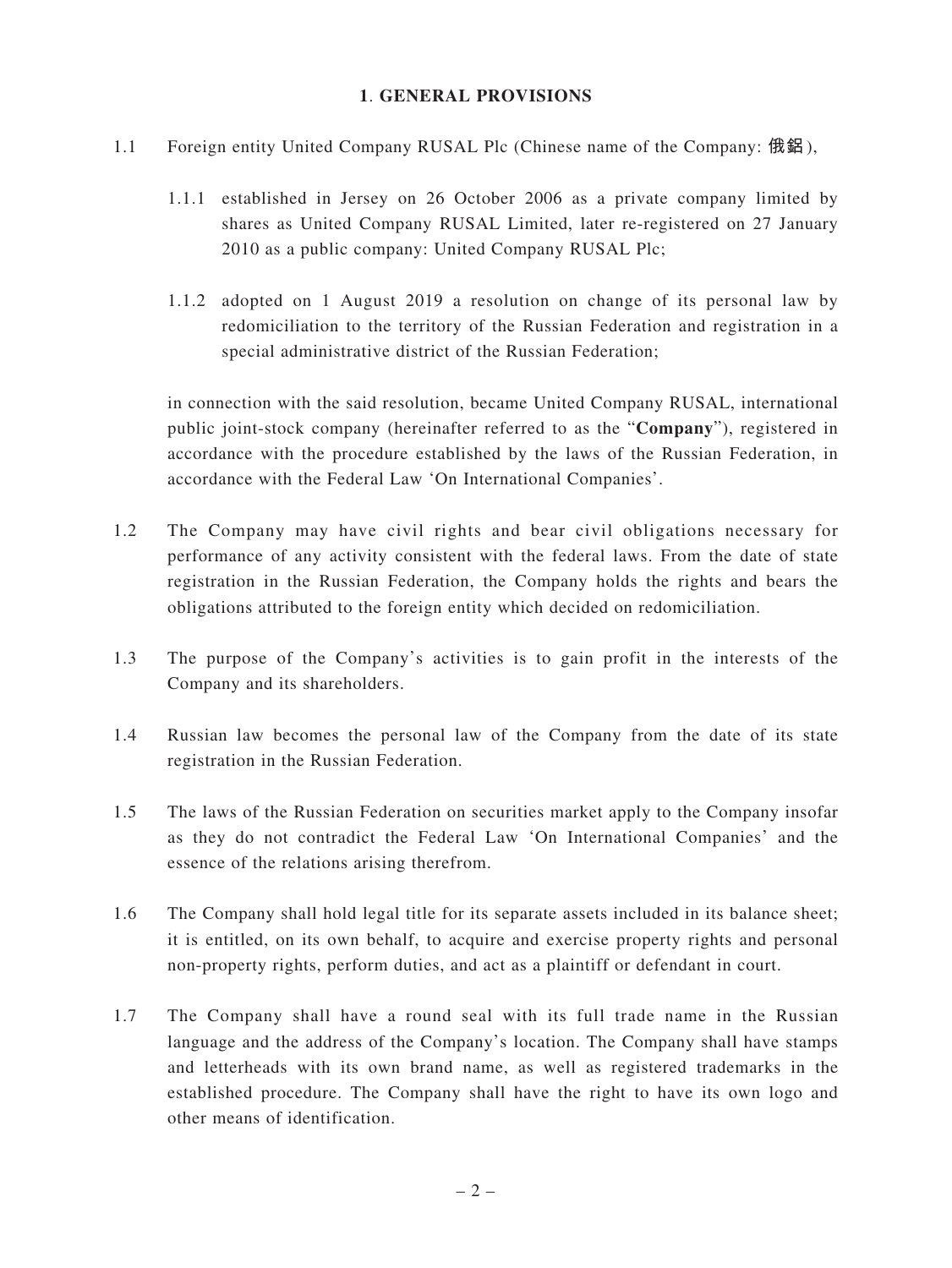## 1. GENERAL PROVISIONS

1.1 Foreign entity United Company RUSAL Plc (Chinese name of the Company: 俄鋁),

1.1.1 established in Jersey on 26 October 2006 as a private company limited by shares as United Company RUSAL Limited, later re-registered on 27 January 2010 as a public company: United Company RUSAL Plc;

1.1.2 adopted on 1 August 2019 a resolution on change of its personal law by redomiciliation to the territory of the Russian Federation and registration in a special administrative district of the Russian Federation;

in connection with the said resolution, became United Company RUSAL, international public joint-stock company (hereinafter referred to as the "**Company**"), registered in accordance with the procedure established by the laws of the Russian Federation, in accordance with the Federal Law 'On International Companies'.

1.2 The Company may have civil rights and bear civil obligations necessary for performance of any activity consistent with the federal laws. From the date of state registration in the Russian Federation, the Company holds the rights and bears the obligations attributed to the foreign entity which decided on redomiciliation.

1.3 The purpose of the Company's activities is to gain profit in the interests of the Company and its shareholders.

1.4 Russian law becomes the personal law of the Company from the date of its state registration in the Russian Federation.

1.5 The laws of the Russian Federation on securities market apply to the Company insofar as they do not contradict the Federal Law 'On International Companies' and the essence of the relations arising therefrom.

1.6 The Company shall hold legal title for its separate assets included in its balance sheet; it is entitled, on its own behalf, to acquire and exercise property rights and personal non-property rights, perform duties, and act as a plaintiff or defendant in court.

1.7 The Company shall have a round seal with its full trade name in the Russian language and the address of the Company's location. The Company shall have stamps and letterheads with its own brand name, as well as registered trademarks in the established procedure. The Company shall have the right to have its own logo and other means of identification.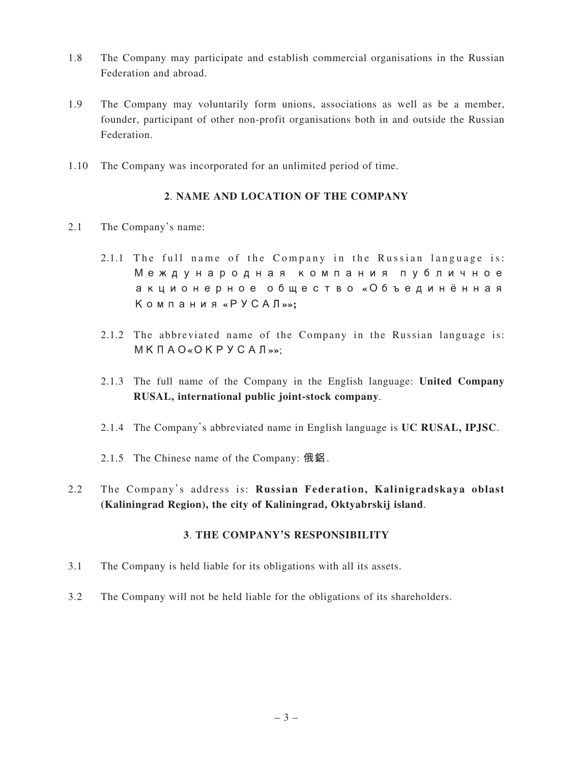1.8 The Company may participate and establish commercial organisations in the Russian Federation and abroad.

1.9 The Company may voluntarily form unions, associations as well as be a member, founder, participant of other non-profit organisations both in and outside the Russian Federation.

1.10 The Company was incorporated for an unlimited period of time.

## 2. NAME AND LOCATION OF THE COMPANY

2.1 The Company's name:

2.1.1 The full name of the Company in the Russian language is: Международная компания публичное акционерное общество «Объединённая Компания «РУСАЛ»»;

2.1.2 The abbreviated name of the Company in the Russian language is: МКПАО«ОКРУСАЛ»»;

2.1.3 The full name of the Company in the English language: **United Company RUSAL, international public joint-stock company**.

2.1.4 The Company's abbreviated name in English language is **UC RUSAL, IPJSC**.

2.1.5 The Chinese name of the Company: 俄鋁.

2.2 The Company's address is: **Russian Federation, Kalinigradskaya oblast (Kaliningrad Region), the city of Kaliningrad, Oktyabrskij island**.

## 3. THE COMPANY'S RESPONSIBILITY

3.1 The Company is held liable for its obligations with all its assets.

3.2 The Company will not be held liable for the obligations of its shareholders.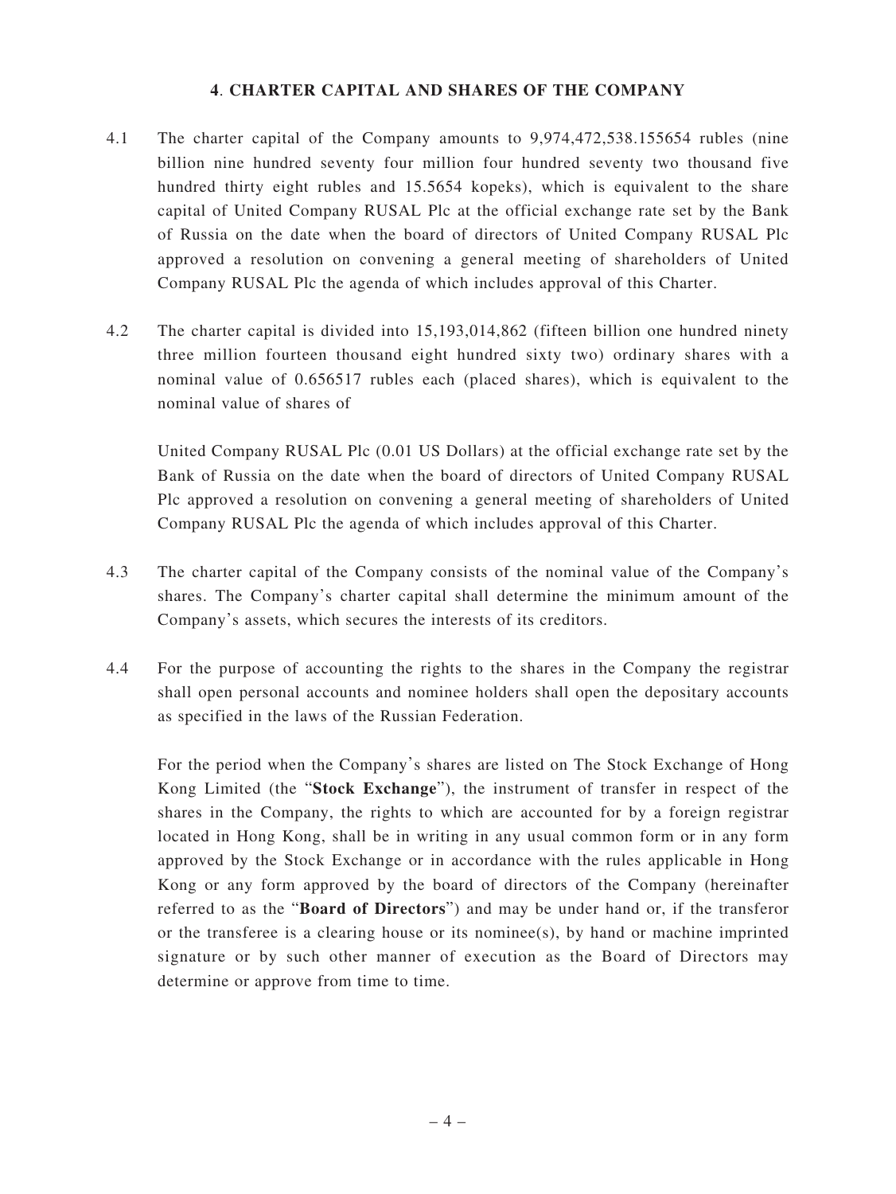## 4. CHARTER CAPITAL AND SHARES OF THE COMPANY

4.1 The charter capital of the Company amounts to 9,974,472,538.155654 rubles (nine billion nine hundred seventy four million four hundred seventy two thousand five hundred thirty eight rubles and 15.5654 kopeks), which is equivalent to the share capital of United Company RUSAL Plc at the official exchange rate set by the Bank of Russia on the date when the board of directors of United Company RUSAL Plc approved a resolution on convening a general meeting of shareholders of United Company RUSAL Plc the agenda of which includes approval of this Charter.

4.2 The charter capital is divided into 15,193,014,862 (fifteen billion one hundred ninety three million fourteen thousand eight hundred sixty two) ordinary shares with a nominal value of 0.656517 rubles each (placed shares), which is equivalent to the nominal value of shares of

United Company RUSAL Plc (0.01 US Dollars) at the official exchange rate set by the Bank of Russia on the date when the board of directors of United Company RUSAL Plc approved a resolution on convening a general meeting of shareholders of United Company RUSAL Plc the agenda of which includes approval of this Charter.

4.3 The charter capital of the Company consists of the nominal value of the Company's shares. The Company's charter capital shall determine the minimum amount of the Company's assets, which secures the interests of its creditors.

4.4 For the purpose of accounting the rights to the shares in the Company the registrar shall open personal accounts and nominee holders shall open the depositary accounts as specified in the laws of the Russian Federation.

For the period when the Company's shares are listed on The Stock Exchange of Hong Kong Limited (the "**Stock Exchange**"), the instrument of transfer in respect of the shares in the Company, the rights to which are accounted for by a foreign registrar located in Hong Kong, shall be in writing in any usual common form or in any form approved by the Stock Exchange or in accordance with the rules applicable in Hong Kong or any form approved by the board of directors of the Company (hereinafter referred to as the "**Board of Directors**") and may be under hand or, if the transferor or the transferee is a clearing house or its nominee(s), by hand or machine imprinted signature or by such other manner of execution as the Board of Directors may determine or approve from time to time.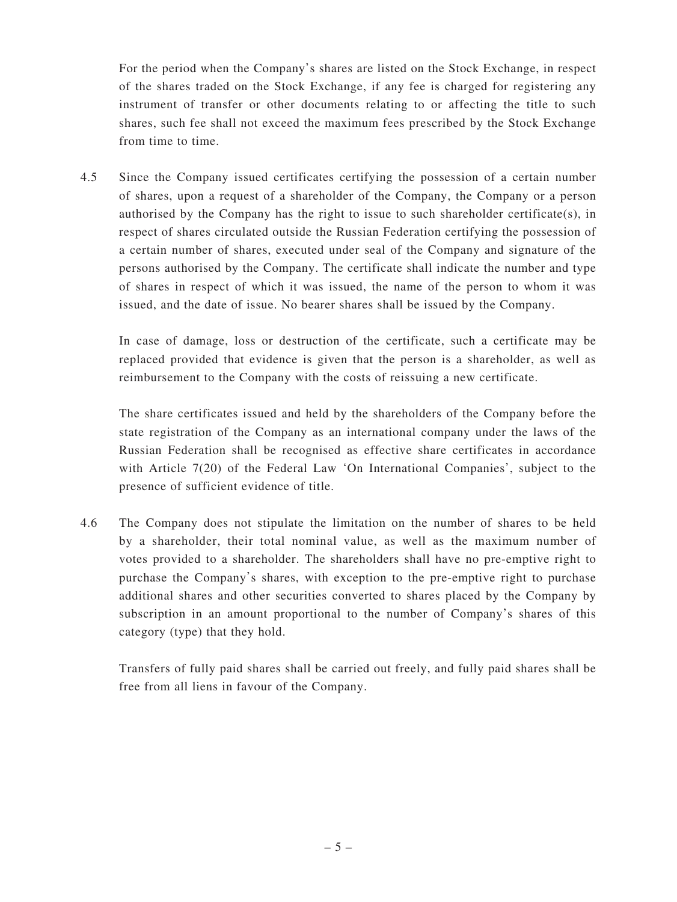For the period when the Company's shares are listed on the Stock Exchange, in respect of the shares traded on the Stock Exchange, if any fee is charged for registering any instrument of transfer or other documents relating to or affecting the title to such shares, such fee shall not exceed the maximum fees prescribed by the Stock Exchange from time to time.

4.5 Since the Company issued certificates certifying the possession of a certain number of shares, upon a request of a shareholder of the Company, the Company or a person authorised by the Company has the right to issue to such shareholder certificate(s), in respect of shares circulated outside the Russian Federation certifying the possession of a certain number of shares, executed under seal of the Company and signature of the persons authorised by the Company. The certificate shall indicate the number and type of shares in respect of which it was issued, the name of the person to whom it was issued, and the date of issue. No bearer shares shall be issued by the Company.

In case of damage, loss or destruction of the certificate, such a certificate may be replaced provided that evidence is given that the person is a shareholder, as well as reimbursement to the Company with the costs of reissuing a new certificate.

The share certificates issued and held by the shareholders of the Company before the state registration of the Company as an international company under the laws of the Russian Federation shall be recognised as effective share certificates in accordance with Article 7(20) of the Federal Law 'On International Companies', subject to the presence of sufficient evidence of title.

4.6 The Company does not stipulate the limitation on the number of shares to be held by a shareholder, their total nominal value, as well as the maximum number of votes provided to a shareholder. The shareholders shall have no pre-emptive right to purchase the Company's shares, with exception to the pre-emptive right to purchase additional shares and other securities converted to shares placed by the Company by subscription in an amount proportional to the number of Company's shares of this category (type) that they hold.

Transfers of fully paid shares shall be carried out freely, and fully paid shares shall be free from all liens in favour of the Company.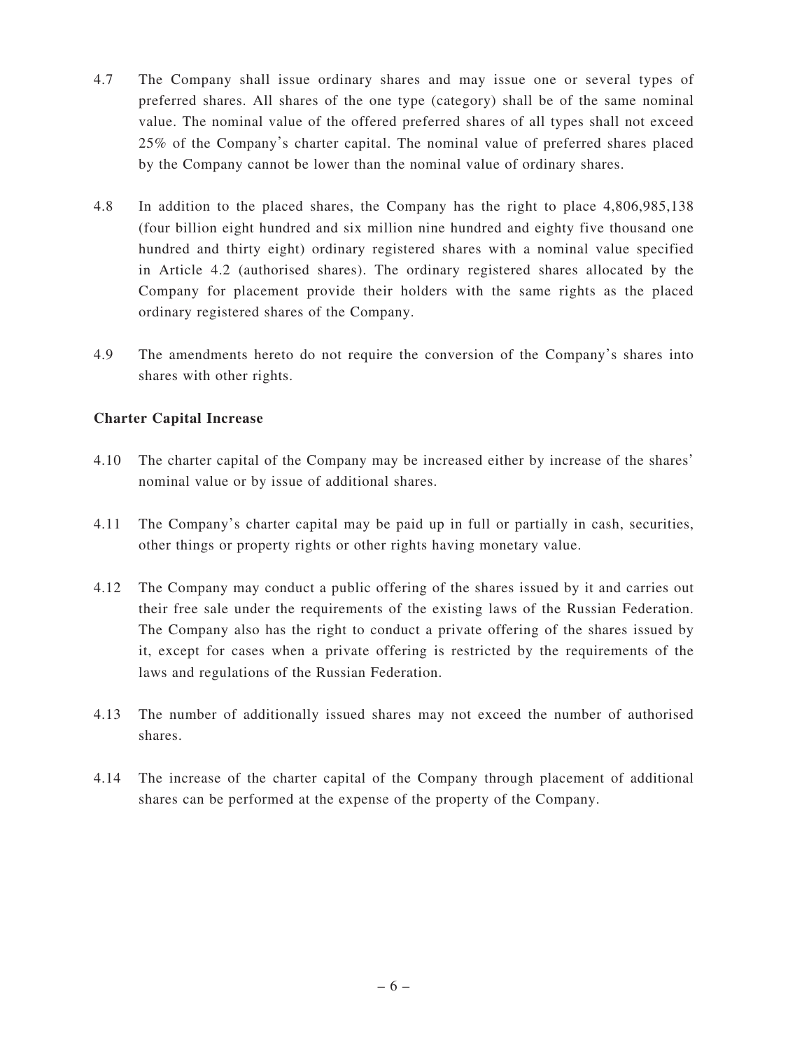4.7 The Company shall issue ordinary shares and may issue one or several types of preferred shares. All shares of the one type (category) shall be of the same nominal value. The nominal value of the offered preferred shares of all types shall not exceed 25% of the Company's charter capital. The nominal value of preferred shares placed by the Company cannot be lower than the nominal value of ordinary shares.

4.8 In addition to the placed shares, the Company has the right to place 4,806,985,138 (four billion eight hundred and six million nine hundred and eighty five thousand one hundred and thirty eight) ordinary registered shares with a nominal value specified in Article 4.2 (authorised shares). The ordinary registered shares allocated by the Company for placement provide their holders with the same rights as the placed ordinary registered shares of the Company.

4.9 The amendments hereto do not require the conversion of the Company's shares into shares with other rights.

**Charter Capital Increase**

4.10 The charter capital of the Company may be increased either by increase of the shares' nominal value or by issue of additional shares.

4.11 The Company's charter capital may be paid up in full or partially in cash, securities, other things or property rights or other rights having monetary value.

4.12 The Company may conduct a public offering of the shares issued by it and carries out their free sale under the requirements of the existing laws of the Russian Federation. The Company also has the right to conduct a private offering of the shares issued by it, except for cases when a private offering is restricted by the requirements of the laws and regulations of the Russian Federation.

4.13 The number of additionally issued shares may not exceed the number of authorised shares.

4.14 The increase of the charter capital of the Company through placement of additional shares can be performed at the expense of the property of the Company.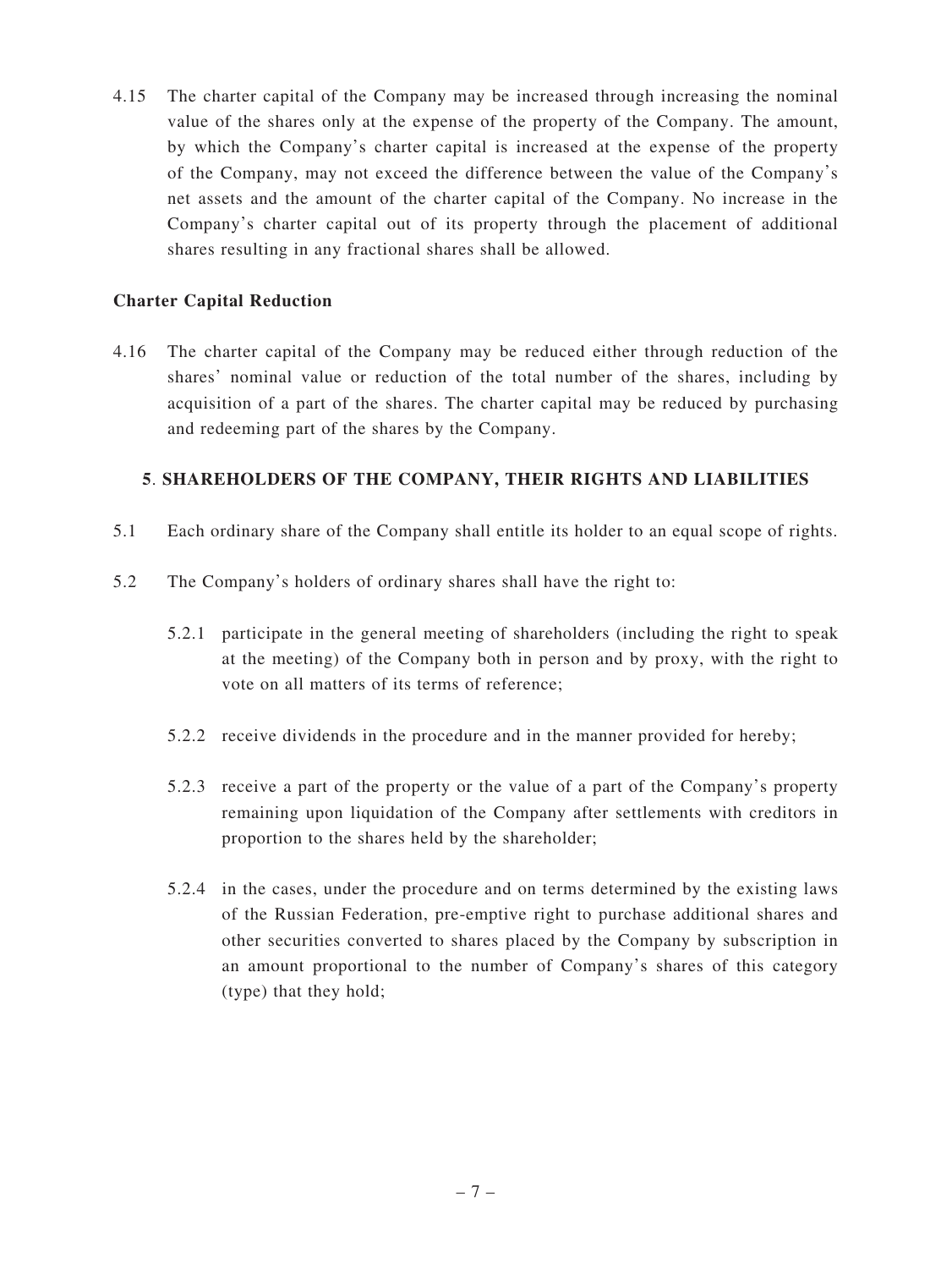4.15 The charter capital of the Company may be increased through increasing the nominal value of the shares only at the expense of the property of the Company. The amount, by which the Company's charter capital is increased at the expense of the property of the Company, may not exceed the difference between the value of the Company's net assets and the amount of the charter capital of the Company. No increase in the Company's charter capital out of its property through the placement of additional shares resulting in any fractional shares shall be allowed.

**Charter Capital Reduction**

4.16 The charter capital of the Company may be reduced either through reduction of the shares' nominal value or reduction of the total number of the shares, including by acquisition of a part of the shares. The charter capital may be reduced by purchasing and redeeming part of the shares by the Company.

## 5. SHAREHOLDERS OF THE COMPANY, THEIR RIGHTS AND LIABILITIES

5.1 Each ordinary share of the Company shall entitle its holder to an equal scope of rights.

5.2 The Company's holders of ordinary shares shall have the right to:

5.2.1 participate in the general meeting of shareholders (including the right to speak at the meeting) of the Company both in person and by proxy, with the right to vote on all matters of its terms of reference;

5.2.2 receive dividends in the procedure and in the manner provided for hereby;

5.2.3 receive a part of the property or the value of a part of the Company's property remaining upon liquidation of the Company after settlements with creditors in proportion to the shares held by the shareholder;

5.2.4 in the cases, under the procedure and on terms determined by the existing laws of the Russian Federation, pre-emptive right to purchase additional shares and other securities converted to shares placed by the Company by subscription in an amount proportional to the number of Company's shares of this category (type) that they hold;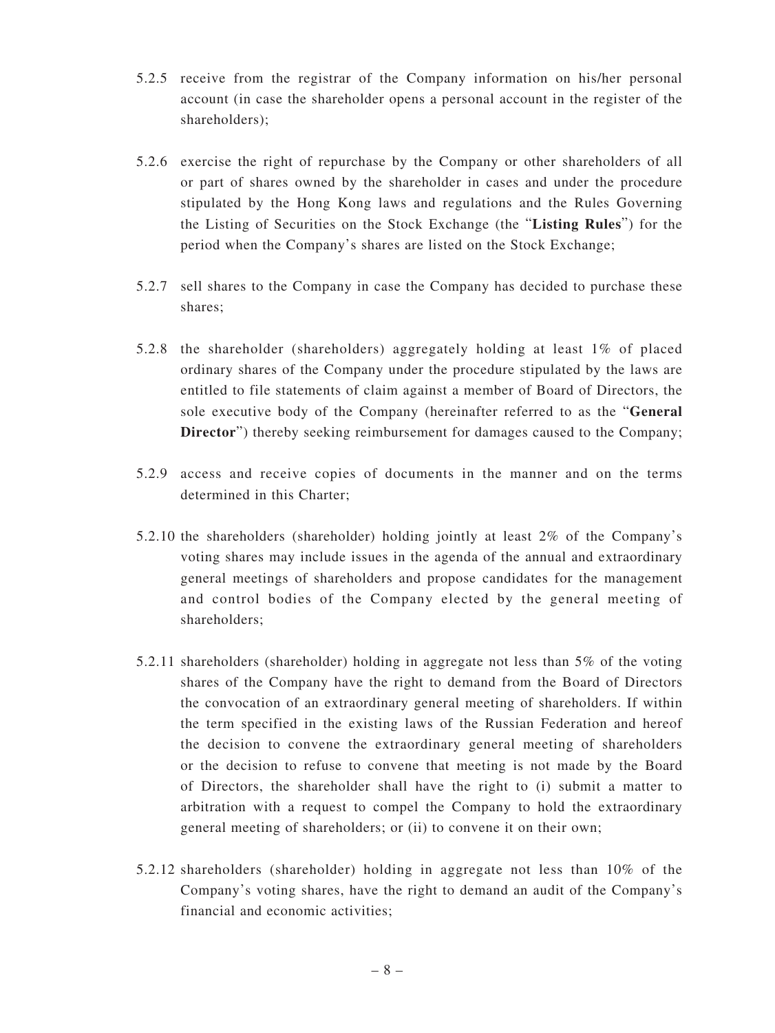5.2.5 receive from the registrar of the Company information on his/her personal account (in case the shareholder opens a personal account in the register of the shareholders);

5.2.6 exercise the right of repurchase by the Company or other shareholders of all or part of shares owned by the shareholder in cases and under the procedure stipulated by the Hong Kong laws and regulations and the Rules Governing the Listing of Securities on the Stock Exchange (the "**Listing Rules**") for the period when the Company's shares are listed on the Stock Exchange;

5.2.7 sell shares to the Company in case the Company has decided to purchase these shares;

5.2.8 the shareholder (shareholders) aggregately holding at least 1% of placed ordinary shares of the Company under the procedure stipulated by the laws are entitled to file statements of claim against a member of Board of Directors, the sole executive body of the Company (hereinafter referred to as the "**General Director**") thereby seeking reimbursement for damages caused to the Company;

5.2.9 access and receive copies of documents in the manner and on the terms determined in this Charter;

5.2.10 the shareholders (shareholder) holding jointly at least 2% of the Company's voting shares may include issues in the agenda of the annual and extraordinary general meetings of shareholders and propose candidates for the management and control bodies of the Company elected by the general meeting of shareholders;

5.2.11 shareholders (shareholder) holding in aggregate not less than 5% of the voting shares of the Company have the right to demand from the Board of Directors the convocation of an extraordinary general meeting of shareholders. If within the term specified in the existing laws of the Russian Federation and hereof the decision to convene the extraordinary general meeting of shareholders or the decision to refuse to convene that meeting is not made by the Board of Directors, the shareholder shall have the right to (i) submit a matter to arbitration with a request to compel the Company to hold the extraordinary general meeting of shareholders; or (ii) to convene it on their own;

5.2.12 shareholders (shareholder) holding in aggregate not less than 10% of the Company's voting shares, have the right to demand an audit of the Company's financial and economic activities;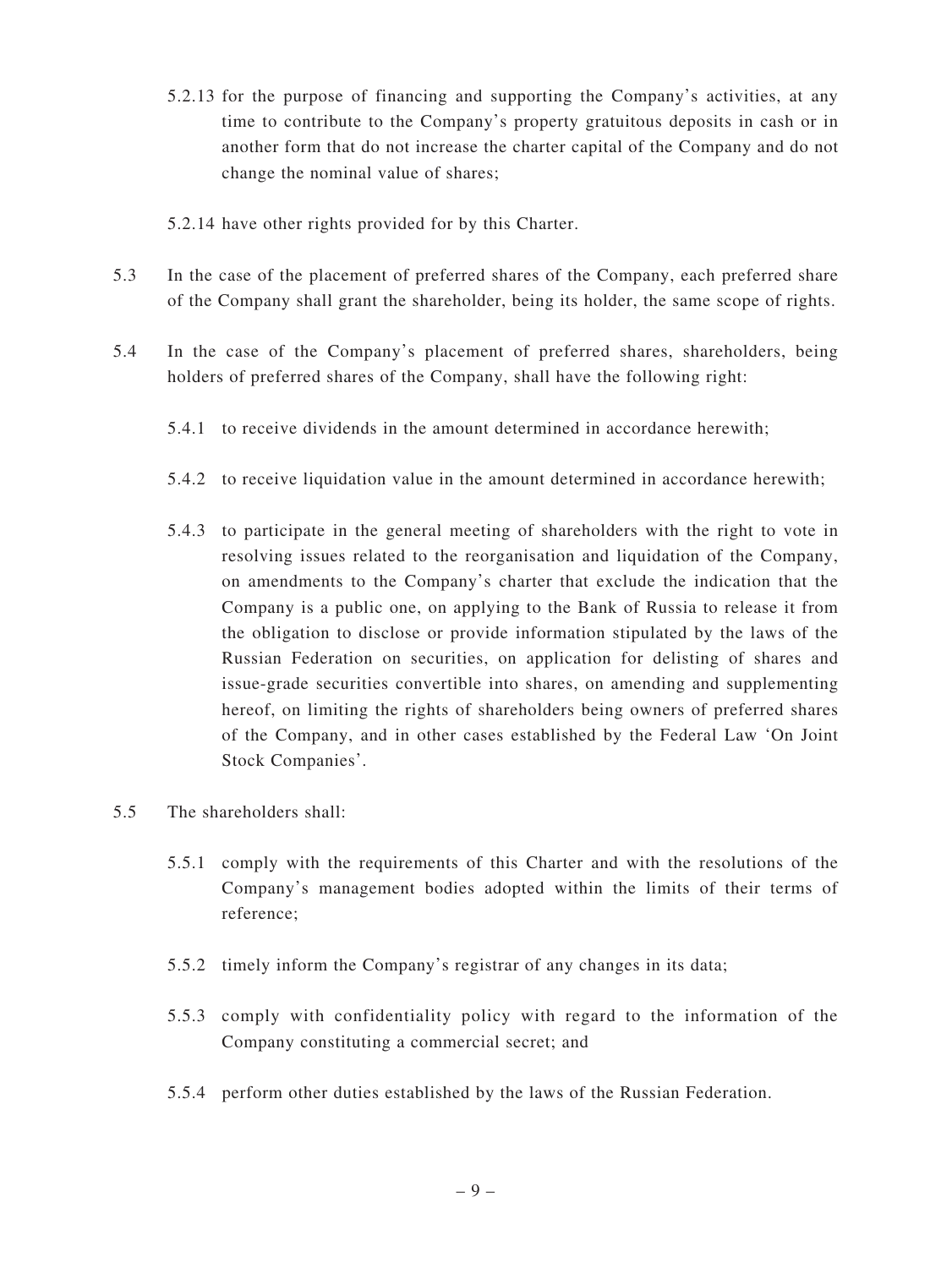5.2.13 for the purpose of financing and supporting the Company's activities, at any time to contribute to the Company's property gratuitous deposits in cash or in another form that do not increase the charter capital of the Company and do not change the nominal value of shares;

5.2.14 have other rights provided for by this Charter.

5.3 In the case of the placement of preferred shares of the Company, each preferred share of the Company shall grant the shareholder, being its holder, the same scope of rights.

5.4 In the case of the Company's placement of preferred shares, shareholders, being holders of preferred shares of the Company, shall have the following right:

5.4.1 to receive dividends in the amount determined in accordance herewith;

5.4.2 to receive liquidation value in the amount determined in accordance herewith;

5.4.3 to participate in the general meeting of shareholders with the right to vote in resolving issues related to the reorganisation and liquidation of the Company, on amendments to the Company's charter that exclude the indication that the Company is a public one, on applying to the Bank of Russia to release it from the obligation to disclose or provide information stipulated by the laws of the Russian Federation on securities, on application for delisting of shares and issue-grade securities convertible into shares, on amending and supplementing hereof, on limiting the rights of shareholders being owners of preferred shares of the Company, and in other cases established by the Federal Law 'On Joint Stock Companies'.

5.5 The shareholders shall:

5.5.1 comply with the requirements of this Charter and with the resolutions of the Company's management bodies adopted within the limits of their terms of reference;

5.5.2 timely inform the Company's registrar of any changes in its data;

5.5.3 comply with confidentiality policy with regard to the information of the Company constituting a commercial secret; and

5.5.4 perform other duties established by the laws of the Russian Federation.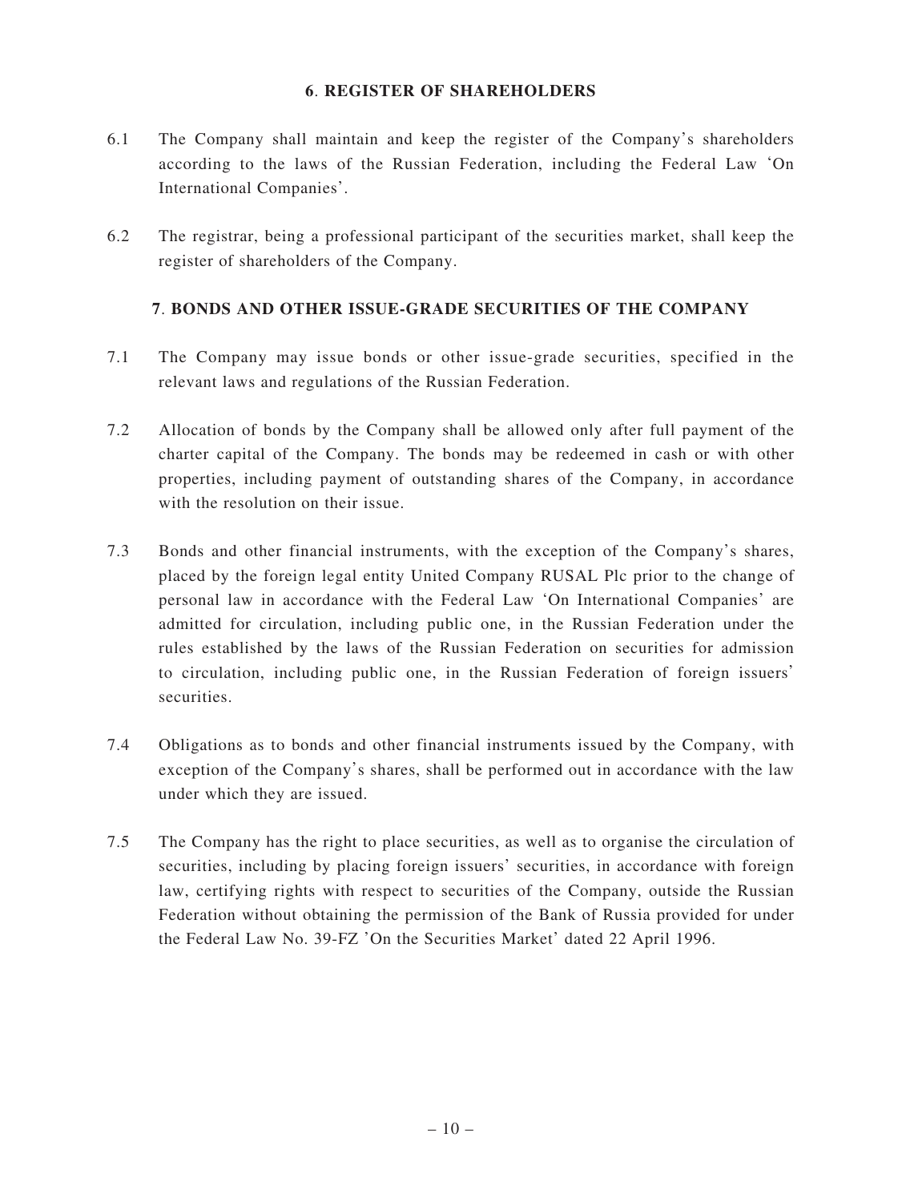## 6. REGISTER OF SHAREHOLDERS

6.1 The Company shall maintain and keep the register of the Company's shareholders according to the laws of the Russian Federation, including the Federal Law 'On International Companies'.

6.2 The registrar, being a professional participant of the securities market, shall keep the register of shareholders of the Company.

## 7. BONDS AND OTHER ISSUE-GRADE SECURITIES OF THE COMPANY

7.1 The Company may issue bonds or other issue-grade securities, specified in the relevant laws and regulations of the Russian Federation.

7.2 Allocation of bonds by the Company shall be allowed only after full payment of the charter capital of the Company. The bonds may be redeemed in cash or with other properties, including payment of outstanding shares of the Company, in accordance with the resolution on their issue.

7.3 Bonds and other financial instruments, with the exception of the Company's shares, placed by the foreign legal entity United Company RUSAL Plc prior to the change of personal law in accordance with the Federal Law 'On International Companies' are admitted for circulation, including public one, in the Russian Federation under the rules established by the laws of the Russian Federation on securities for admission to circulation, including public one, in the Russian Federation of foreign issuers' securities.

7.4 Obligations as to bonds and other financial instruments issued by the Company, with exception of the Company's shares, shall be performed out in accordance with the law under which they are issued.

7.5 The Company has the right to place securities, as well as to organise the circulation of securities, including by placing foreign issuers' securities, in accordance with foreign law, certifying rights with respect to securities of the Company, outside the Russian Federation without obtaining the permission of the Bank of Russia provided for under the Federal Law No. 39-FZ 'On the Securities Market' dated 22 April 1996.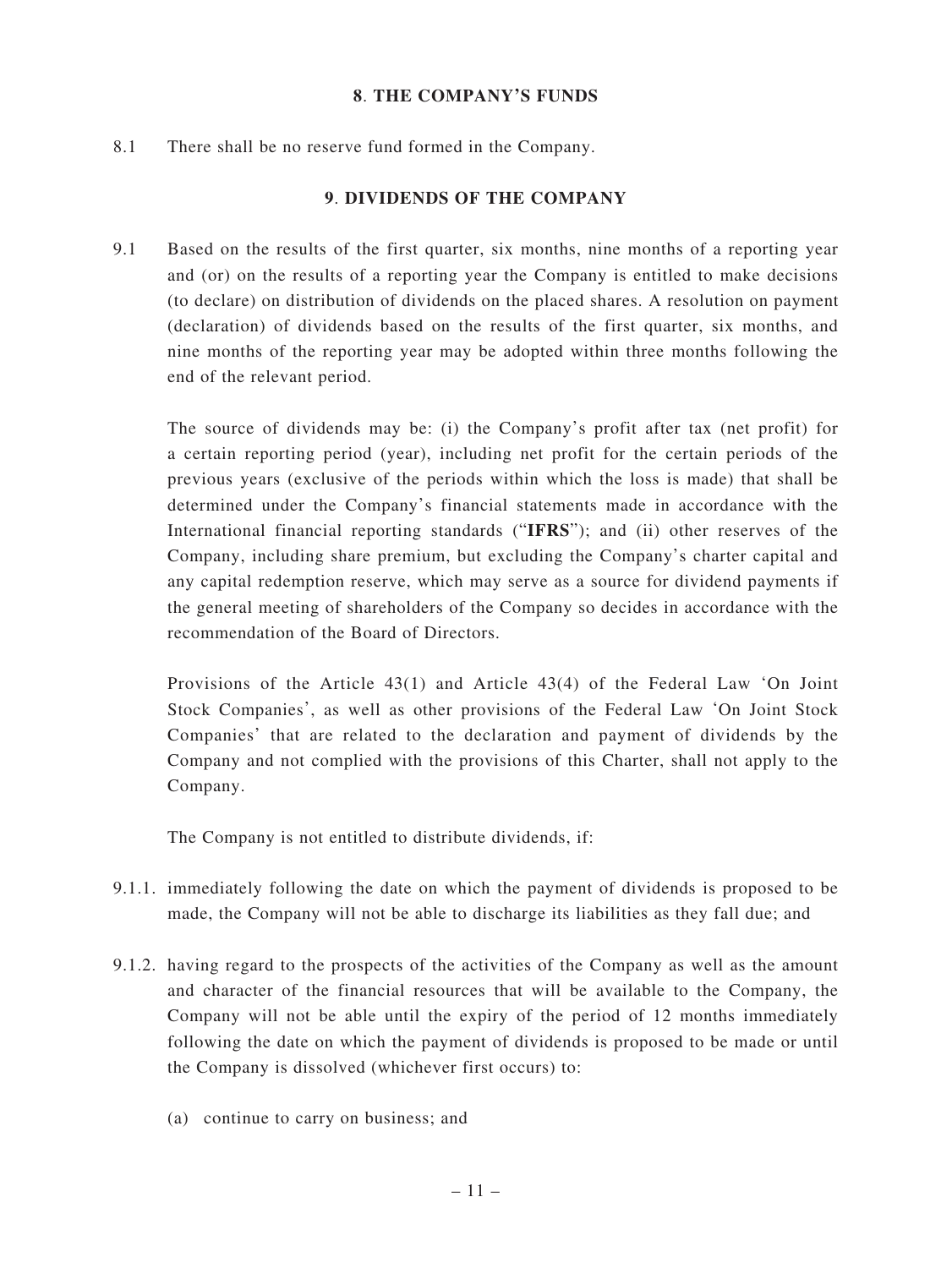## 8. THE COMPANY'S FUNDS

8.1 There shall be no reserve fund formed in the Company.

## 9. DIVIDENDS OF THE COMPANY

9.1 Based on the results of the first quarter, six months, nine months of a reporting year and (or) on the results of a reporting year the Company is entitled to make decisions (to declare) on distribution of dividends on the placed shares. A resolution on payment (declaration) of dividends based on the results of the first quarter, six months, and nine months of the reporting year may be adopted within three months following the end of the relevant period.

The source of dividends may be: (i) the Company's profit after tax (net profit) for a certain reporting period (year), including net profit for the certain periods of the previous years (exclusive of the periods within which the loss is made) that shall be determined under the Company's financial statements made in accordance with the International financial reporting standards ("**IFRS**"); and (ii) other reserves of the Company, including share premium, but excluding the Company's charter capital and any capital redemption reserve, which may serve as a source for dividend payments if the general meeting of shareholders of the Company so decides in accordance with the recommendation of the Board of Directors.

Provisions of the Article 43(1) and Article 43(4) of the Federal Law 'On Joint Stock Companies', as well as other provisions of the Federal Law 'On Joint Stock Companies' that are related to the declaration and payment of dividends by the Company and not complied with the provisions of this Charter, shall not apply to the Company.

The Company is not entitled to distribute dividends, if:

9.1.1. immediately following the date on which the payment of dividends is proposed to be made, the Company will not be able to discharge its liabilities as they fall due; and

9.1.2. having regard to the prospects of the activities of the Company as well as the amount and character of the financial resources that will be available to the Company, the Company will not be able until the expiry of the period of 12 months immediately following the date on which the payment of dividends is proposed to be made or until the Company is dissolved (whichever first occurs) to:

(a) continue to carry on business; and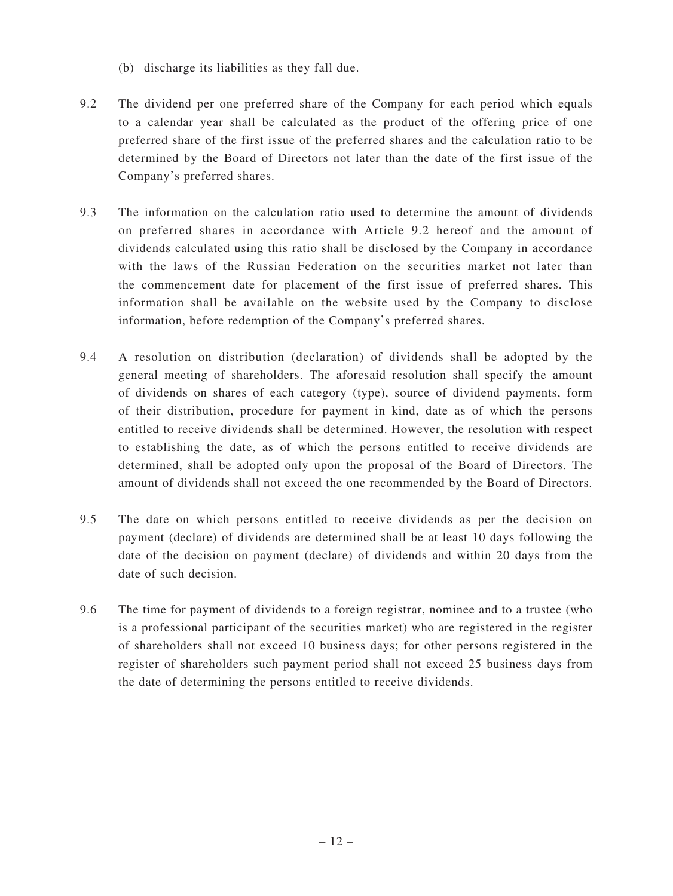(b) discharge its liabilities as they fall due.

9.2 The dividend per one preferred share of the Company for each period which equals to a calendar year shall be calculated as the product of the offering price of one preferred share of the first issue of the preferred shares and the calculation ratio to be determined by the Board of Directors not later than the date of the first issue of the Company's preferred shares.

9.3 The information on the calculation ratio used to determine the amount of dividends on preferred shares in accordance with Article 9.2 hereof and the amount of dividends calculated using this ratio shall be disclosed by the Company in accordance with the laws of the Russian Federation on the securities market not later than the commencement date for placement of the first issue of preferred shares. This information shall be available on the website used by the Company to disclose information, before redemption of the Company's preferred shares.

9.4 A resolution on distribution (declaration) of dividends shall be adopted by the general meeting of shareholders. The aforesaid resolution shall specify the amount of dividends on shares of each category (type), source of dividend payments, form of their distribution, procedure for payment in kind, date as of which the persons entitled to receive dividends shall be determined. However, the resolution with respect to establishing the date, as of which the persons entitled to receive dividends are determined, shall be adopted only upon the proposal of the Board of Directors. The amount of dividends shall not exceed the one recommended by the Board of Directors.

9.5 The date on which persons entitled to receive dividends as per the decision on payment (declare) of dividends are determined shall be at least 10 days following the date of the decision on payment (declare) of dividends and within 20 days from the date of such decision.

9.6 The time for payment of dividends to a foreign registrar, nominee and to a trustee (who is a professional participant of the securities market) who are registered in the register of shareholders shall not exceed 10 business days; for other persons registered in the register of shareholders such payment period shall not exceed 25 business days from the date of determining the persons entitled to receive dividends.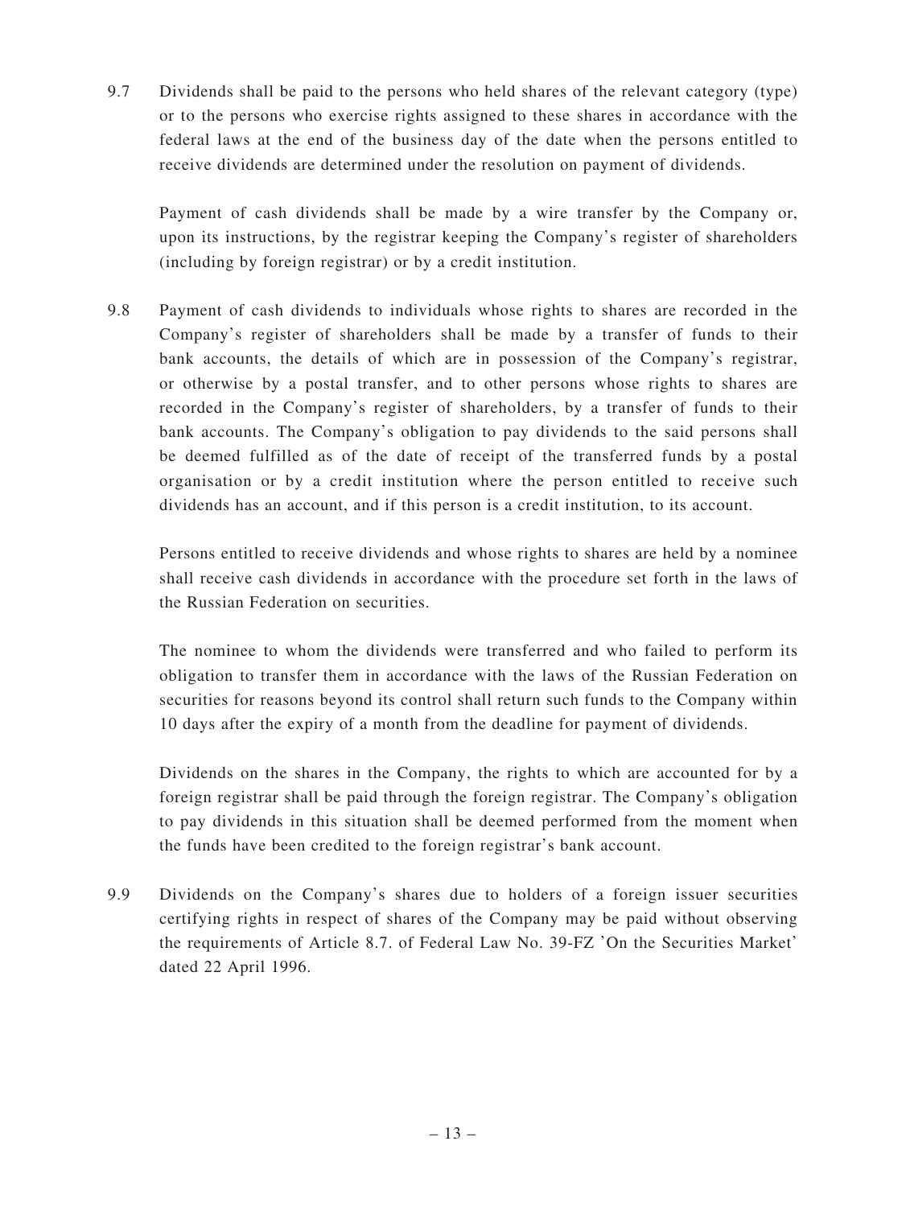9.7 Dividends shall be paid to the persons who held shares of the relevant category (type) or to the persons who exercise rights assigned to these shares in accordance with the federal laws at the end of the business day of the date when the persons entitled to receive dividends are determined under the resolution on payment of dividends.

Payment of cash dividends shall be made by a wire transfer by the Company or, upon its instructions, by the registrar keeping the Company's register of shareholders (including by foreign registrar) or by a credit institution.

9.8 Payment of cash dividends to individuals whose rights to shares are recorded in the Company's register of shareholders shall be made by a transfer of funds to their bank accounts, the details of which are in possession of the Company's registrar, or otherwise by a postal transfer, and to other persons whose rights to shares are recorded in the Company's register of shareholders, by a transfer of funds to their bank accounts. The Company's obligation to pay dividends to the said persons shall be deemed fulfilled as of the date of receipt of the transferred funds by a postal organisation or by a credit institution where the person entitled to receive such dividends has an account, and if this person is a credit institution, to its account.

Persons entitled to receive dividends and whose rights to shares are held by a nominee shall receive cash dividends in accordance with the procedure set forth in the laws of the Russian Federation on securities.

The nominee to whom the dividends were transferred and who failed to perform its obligation to transfer them in accordance with the laws of the Russian Federation on securities for reasons beyond its control shall return such funds to the Company within 10 days after the expiry of a month from the deadline for payment of dividends.

Dividends on the shares in the Company, the rights to which are accounted for by a foreign registrar shall be paid through the foreign registrar. The Company's obligation to pay dividends in this situation shall be deemed performed from the moment when the funds have been credited to the foreign registrar's bank account.

9.9 Dividends on the Company's shares due to holders of a foreign issuer securities certifying rights in respect of shares of the Company may be paid without observing the requirements of Article 8.7. of Federal Law No. 39-FZ 'On the Securities Market' dated 22 April 1996.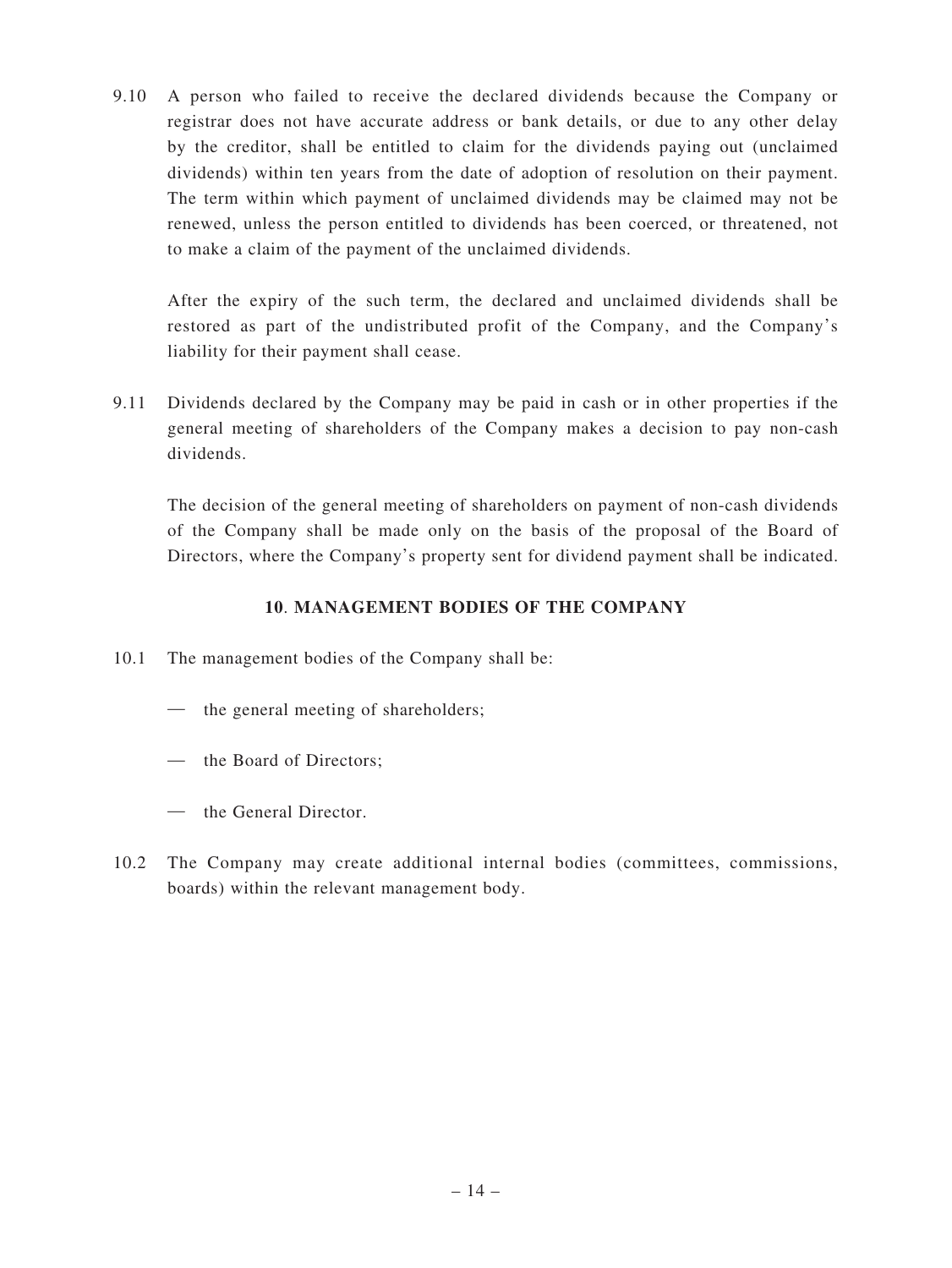9.10 A person who failed to receive the declared dividends because the Company or registrar does not have accurate address or bank details, or due to any other delay by the creditor, shall be entitled to claim for the dividends paying out (unclaimed dividends) within ten years from the date of adoption of resolution on their payment. The term within which payment of unclaimed dividends may be claimed may not be renewed, unless the person entitled to dividends has been coerced, or threatened, not to make a claim of the payment of the unclaimed dividends.

After the expiry of the such term, the declared and unclaimed dividends shall be restored as part of the undistributed profit of the Company, and the Company's liability for their payment shall cease.

9.11 Dividends declared by the Company may be paid in cash or in other properties if the general meeting of shareholders of the Company makes a decision to pay non-cash dividends.

The decision of the general meeting of shareholders on payment of non-cash dividends of the Company shall be made only on the basis of the proposal of the Board of Directors, where the Company's property sent for dividend payment shall be indicated.

## 10. MANAGEMENT BODIES OF THE COMPANY

10.1 The management bodies of the Company shall be:

- the general meeting of shareholders;
- the Board of Directors;
- the General Director.

10.2 The Company may create additional internal bodies (committees, commissions, boards) within the relevant management body.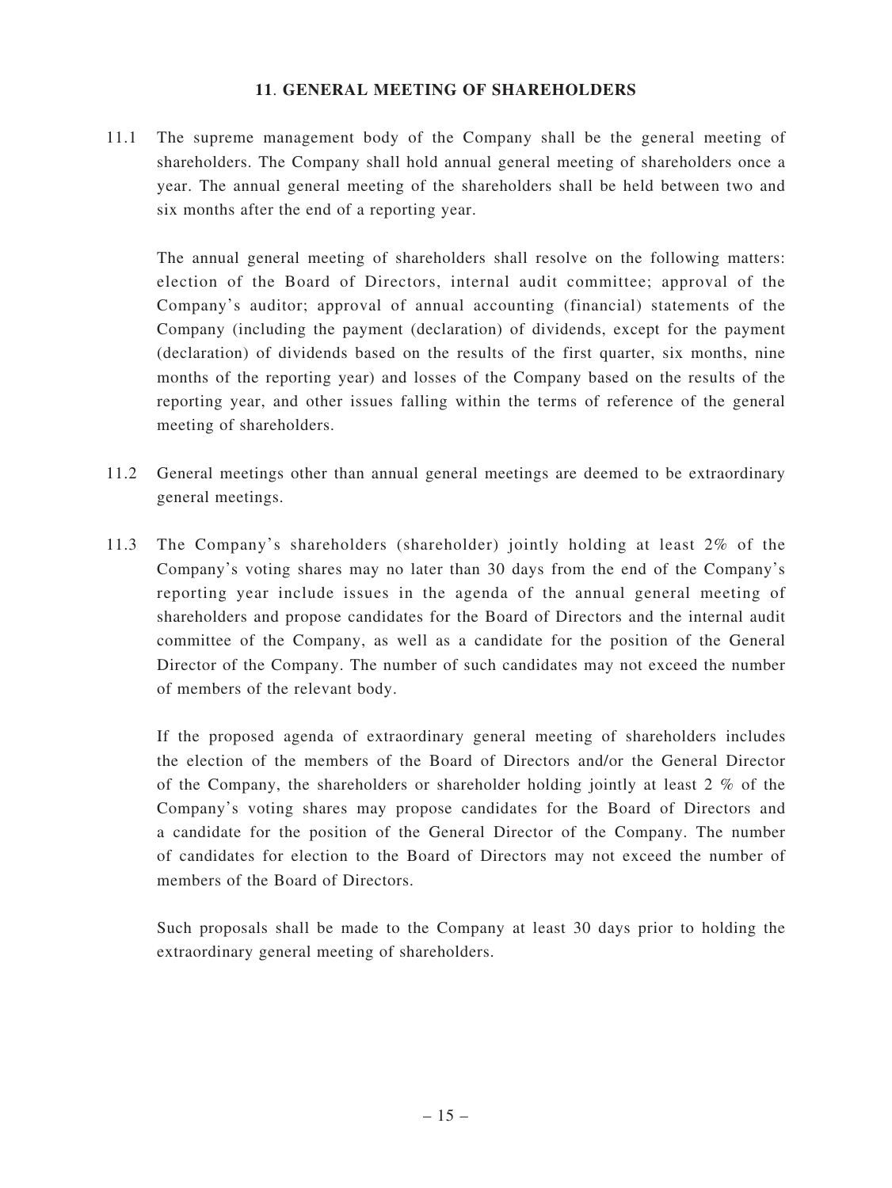## 11. GENERAL MEETING OF SHAREHOLDERS

11.1 The supreme management body of the Company shall be the general meeting of shareholders. The Company shall hold annual general meeting of shareholders once a year. The annual general meeting of the shareholders shall be held between two and six months after the end of a reporting year.

The annual general meeting of shareholders shall resolve on the following matters: election of the Board of Directors, internal audit committee; approval of the Company's auditor; approval of annual accounting (financial) statements of the Company (including the payment (declaration) of dividends, except for the payment (declaration) of dividends based on the results of the first quarter, six months, nine months of the reporting year) and losses of the Company based on the results of the reporting year, and other issues falling within the terms of reference of the general meeting of shareholders.

11.2 General meetings other than annual general meetings are deemed to be extraordinary general meetings.

11.3 The Company's shareholders (shareholder) jointly holding at least 2% of the Company's voting shares may no later than 30 days from the end of the Company's reporting year include issues in the agenda of the annual general meeting of shareholders and propose candidates for the Board of Directors and the internal audit committee of the Company, as well as a candidate for the position of the General Director of the Company. The number of such candidates may not exceed the number of members of the relevant body.

If the proposed agenda of extraordinary general meeting of shareholders includes the election of the members of the Board of Directors and/or the General Director of the Company, the shareholders or shareholder holding jointly at least 2 % of the Company's voting shares may propose candidates for the Board of Directors and a candidate for the position of the General Director of the Company. The number of candidates for election to the Board of Directors may not exceed the number of members of the Board of Directors.

Such proposals shall be made to the Company at least 30 days prior to holding the extraordinary general meeting of shareholders.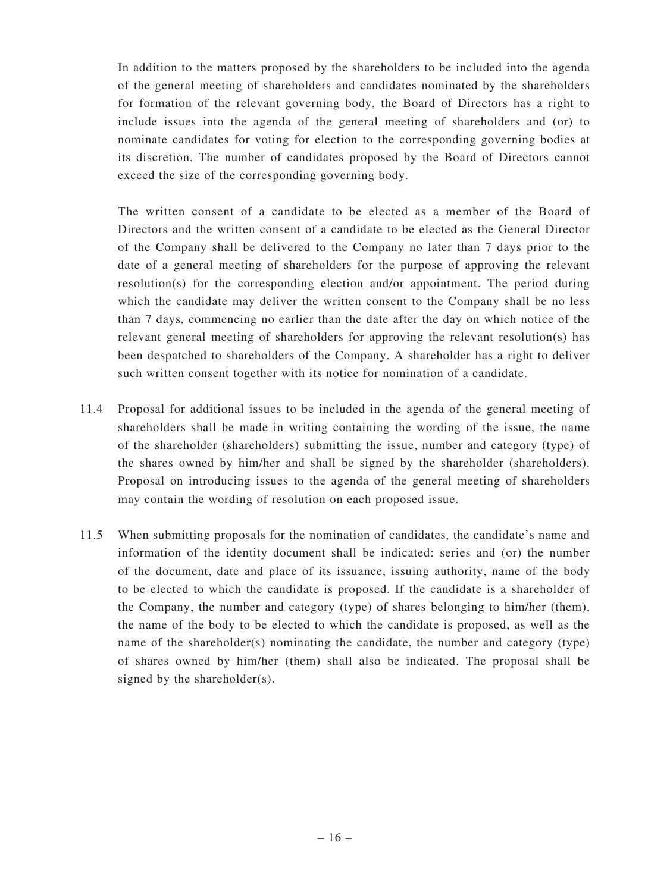In addition to the matters proposed by the shareholders to be included into the agenda of the general meeting of shareholders and candidates nominated by the shareholders for formation of the relevant governing body, the Board of Directors has a right to include issues into the agenda of the general meeting of shareholders and (or) to nominate candidates for voting for election to the corresponding governing bodies at its discretion. The number of candidates proposed by the Board of Directors cannot exceed the size of the corresponding governing body.

The written consent of a candidate to be elected as a member of the Board of Directors and the written consent of a candidate to be elected as the General Director of the Company shall be delivered to the Company no later than 7 days prior to the date of a general meeting of shareholders for the purpose of approving the relevant resolution(s) for the corresponding election and/or appointment. The period during which the candidate may deliver the written consent to the Company shall be no less than 7 days, commencing no earlier than the date after the day on which notice of the relevant general meeting of shareholders for approving the relevant resolution(s) has been despatched to shareholders of the Company. A shareholder has a right to deliver such written consent together with its notice for nomination of a candidate.

11.4 Proposal for additional issues to be included in the agenda of the general meeting of shareholders shall be made in writing containing the wording of the issue, the name of the shareholder (shareholders) submitting the issue, number and category (type) of the shares owned by him/her and shall be signed by the shareholder (shareholders). Proposal on introducing issues to the agenda of the general meeting of shareholders may contain the wording of resolution on each proposed issue.

11.5 When submitting proposals for the nomination of candidates, the candidate's name and information of the identity document shall be indicated: series and (or) the number of the document, date and place of its issuance, issuing authority, name of the body to be elected to which the candidate is proposed. If the candidate is a shareholder of the Company, the number and category (type) of shares belonging to him/her (them), the name of the body to be elected to which the candidate is proposed, as well as the name of the shareholder(s) nominating the candidate, the number and category (type) of shares owned by him/her (them) shall also be indicated. The proposal shall be signed by the shareholder(s).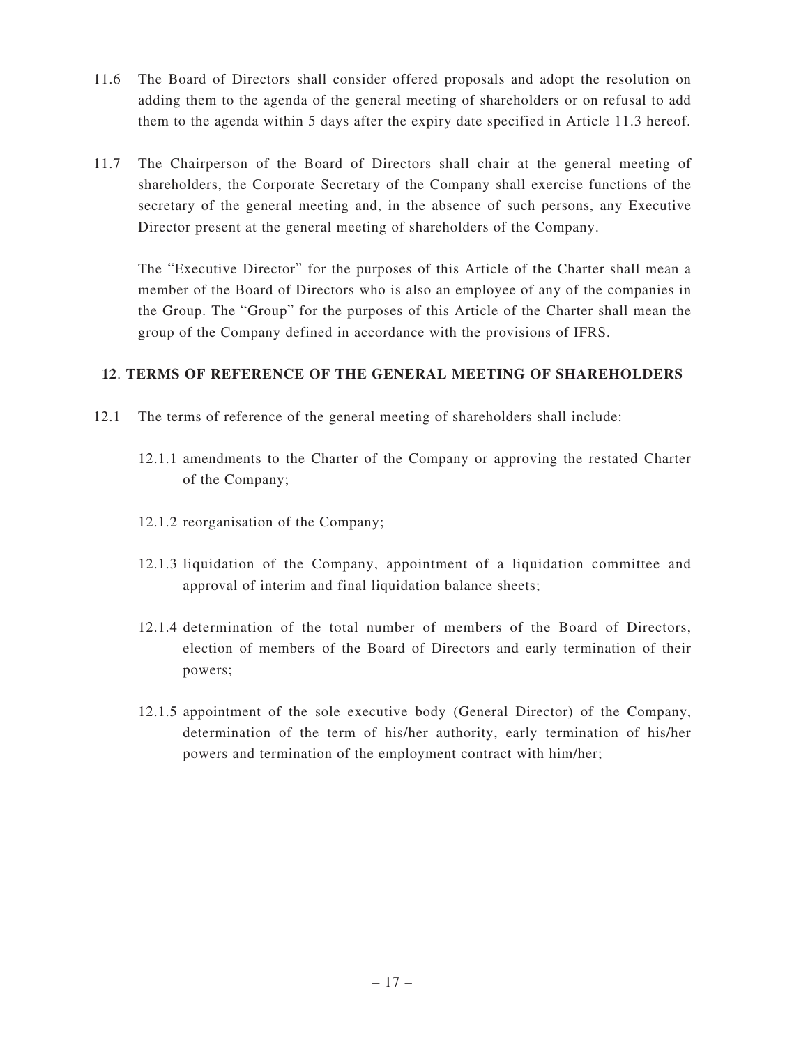11.6 The Board of Directors shall consider offered proposals and adopt the resolution on adding them to the agenda of the general meeting of shareholders or on refusal to add them to the agenda within 5 days after the expiry date specified in Article 11.3 hereof.

11.7 The Chairperson of the Board of Directors shall chair at the general meeting of shareholders, the Corporate Secretary of the Company shall exercise functions of the secretary of the general meeting and, in the absence of such persons, any Executive Director present at the general meeting of shareholders of the Company.

The "Executive Director" for the purposes of this Article of the Charter shall mean a member of the Board of Directors who is also an employee of any of the companies in the Group. The "Group" for the purposes of this Article of the Charter shall mean the group of the Company defined in accordance with the provisions of IFRS.

## 12. TERMS OF REFERENCE OF THE GENERAL MEETING OF SHAREHOLDERS

12.1 The terms of reference of the general meeting of shareholders shall include:

12.1.1 amendments to the Charter of the Company or approving the restated Charter of the Company;

12.1.2 reorganisation of the Company;

12.1.3 liquidation of the Company, appointment of a liquidation committee and approval of interim and final liquidation balance sheets;

12.1.4 determination of the total number of members of the Board of Directors, election of members of the Board of Directors and early termination of their powers;

12.1.5 appointment of the sole executive body (General Director) of the Company, determination of the term of his/her authority, early termination of his/her powers and termination of the employment contract with him/her;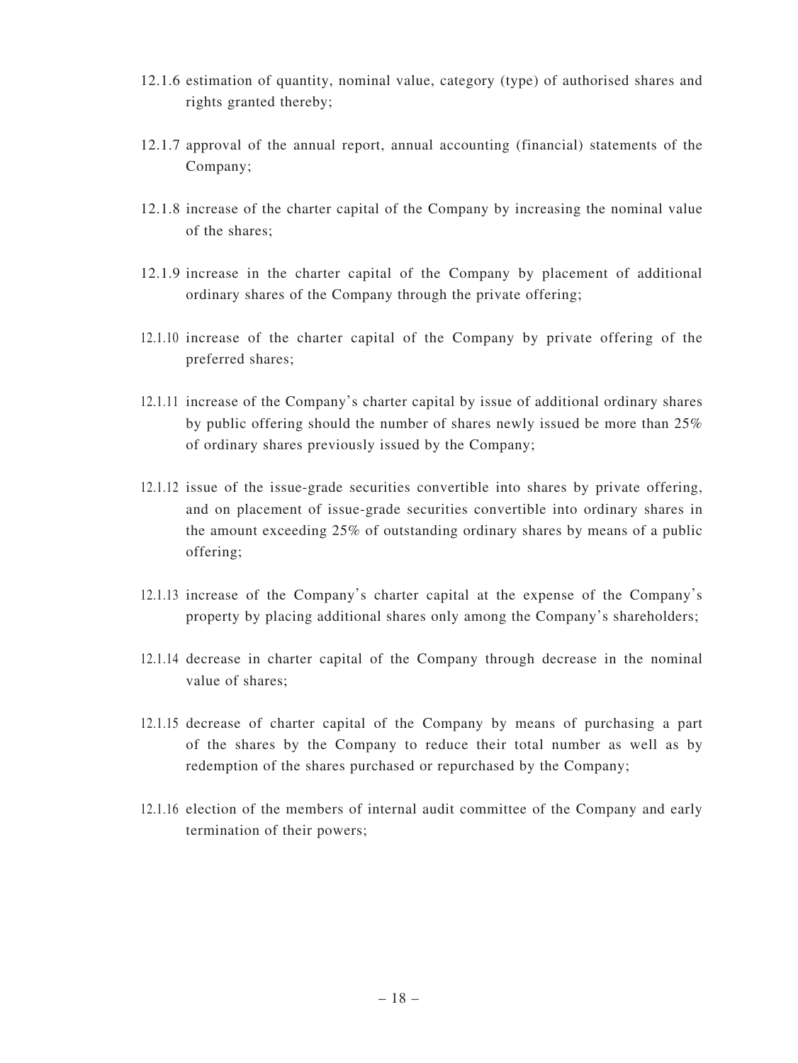12.1.6 estimation of quantity, nominal value, category (type) of authorised shares and rights granted thereby;

12.1.7 approval of the annual report, annual accounting (financial) statements of the Company;

12.1.8 increase of the charter capital of the Company by increasing the nominal value of the shares;

12.1.9 increase in the charter capital of the Company by placement of additional ordinary shares of the Company through the private offering;

12.1.10 increase of the charter capital of the Company by private offering of the preferred shares;

12.1.11 increase of the Company's charter capital by issue of additional ordinary shares by public offering should the number of shares newly issued be more than 25% of ordinary shares previously issued by the Company;

12.1.12 issue of the issue-grade securities convertible into shares by private offering, and on placement of issue-grade securities convertible into ordinary shares in the amount exceeding 25% of outstanding ordinary shares by means of a public offering;

12.1.13 increase of the Company's charter capital at the expense of the Company's property by placing additional shares only among the Company's shareholders;

12.1.14 decrease in charter capital of the Company through decrease in the nominal value of shares;

12.1.15 decrease of charter capital of the Company by means of purchasing a part of the shares by the Company to reduce their total number as well as by redemption of the shares purchased or repurchased by the Company;

12.1.16 election of the members of internal audit committee of the Company and early termination of their powers;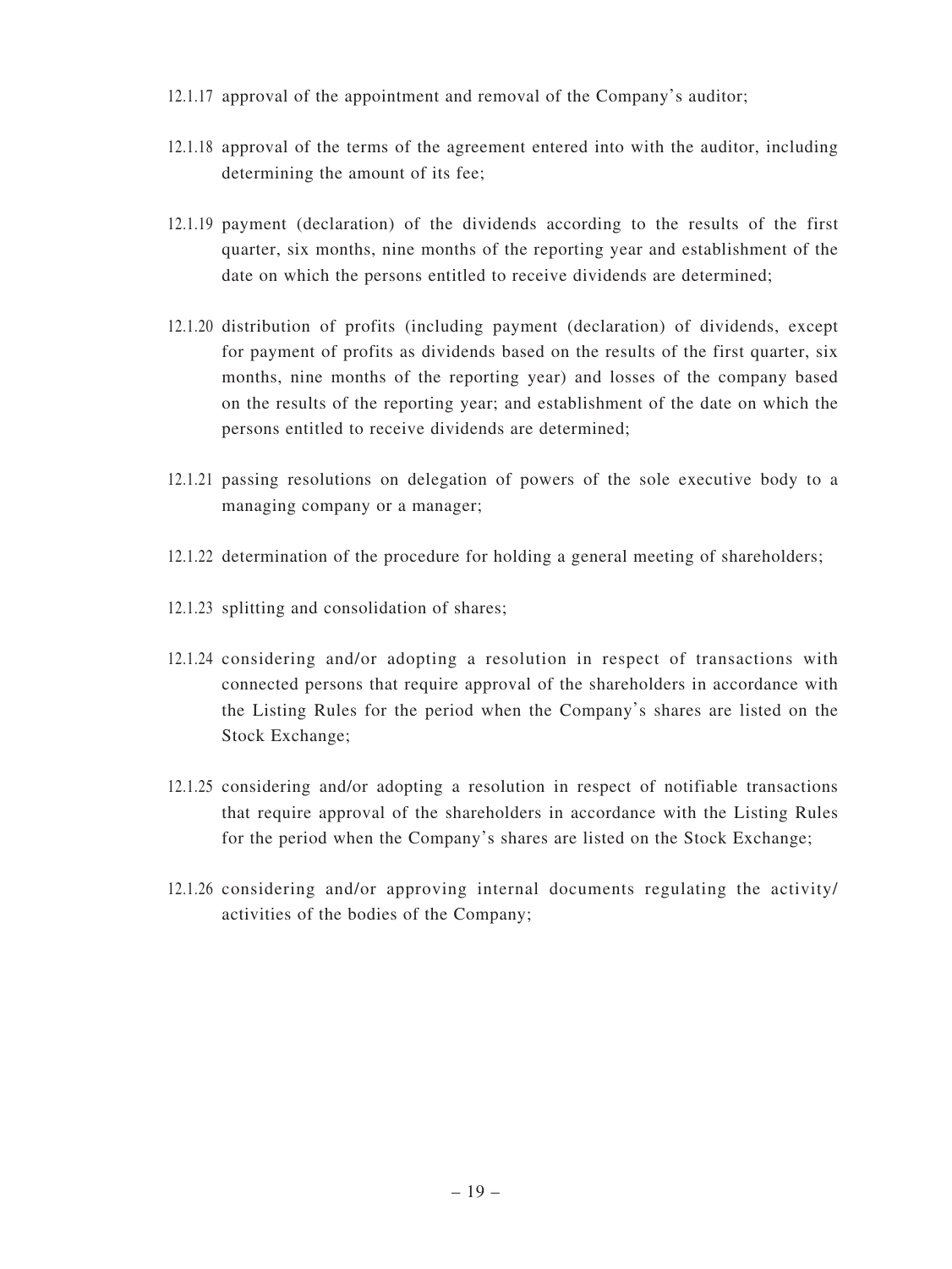12.1.17 approval of the appointment and removal of the Company's auditor;

12.1.18 approval of the terms of the agreement entered into with the auditor, including determining the amount of its fee;

12.1.19 payment (declaration) of the dividends according to the results of the first quarter, six months, nine months of the reporting year and establishment of the date on which the persons entitled to receive dividends are determined;

12.1.20 distribution of profits (including payment (declaration) of dividends, except for payment of profits as dividends based on the results of the first quarter, six months, nine months of the reporting year) and losses of the company based on the results of the reporting year; and establishment of the date on which the persons entitled to receive dividends are determined;

12.1.21 passing resolutions on delegation of powers of the sole executive body to a managing company or a manager;

12.1.22 determination of the procedure for holding a general meeting of shareholders;

12.1.23 splitting and consolidation of shares;

12.1.24 considering and/or adopting a resolution in respect of transactions with connected persons that require approval of the shareholders in accordance with the Listing Rules for the period when the Company's shares are listed on the Stock Exchange;

12.1.25 considering and/or adopting a resolution in respect of notifiable transactions that require approval of the shareholders in accordance with the Listing Rules for the period when the Company's shares are listed on the Stock Exchange;

12.1.26 considering and/or approving internal documents regulating the activity/activities of the bodies of the Company;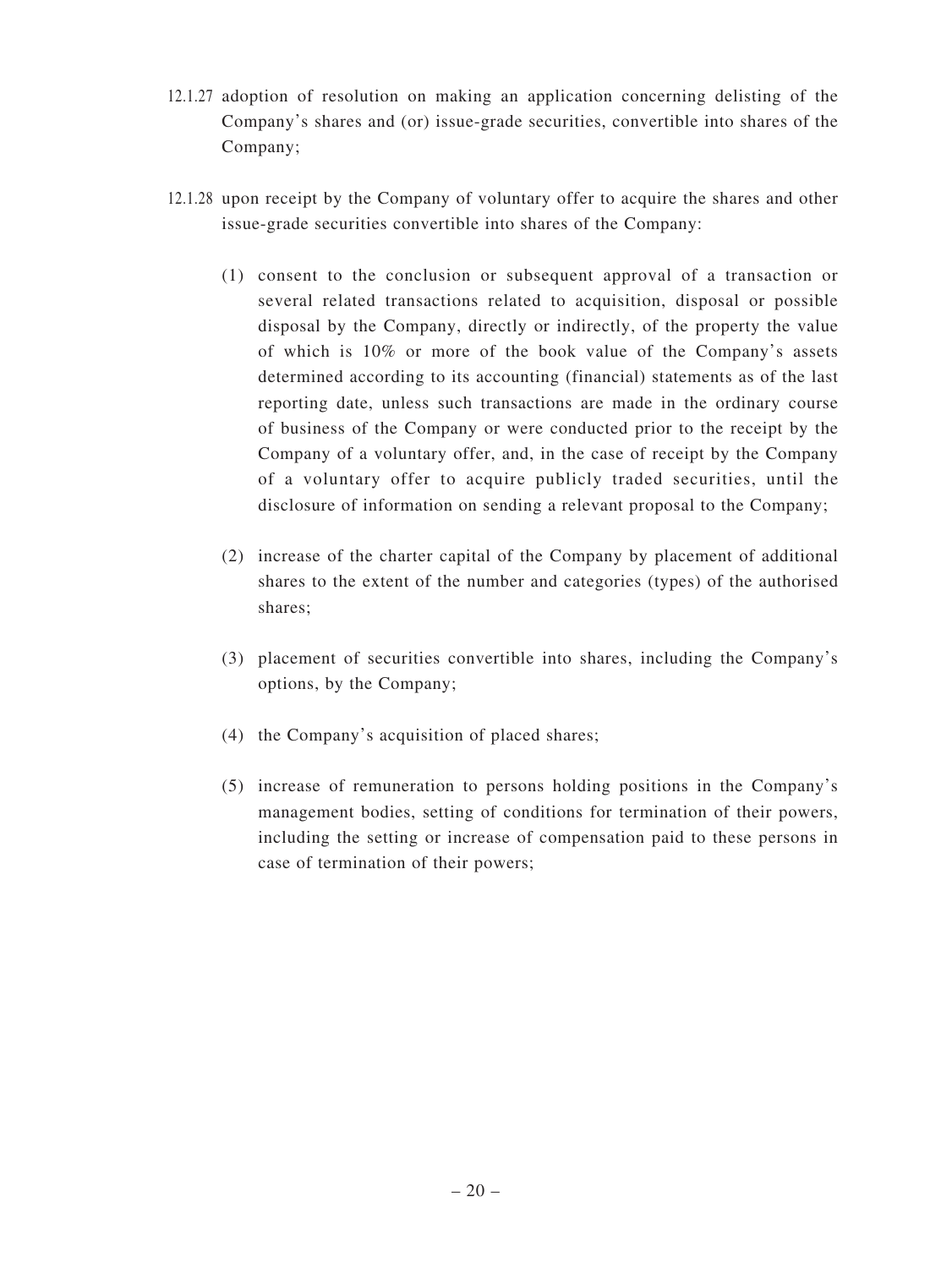12.1.27 adoption of resolution on making an application concerning delisting of the Company's shares and (or) issue-grade securities, convertible into shares of the Company;

12.1.28 upon receipt by the Company of voluntary offer to acquire the shares and other issue-grade securities convertible into shares of the Company:

(1) consent to the conclusion or subsequent approval of a transaction or several related transactions related to acquisition, disposal or possible disposal by the Company, directly or indirectly, of the property the value of which is 10% or more of the book value of the Company's assets determined according to its accounting (financial) statements as of the last reporting date, unless such transactions are made in the ordinary course of business of the Company or were conducted prior to the receipt by the Company of a voluntary offer, and, in the case of receipt by the Company of a voluntary offer to acquire publicly traded securities, until the disclosure of information on sending a relevant proposal to the Company;

(2) increase of the charter capital of the Company by placement of additional shares to the extent of the number and categories (types) of the authorised shares;

(3) placement of securities convertible into shares, including the Company's options, by the Company;

(4) the Company's acquisition of placed shares;

(5) increase of remuneration to persons holding positions in the Company's management bodies, setting of conditions for termination of their powers, including the setting or increase of compensation paid to these persons in case of termination of their powers;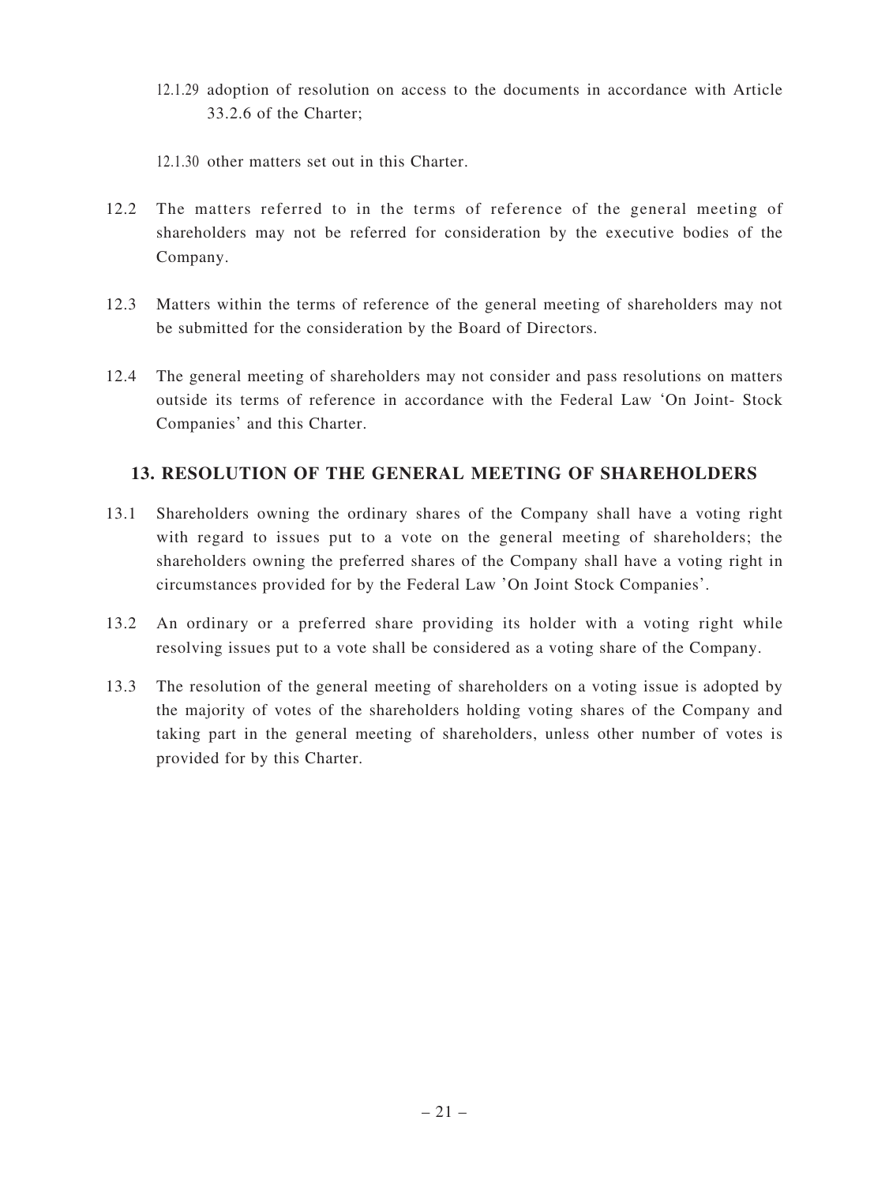12.1.29 adoption of resolution on access to the documents in accordance with Article 33.2.6 of the Charter;

12.1.30 other matters set out in this Charter.

12.2 The matters referred to in the terms of reference of the general meeting of shareholders may not be referred for consideration by the executive bodies of the Company.

12.3 Matters within the terms of reference of the general meeting of shareholders may not be submitted for the consideration by the Board of Directors.

12.4 The general meeting of shareholders may not consider and pass resolutions on matters outside its terms of reference in accordance with the Federal Law 'On Joint- Stock Companies' and this Charter.

## 13. RESOLUTION OF THE GENERAL MEETING OF SHAREHOLDERS

13.1 Shareholders owning the ordinary shares of the Company shall have a voting right with regard to issues put to a vote on the general meeting of shareholders; the shareholders owning the preferred shares of the Company shall have a voting right in circumstances provided for by the Federal Law 'On Joint Stock Companies'.

13.2 An ordinary or a preferred share providing its holder with a voting right while resolving issues put to a vote shall be considered as a voting share of the Company.

13.3 The resolution of the general meeting of shareholders on a voting issue is adopted by the majority of votes of the shareholders holding voting shares of the Company and taking part in the general meeting of shareholders, unless other number of votes is provided for by this Charter.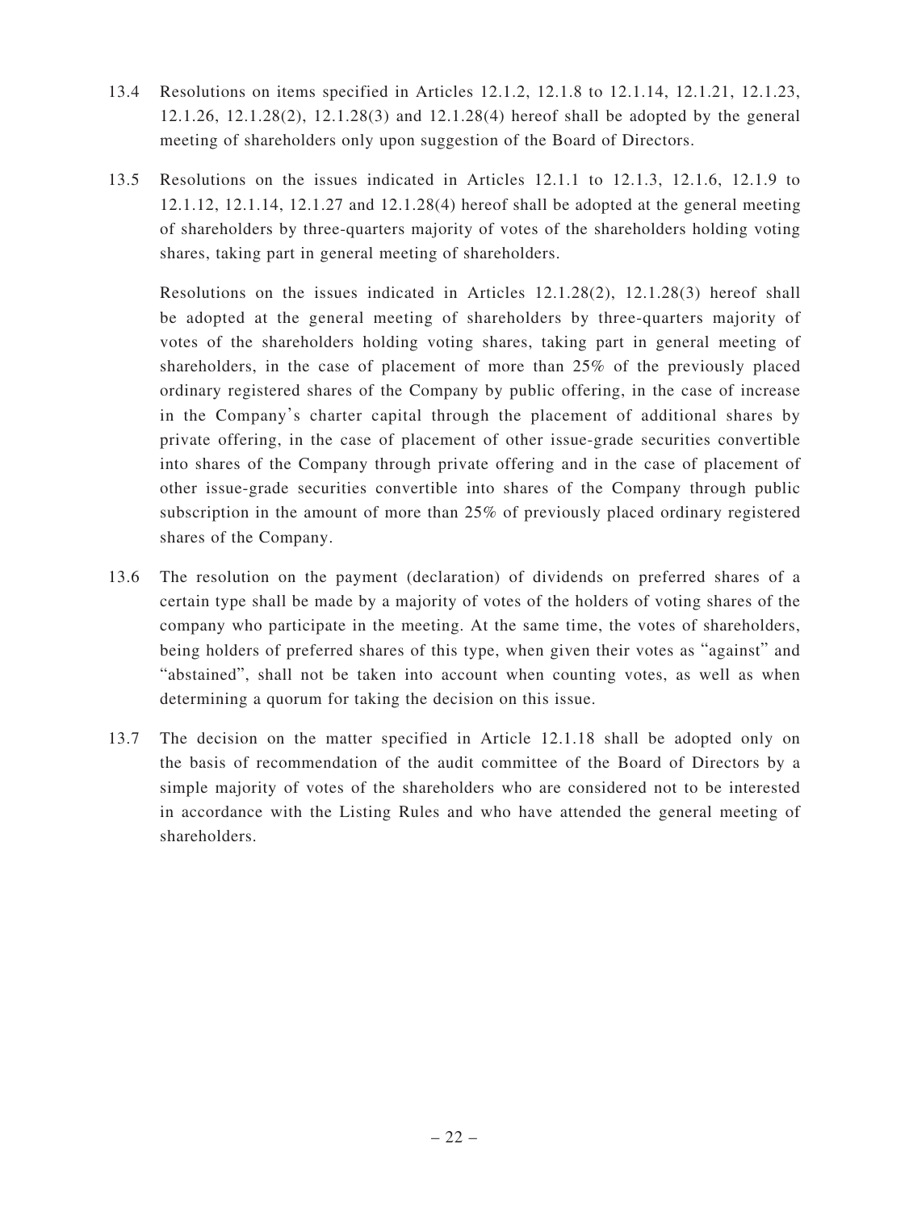13.4 Resolutions on items specified in Articles 12.1.2, 12.1.8 to 12.1.14, 12.1.21, 12.1.23, 12.1.26, 12.1.28(2), 12.1.28(3) and 12.1.28(4) hereof shall be adopted by the general meeting of shareholders only upon suggestion of the Board of Directors.

13.5 Resolutions on the issues indicated in Articles 12.1.1 to 12.1.3, 12.1.6, 12.1.9 to 12.1.12, 12.1.14, 12.1.27 and 12.1.28(4) hereof shall be adopted at the general meeting of shareholders by three-quarters majority of votes of the shareholders holding voting shares, taking part in general meeting of shareholders.

Resolutions on the issues indicated in Articles 12.1.28(2), 12.1.28(3) hereof shall be adopted at the general meeting of shareholders by three-quarters majority of votes of the shareholders holding voting shares, taking part in general meeting of shareholders, in the case of placement of more than 25% of the previously placed ordinary registered shares of the Company by public offering, in the case of increase in the Company's charter capital through the placement of additional shares by private offering, in the case of placement of other issue-grade securities convertible into shares of the Company through private offering and in the case of placement of other issue-grade securities convertible into shares of the Company through public subscription in the amount of more than 25% of previously placed ordinary registered shares of the Company.

13.6 The resolution on the payment (declaration) of dividends on preferred shares of a certain type shall be made by a majority of votes of the holders of voting shares of the company who participate in the meeting. At the same time, the votes of shareholders, being holders of preferred shares of this type, when given their votes as "against" and "abstained", shall not be taken into account when counting votes, as well as when determining a quorum for taking the decision on this issue.

13.7 The decision on the matter specified in Article 12.1.18 shall be adopted only on the basis of recommendation of the audit committee of the Board of Directors by a simple majority of votes of the shareholders who are considered not to be interested in accordance with the Listing Rules and who have attended the general meeting of shareholders.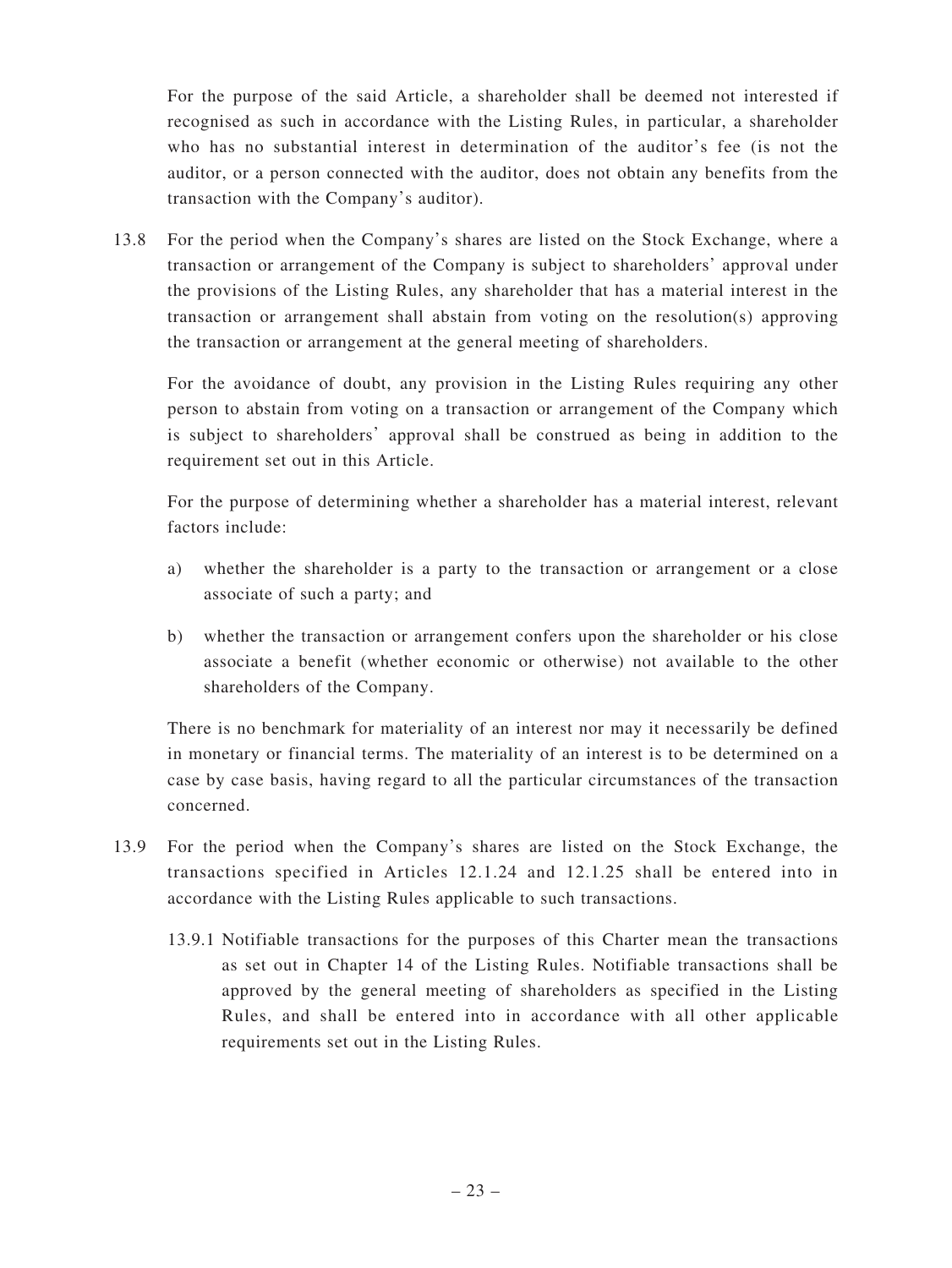For the purpose of the said Article, a shareholder shall be deemed not interested if recognised as such in accordance with the Listing Rules, in particular, a shareholder who has no substantial interest in determination of the auditor's fee (is not the auditor, or a person connected with the auditor, does not obtain any benefits from the transaction with the Company's auditor).

13.8 For the period when the Company's shares are listed on the Stock Exchange, where a transaction or arrangement of the Company is subject to shareholders' approval under the provisions of the Listing Rules, any shareholder that has a material interest in the transaction or arrangement shall abstain from voting on the resolution(s) approving the transaction or arrangement at the general meeting of shareholders.

For the avoidance of doubt, any provision in the Listing Rules requiring any other person to abstain from voting on a transaction or arrangement of the Company which is subject to shareholders' approval shall be construed as being in addition to the requirement set out in this Article.

For the purpose of determining whether a shareholder has a material interest, relevant factors include:

a) whether the shareholder is a party to the transaction or arrangement or a close associate of such a party; and

b) whether the transaction or arrangement confers upon the shareholder or his close associate a benefit (whether economic or otherwise) not available to the other shareholders of the Company.

There is no benchmark for materiality of an interest nor may it necessarily be defined in monetary or financial terms. The materiality of an interest is to be determined on a case by case basis, having regard to all the particular circumstances of the transaction concerned.

13.9 For the period when the Company's shares are listed on the Stock Exchange, the transactions specified in Articles 12.1.24 and 12.1.25 shall be entered into in accordance with the Listing Rules applicable to such transactions.

13.9.1 Notifiable transactions for the purposes of this Charter mean the transactions as set out in Chapter 14 of the Listing Rules. Notifiable transactions shall be approved by the general meeting of shareholders as specified in the Listing Rules, and shall be entered into in accordance with all other applicable requirements set out in the Listing Rules.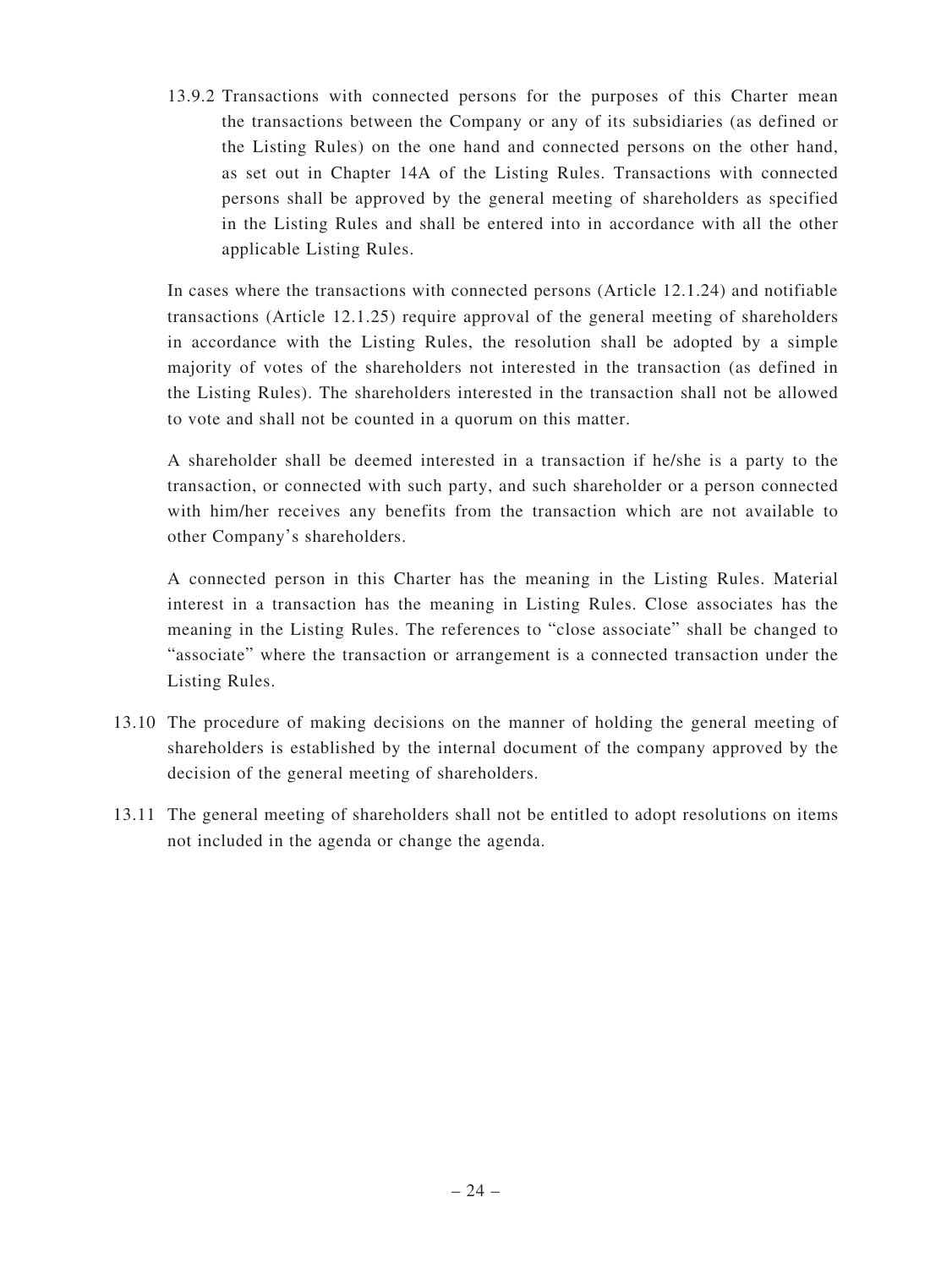13.9.2 Transactions with connected persons for the purposes of this Charter mean the transactions between the Company or any of its subsidiaries (as defined or the Listing Rules) on the one hand and connected persons on the other hand, as set out in Chapter 14A of the Listing Rules. Transactions with connected persons shall be approved by the general meeting of shareholders as specified in the Listing Rules and shall be entered into in accordance with all the other applicable Listing Rules.

In cases where the transactions with connected persons (Article 12.1.24) and notifiable transactions (Article 12.1.25) require approval of the general meeting of shareholders in accordance with the Listing Rules, the resolution shall be adopted by a simple majority of votes of the shareholders not interested in the transaction (as defined in the Listing Rules). The shareholders interested in the transaction shall not be allowed to vote and shall not be counted in a quorum on this matter.

A shareholder shall be deemed interested in a transaction if he/she is a party to the transaction, or connected with such party, and such shareholder or a person connected with him/her receives any benefits from the transaction which are not available to other Company's shareholders.

A connected person in this Charter has the meaning in the Listing Rules. Material interest in a transaction has the meaning in Listing Rules. Close associates has the meaning in the Listing Rules. The references to "close associate" shall be changed to "associate" where the transaction or arrangement is a connected transaction under the Listing Rules.

13.10 The procedure of making decisions on the manner of holding the general meeting of shareholders is established by the internal document of the company approved by the decision of the general meeting of shareholders.

13.11 The general meeting of shareholders shall not be entitled to adopt resolutions on items not included in the agenda or change the agenda.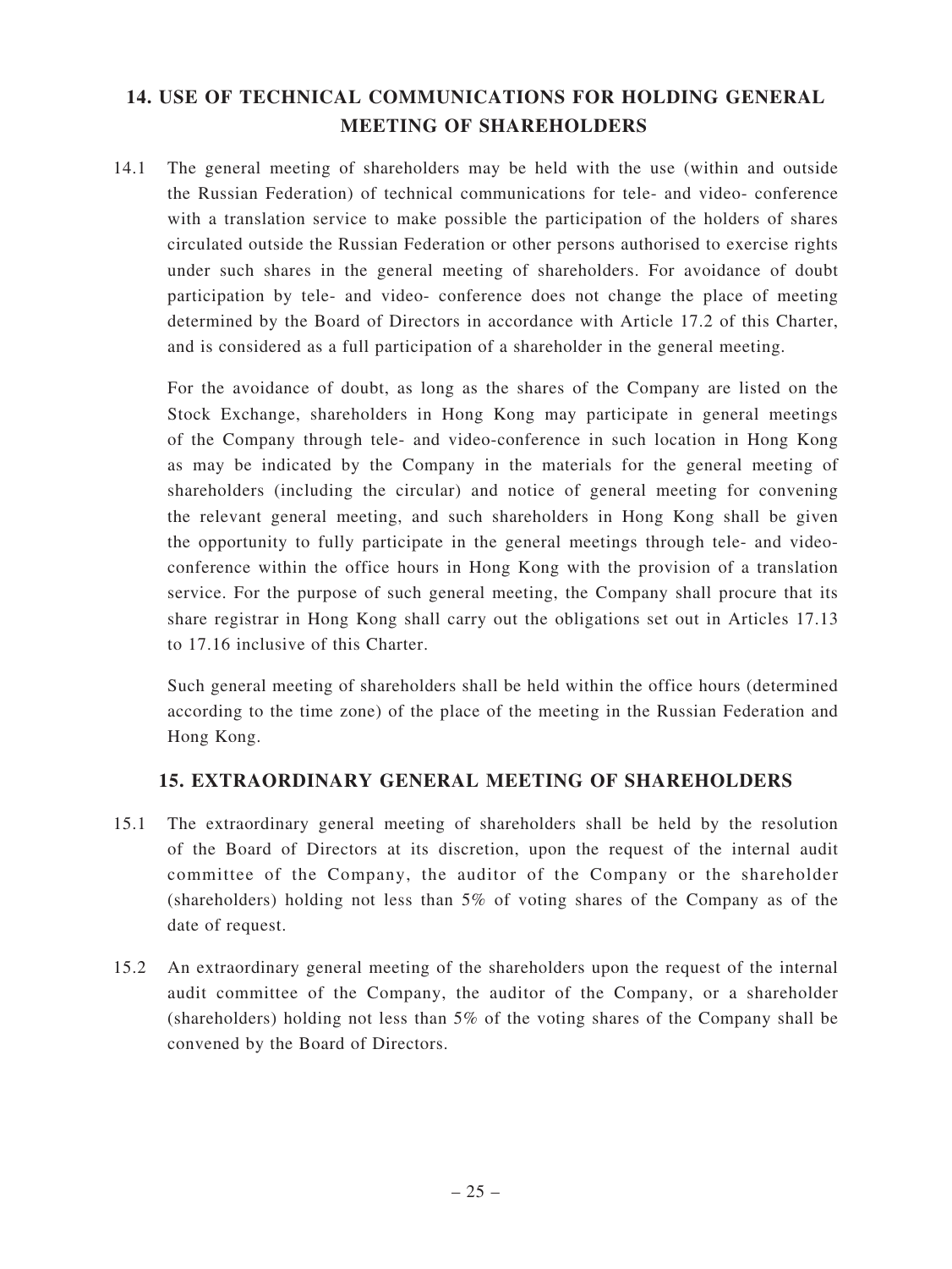## 14. USE OF TECHNICAL COMMUNICATIONS FOR HOLDING GENERAL MEETING OF SHAREHOLDERS

14.1 The general meeting of shareholders may be held with the use (within and outside the Russian Federation) of technical communications for tele- and video- conference with a translation service to make possible the participation of the holders of shares circulated outside the Russian Federation or other persons authorised to exercise rights under such shares in the general meeting of shareholders. For avoidance of doubt participation by tele- and video- conference does not change the place of meeting determined by the Board of Directors in accordance with Article 17.2 of this Charter, and is considered as a full participation of a shareholder in the general meeting.

For the avoidance of doubt, as long as the shares of the Company are listed on the Stock Exchange, shareholders in Hong Kong may participate in general meetings of the Company through tele- and video-conference in such location in Hong Kong as may be indicated by the Company in the materials for the general meeting of shareholders (including the circular) and notice of general meeting for convening the relevant general meeting, and such shareholders in Hong Kong shall be given the opportunity to fully participate in the general meetings through tele- and video-conference within the office hours in Hong Kong with the provision of a translation service. For the purpose of such general meeting, the Company shall procure that its share registrar in Hong Kong shall carry out the obligations set out in Articles 17.13 to 17.16 inclusive of this Charter.

Such general meeting of shareholders shall be held within the office hours (determined according to the time zone) of the place of the meeting in the Russian Federation and Hong Kong.

## 15. EXTRAORDINARY GENERAL MEETING OF SHAREHOLDERS

15.1 The extraordinary general meeting of shareholders shall be held by the resolution of the Board of Directors at its discretion, upon the request of the internal audit committee of the Company, the auditor of the Company or the shareholder (shareholders) holding not less than 5% of voting shares of the Company as of the date of request.

15.2 An extraordinary general meeting of the shareholders upon the request of the internal audit committee of the Company, the auditor of the Company, or a shareholder (shareholders) holding not less than 5% of the voting shares of the Company shall be convened by the Board of Directors.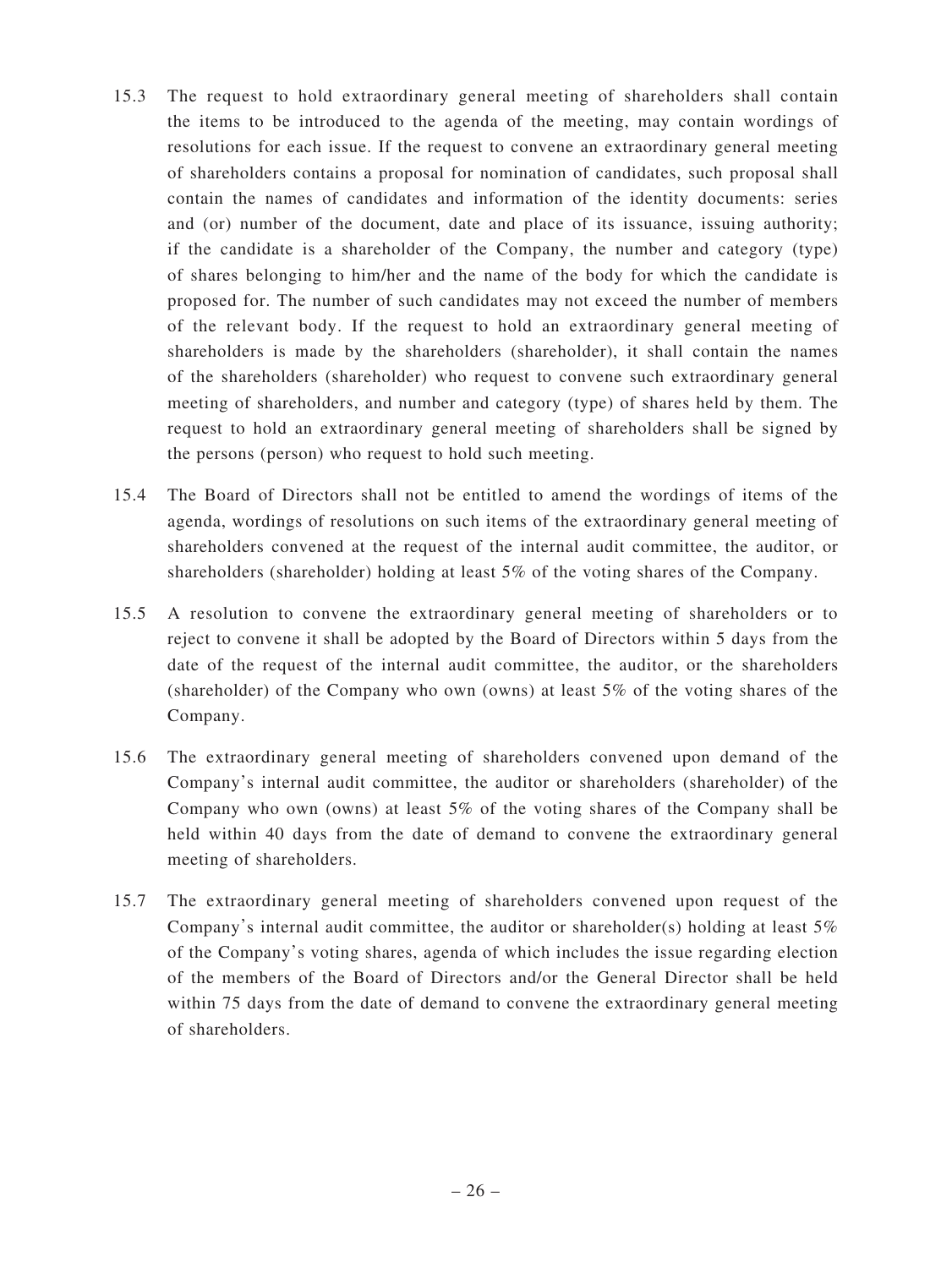15.3 The request to hold extraordinary general meeting of shareholders shall contain the items to be introduced to the agenda of the meeting, may contain wordings of resolutions for each issue. If the request to convene an extraordinary general meeting of shareholders contains a proposal for nomination of candidates, such proposal shall contain the names of candidates and information of the identity documents: series and (or) number of the document, date and place of its issuance, issuing authority; if the candidate is a shareholder of the Company, the number and category (type) of shares belonging to him/her and the name of the body for which the candidate is proposed for. The number of such candidates may not exceed the number of members of the relevant body. If the request to hold an extraordinary general meeting of shareholders is made by the shareholders (shareholder), it shall contain the names of the shareholders (shareholder) who request to convene such extraordinary general meeting of shareholders, and number and category (type) of shares held by them. The request to hold an extraordinary general meeting of shareholders shall be signed by the persons (person) who request to hold such meeting.

15.4 The Board of Directors shall not be entitled to amend the wordings of items of the agenda, wordings of resolutions on such items of the extraordinary general meeting of shareholders convened at the request of the internal audit committee, the auditor, or shareholders (shareholder) holding at least 5% of the voting shares of the Company.

15.5 A resolution to convene the extraordinary general meeting of shareholders or to reject to convene it shall be adopted by the Board of Directors within 5 days from the date of the request of the internal audit committee, the auditor, or the shareholders (shareholder) of the Company who own (owns) at least 5% of the voting shares of the Company.

15.6 The extraordinary general meeting of shareholders convened upon demand of the Company's internal audit committee, the auditor or shareholders (shareholder) of the Company who own (owns) at least 5% of the voting shares of the Company shall be held within 40 days from the date of demand to convene the extraordinary general meeting of shareholders.

15.7 The extraordinary general meeting of shareholders convened upon request of the Company's internal audit committee, the auditor or shareholder(s) holding at least 5% of the Company's voting shares, agenda of which includes the issue regarding election of the members of the Board of Directors and/or the General Director shall be held within 75 days from the date of demand to convene the extraordinary general meeting of shareholders.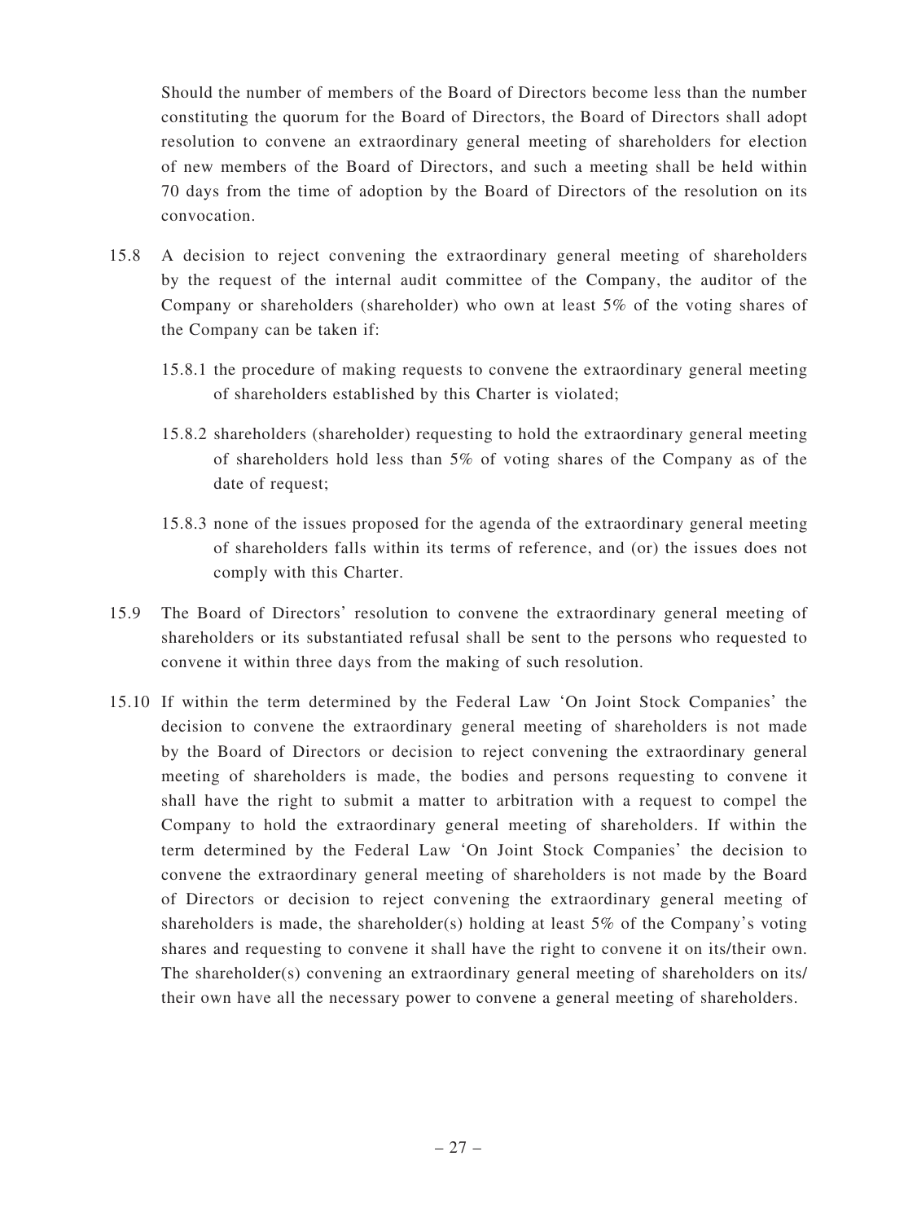Should the number of members of the Board of Directors become less than the number constituting the quorum for the Board of Directors, the Board of Directors shall adopt resolution to convene an extraordinary general meeting of shareholders for election of new members of the Board of Directors, and such a meeting shall be held within 70 days from the time of adoption by the Board of Directors of the resolution on its convocation.

15.8 A decision to reject convening the extraordinary general meeting of shareholders by the request of the internal audit committee of the Company, the auditor of the Company or shareholders (shareholder) who own at least 5% of the voting shares of the Company can be taken if:

15.8.1 the procedure of making requests to convene the extraordinary general meeting of shareholders established by this Charter is violated;

15.8.2 shareholders (shareholder) requesting to hold the extraordinary general meeting of shareholders hold less than 5% of voting shares of the Company as of the date of request;

15.8.3 none of the issues proposed for the agenda of the extraordinary general meeting of shareholders falls within its terms of reference, and (or) the issues does not comply with this Charter.

15.9 The Board of Directors' resolution to convene the extraordinary general meeting of shareholders or its substantiated refusal shall be sent to the persons who requested to convene it within three days from the making of such resolution.

15.10 If within the term determined by the Federal Law 'On Joint Stock Companies' the decision to convene the extraordinary general meeting of shareholders is not made by the Board of Directors or decision to reject convening the extraordinary general meeting of shareholders is made, the bodies and persons requesting to convene it shall have the right to submit a matter to arbitration with a request to compel the Company to hold the extraordinary general meeting of shareholders. If within the term determined by the Federal Law 'On Joint Stock Companies' the decision to convene the extraordinary general meeting of shareholders is not made by the Board of Directors or decision to reject convening the extraordinary general meeting of shareholders is made, the shareholder(s) holding at least 5% of the Company's voting shares and requesting to convene it shall have the right to convene it on its/their own. The shareholder(s) convening an extraordinary general meeting of shareholders on its/their own have all the necessary power to convene a general meeting of shareholders.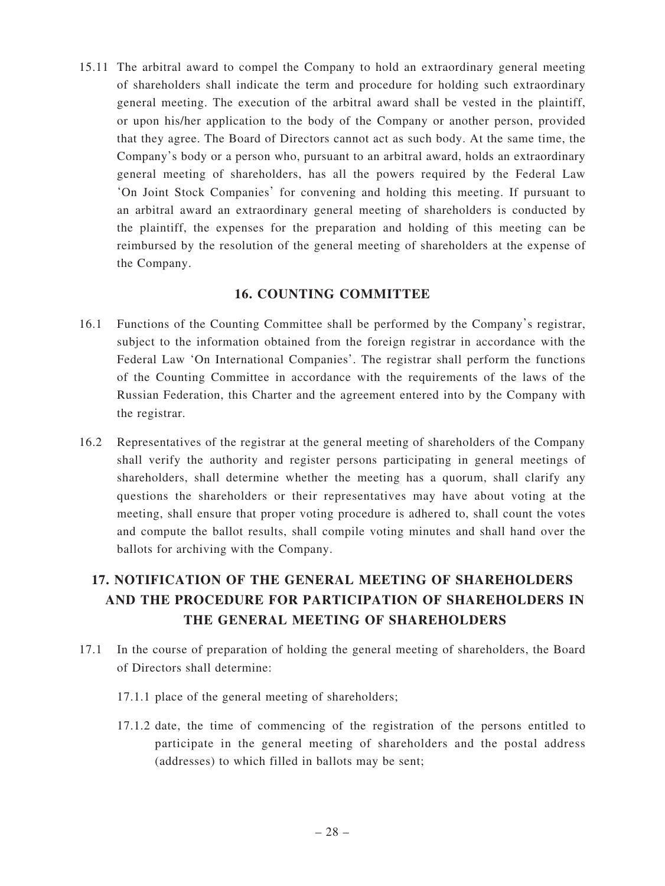15.11 The arbitral award to compel the Company to hold an extraordinary general meeting of shareholders shall indicate the term and procedure for holding such extraordinary general meeting. The execution of the arbitral award shall be vested in the plaintiff, or upon his/her application to the body of the Company or another person, provided that they agree. The Board of Directors cannot act as such body. At the same time, the Company's body or a person who, pursuant to an arbitral award, holds an extraordinary general meeting of shareholders, has all the powers required by the Federal Law 'On Joint Stock Companies' for convening and holding this meeting. If pursuant to an arbitral award an extraordinary general meeting of shareholders is conducted by the plaintiff, the expenses for the preparation and holding of this meeting can be reimbursed by the resolution of the general meeting of shareholders at the expense of the Company.

## 16. COUNTING COMMITTEE

16.1 Functions of the Counting Committee shall be performed by the Company's registrar, subject to the information obtained from the foreign registrar in accordance with the Federal Law 'On International Companies'. The registrar shall perform the functions of the Counting Committee in accordance with the requirements of the laws of the Russian Federation, this Charter and the agreement entered into by the Company with the registrar.

16.2 Representatives of the registrar at the general meeting of shareholders of the Company shall verify the authority and register persons participating in general meetings of shareholders, shall determine whether the meeting has a quorum, shall clarify any questions the shareholders or their representatives may have about voting at the meeting, shall ensure that proper voting procedure is adhered to, shall count the votes and compute the ballot results, shall compile voting minutes and shall hand over the ballots for archiving with the Company.

## 17. NOTIFICATION OF THE GENERAL MEETING OF SHAREHOLDERS AND THE PROCEDURE FOR PARTICIPATION OF SHAREHOLDERS IN THE GENERAL MEETING OF SHAREHOLDERS

17.1 In the course of preparation of holding the general meeting of shareholders, the Board of Directors shall determine:

17.1.1 place of the general meeting of shareholders;

17.1.2 date, the time of commencing of the registration of the persons entitled to participate in the general meeting of shareholders and the postal address (addresses) to which filled in ballots may be sent;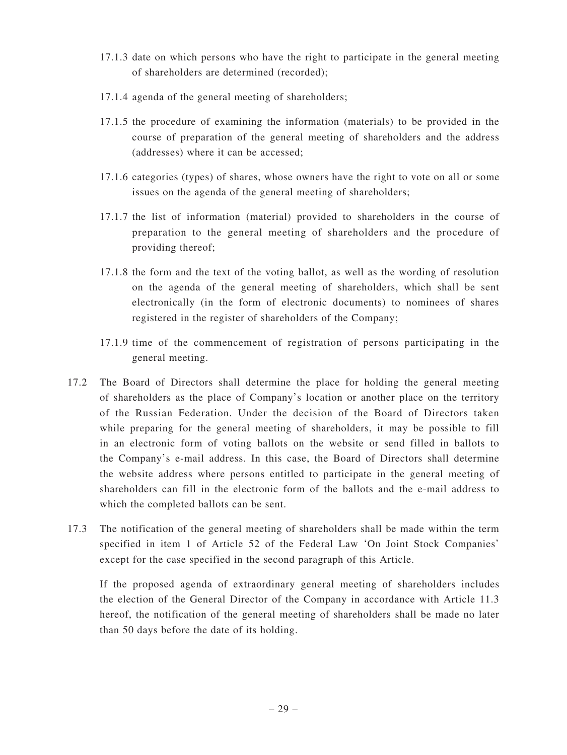17.1.3 date on which persons who have the right to participate in the general meeting of shareholders are determined (recorded);

17.1.4 agenda of the general meeting of shareholders;

17.1.5 the procedure of examining the information (materials) to be provided in the course of preparation of the general meeting of shareholders and the address (addresses) where it can be accessed;

17.1.6 categories (types) of shares, whose owners have the right to vote on all or some issues on the agenda of the general meeting of shareholders;

17.1.7 the list of information (material) provided to shareholders in the course of preparation to the general meeting of shareholders and the procedure of providing thereof;

17.1.8 the form and the text of the voting ballot, as well as the wording of resolution on the agenda of the general meeting of shareholders, which shall be sent electronically (in the form of electronic documents) to nominees of shares registered in the register of shareholders of the Company;

17.1.9 time of the commencement of registration of persons participating in the general meeting.

17.2 The Board of Directors shall determine the place for holding the general meeting of shareholders as the place of Company's location or another place on the territory of the Russian Federation. Under the decision of the Board of Directors taken while preparing for the general meeting of shareholders, it may be possible to fill in an electronic form of voting ballots on the website or send filled in ballots to the Company's e-mail address. In this case, the Board of Directors shall determine the website address where persons entitled to participate in the general meeting of shareholders can fill in the electronic form of the ballots and the e-mail address to which the completed ballots can be sent.

17.3 The notification of the general meeting of shareholders shall be made within the term specified in item 1 of Article 52 of the Federal Law 'On Joint Stock Companies' except for the case specified in the second paragraph of this Article.

If the proposed agenda of extraordinary general meeting of shareholders includes the election of the General Director of the Company in accordance with Article 11.3 hereof, the notification of the general meeting of shareholders shall be made no later than 50 days before the date of its holding.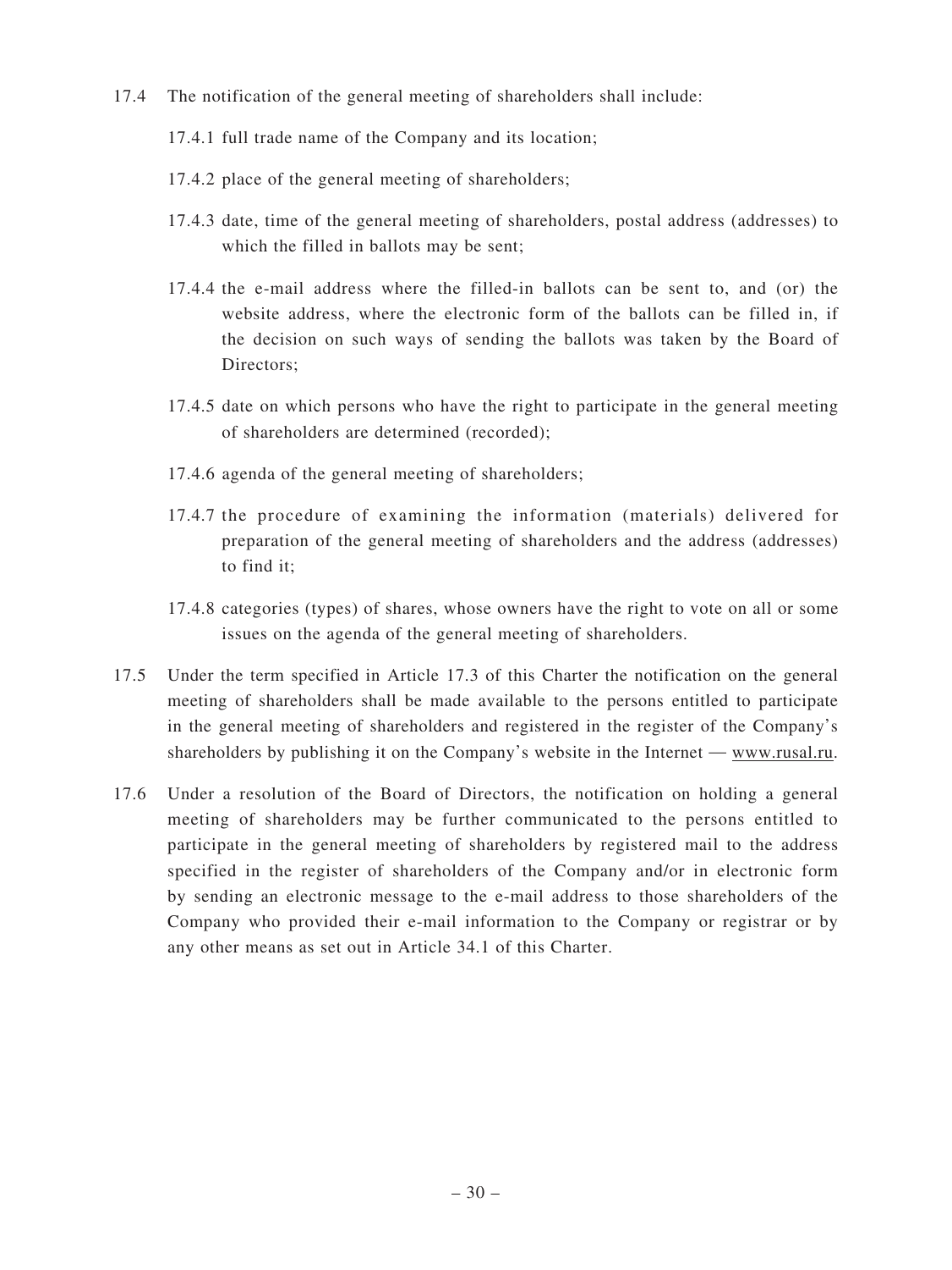17.4 The notification of the general meeting of shareholders shall include:

17.4.1 full trade name of the Company and its location;

17.4.2 place of the general meeting of shareholders;

17.4.3 date, time of the general meeting of shareholders, postal address (addresses) to which the filled in ballots may be sent;

17.4.4 the e-mail address where the filled-in ballots can be sent to, and (or) the website address, where the electronic form of the ballots can be filled in, if the decision on such ways of sending the ballots was taken by the Board of Directors;

17.4.5 date on which persons who have the right to participate in the general meeting of shareholders are determined (recorded);

17.4.6 agenda of the general meeting of shareholders;

17.4.7 the procedure of examining the information (materials) delivered for preparation of the general meeting of shareholders and the address (addresses) to find it;

17.4.8 categories (types) of shares, whose owners have the right to vote on all or some issues on the agenda of the general meeting of shareholders.

17.5 Under the term specified in Article 17.3 of this Charter the notification on the general meeting of shareholders shall be made available to the persons entitled to participate in the general meeting of shareholders and registered in the register of the Company's shareholders by publishing it on the Company's website in the Internet — www.rusal.ru.

17.6 Under a resolution of the Board of Directors, the notification on holding a general meeting of shareholders may be further communicated to the persons entitled to participate in the general meeting of shareholders by registered mail to the address specified in the register of shareholders of the Company and/or in electronic form by sending an electronic message to the e-mail address to those shareholders of the Company who provided their e-mail information to the Company or registrar or by any other means as set out in Article 34.1 of this Charter.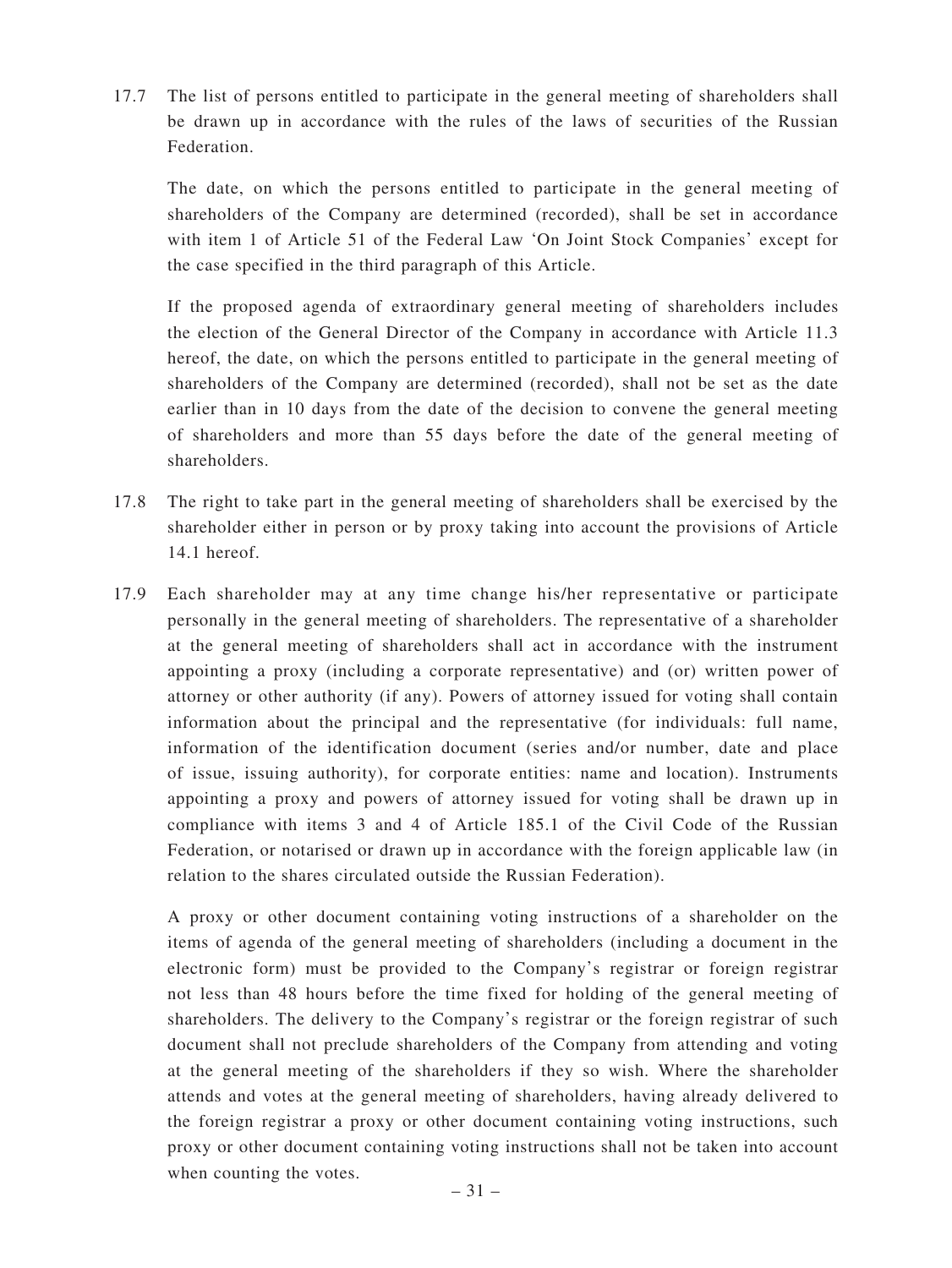17.7 The list of persons entitled to participate in the general meeting of shareholders shall be drawn up in accordance with the rules of the laws of securities of the Russian Federation.

The date, on which the persons entitled to participate in the general meeting of shareholders of the Company are determined (recorded), shall be set in accordance with item 1 of Article 51 of the Federal Law 'On Joint Stock Companies' except for the case specified in the third paragraph of this Article.

If the proposed agenda of extraordinary general meeting of shareholders includes the election of the General Director of the Company in accordance with Article 11.3 hereof, the date, on which the persons entitled to participate in the general meeting of shareholders of the Company are determined (recorded), shall not be set as the date earlier than in 10 days from the date of the decision to convene the general meeting of shareholders and more than 55 days before the date of the general meeting of shareholders.

17.8 The right to take part in the general meeting of shareholders shall be exercised by the shareholder either in person or by proxy taking into account the provisions of Article 14.1 hereof.

17.9 Each shareholder may at any time change his/her representative or participate personally in the general meeting of shareholders. The representative of a shareholder at the general meeting of shareholders shall act in accordance with the instrument appointing a proxy (including a corporate representative) and (or) written power of attorney or other authority (if any). Powers of attorney issued for voting shall contain information about the principal and the representative (for individuals: full name, information of the identification document (series and/or number, date and place of issue, issuing authority), for corporate entities: name and location). Instruments appointing a proxy and powers of attorney issued for voting shall be drawn up in compliance with items 3 and 4 of Article 185.1 of the Civil Code of the Russian Federation, or notarised or drawn up in accordance with the foreign applicable law (in relation to the shares circulated outside the Russian Federation).

A proxy or other document containing voting instructions of a shareholder on the items of agenda of the general meeting of shareholders (including a document in the electronic form) must be provided to the Company's registrar or foreign registrar not less than 48 hours before the time fixed for holding of the general meeting of shareholders. The delivery to the Company's registrar or the foreign registrar of such document shall not preclude shareholders of the Company from attending and voting at the general meeting of the shareholders if they so wish. Where the shareholder attends and votes at the general meeting of shareholders, having already delivered to the foreign registrar a proxy or other document containing voting instructions, such proxy or other document containing voting instructions shall not be taken into account when counting the votes.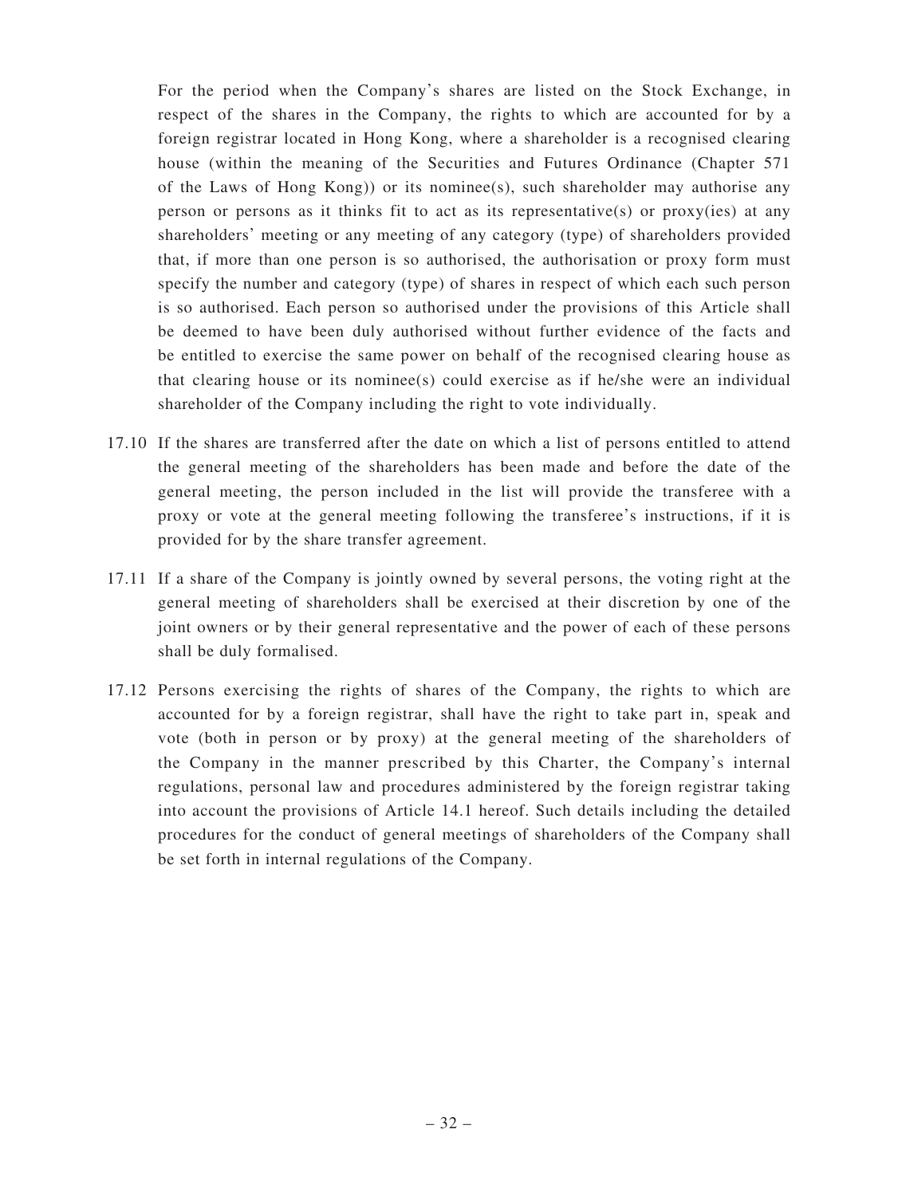For the period when the Company's shares are listed on the Stock Exchange, in respect of the shares in the Company, the rights to which are accounted for by a foreign registrar located in Hong Kong, where a shareholder is a recognised clearing house (within the meaning of the Securities and Futures Ordinance (Chapter 571 of the Laws of Hong Kong)) or its nominee(s), such shareholder may authorise any person or persons as it thinks fit to act as its representative(s) or proxy(ies) at any shareholders' meeting or any meeting of any category (type) of shareholders provided that, if more than one person is so authorised, the authorisation or proxy form must specify the number and category (type) of shares in respect of which each such person is so authorised. Each person so authorised under the provisions of this Article shall be deemed to have been duly authorised without further evidence of the facts and be entitled to exercise the same power on behalf of the recognised clearing house as that clearing house or its nominee(s) could exercise as if he/she were an individual shareholder of the Company including the right to vote individually.

17.10 If the shares are transferred after the date on which a list of persons entitled to attend the general meeting of the shareholders has been made and before the date of the general meeting, the person included in the list will provide the transferee with a proxy or vote at the general meeting following the transferee's instructions, if it is provided for by the share transfer agreement.

17.11 If a share of the Company is jointly owned by several persons, the voting right at the general meeting of shareholders shall be exercised at their discretion by one of the joint owners or by their general representative and the power of each of these persons shall be duly formalised.

17.12 Persons exercising the rights of shares of the Company, the rights to which are accounted for by a foreign registrar, shall have the right to take part in, speak and vote (both in person or by proxy) at the general meeting of the shareholders of the Company in the manner prescribed by this Charter, the Company's internal regulations, personal law and procedures administered by the foreign registrar taking into account the provisions of Article 14.1 hereof. Such details including the detailed procedures for the conduct of general meetings of shareholders of the Company shall be set forth in internal regulations of the Company.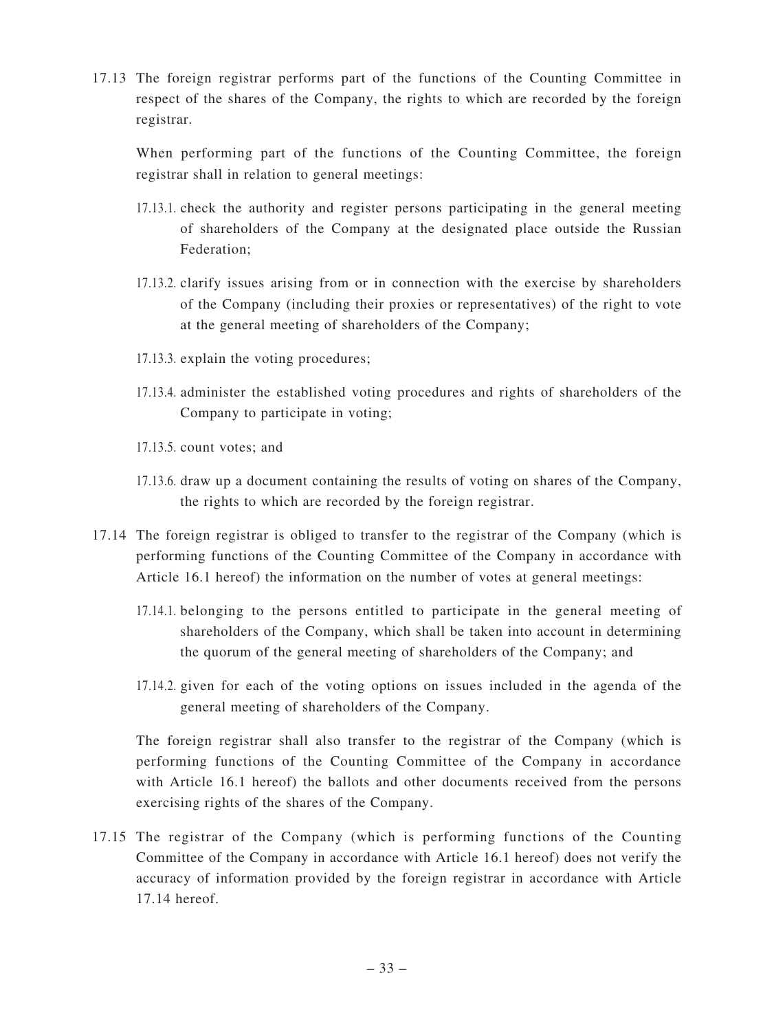17.13 The foreign registrar performs part of the functions of the Counting Committee in respect of the shares of the Company, the rights to which are recorded by the foreign registrar.

When performing part of the functions of the Counting Committee, the foreign registrar shall in relation to general meetings:

17.13.1. check the authority and register persons participating in the general meeting of shareholders of the Company at the designated place outside the Russian Federation;

17.13.2. clarify issues arising from or in connection with the exercise by shareholders of the Company (including their proxies or representatives) of the right to vote at the general meeting of shareholders of the Company;

17.13.3. explain the voting procedures;

17.13.4. administer the established voting procedures and rights of shareholders of the Company to participate in voting;

17.13.5. count votes; and

17.13.6. draw up a document containing the results of voting on shares of the Company, the rights to which are recorded by the foreign registrar.

17.14 The foreign registrar is obliged to transfer to the registrar of the Company (which is performing functions of the Counting Committee of the Company in accordance with Article 16.1 hereof) the information on the number of votes at general meetings:

17.14.1. belonging to the persons entitled to participate in the general meeting of shareholders of the Company, which shall be taken into account in determining the quorum of the general meeting of shareholders of the Company; and

17.14.2. given for each of the voting options on issues included in the agenda of the general meeting of shareholders of the Company.

The foreign registrar shall also transfer to the registrar of the Company (which is performing functions of the Counting Committee of the Company in accordance with Article 16.1 hereof) the ballots and other documents received from the persons exercising rights of the shares of the Company.

17.15 The registrar of the Company (which is performing functions of the Counting Committee of the Company in accordance with Article 16.1 hereof) does not verify the accuracy of information provided by the foreign registrar in accordance with Article 17.14 hereof.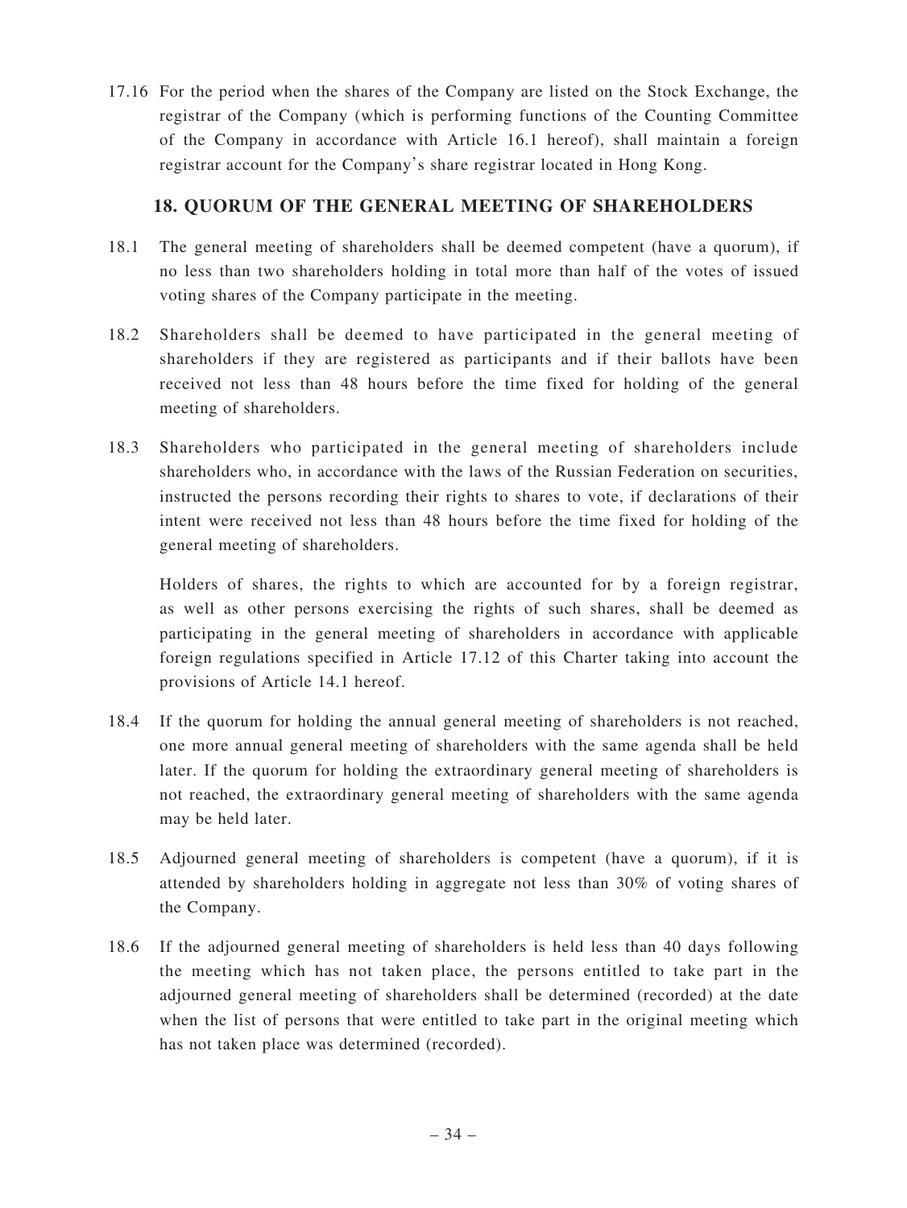17.16 For the period when the shares of the Company are listed on the Stock Exchange, the registrar of the Company (which is performing functions of the Counting Committee of the Company in accordance with Article 16.1 hereof), shall maintain a foreign registrar account for the Company's share registrar located in Hong Kong.

## 18. QUORUM OF THE GENERAL MEETING OF SHAREHOLDERS

18.1 The general meeting of shareholders shall be deemed competent (have a quorum), if no less than two shareholders holding in total more than half of the votes of issued voting shares of the Company participate in the meeting.

18.2 Shareholders shall be deemed to have participated in the general meeting of shareholders if they are registered as participants and if their ballots have been received not less than 48 hours before the time fixed for holding of the general meeting of shareholders.

18.3 Shareholders who participated in the general meeting of shareholders include shareholders who, in accordance with the laws of the Russian Federation on securities, instructed the persons recording their rights to shares to vote, if declarations of their intent were received not less than 48 hours before the time fixed for holding of the general meeting of shareholders.

Holders of shares, the rights to which are accounted for by a foreign registrar, as well as other persons exercising the rights of such shares, shall be deemed as participating in the general meeting of shareholders in accordance with applicable foreign regulations specified in Article 17.12 of this Charter taking into account the provisions of Article 14.1 hereof.

18.4 If the quorum for holding the annual general meeting of shareholders is not reached, one more annual general meeting of shareholders with the same agenda shall be held later. If the quorum for holding the extraordinary general meeting of shareholders is not reached, the extraordinary general meeting of shareholders with the same agenda may be held later.

18.5 Adjourned general meeting of shareholders is competent (have a quorum), if it is attended by shareholders holding in aggregate not less than 30% of voting shares of the Company.

18.6 If the adjourned general meeting of shareholders is held less than 40 days following the meeting which has not taken place, the persons entitled to take part in the adjourned general meeting of shareholders shall be determined (recorded) at the date when the list of persons that were entitled to take part in the original meeting which has not taken place was determined (recorded).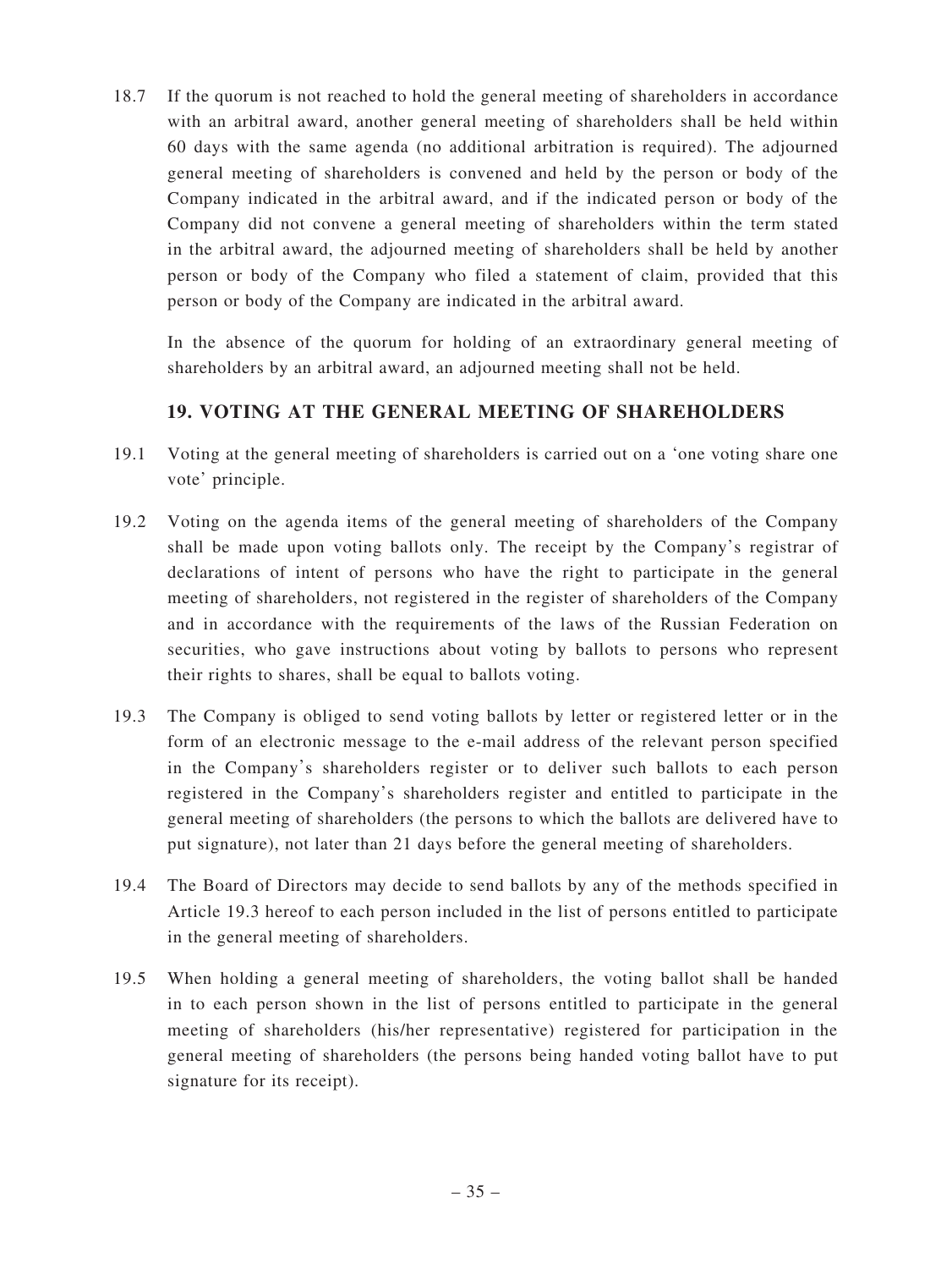18.7 If the quorum is not reached to hold the general meeting of shareholders in accordance with an arbitral award, another general meeting of shareholders shall be held within 60 days with the same agenda (no additional arbitration is required). The adjourned general meeting of shareholders is convened and held by the person or body of the Company indicated in the arbitral award, and if the indicated person or body of the Company did not convene a general meeting of shareholders within the term stated in the arbitral award, the adjourned meeting of shareholders shall be held by another person or body of the Company who filed a statement of claim, provided that this person or body of the Company are indicated in the arbitral award.

In the absence of the quorum for holding of an extraordinary general meeting of shareholders by an arbitral award, an adjourned meeting shall not be held.

## 19. VOTING AT THE GENERAL MEETING OF SHAREHOLDERS

19.1 Voting at the general meeting of shareholders is carried out on a 'one voting share one vote' principle.

19.2 Voting on the agenda items of the general meeting of shareholders of the Company shall be made upon voting ballots only. The receipt by the Company's registrar of declarations of intent of persons who have the right to participate in the general meeting of shareholders, not registered in the register of shareholders of the Company and in accordance with the requirements of the laws of the Russian Federation on securities, who gave instructions about voting by ballots to persons who represent their rights to shares, shall be equal to ballots voting.

19.3 The Company is obliged to send voting ballots by letter or registered letter or in the form of an electronic message to the e-mail address of the relevant person specified in the Company's shareholders register or to deliver such ballots to each person registered in the Company's shareholders register and entitled to participate in the general meeting of shareholders (the persons to which the ballots are delivered have to put signature), not later than 21 days before the general meeting of shareholders.

19.4 The Board of Directors may decide to send ballots by any of the methods specified in Article 19.3 hereof to each person included in the list of persons entitled to participate in the general meeting of shareholders.

19.5 When holding a general meeting of shareholders, the voting ballot shall be handed in to each person shown in the list of persons entitled to participate in the general meeting of shareholders (his/her representative) registered for participation in the general meeting of shareholders (the persons being handed voting ballot have to put signature for its receipt).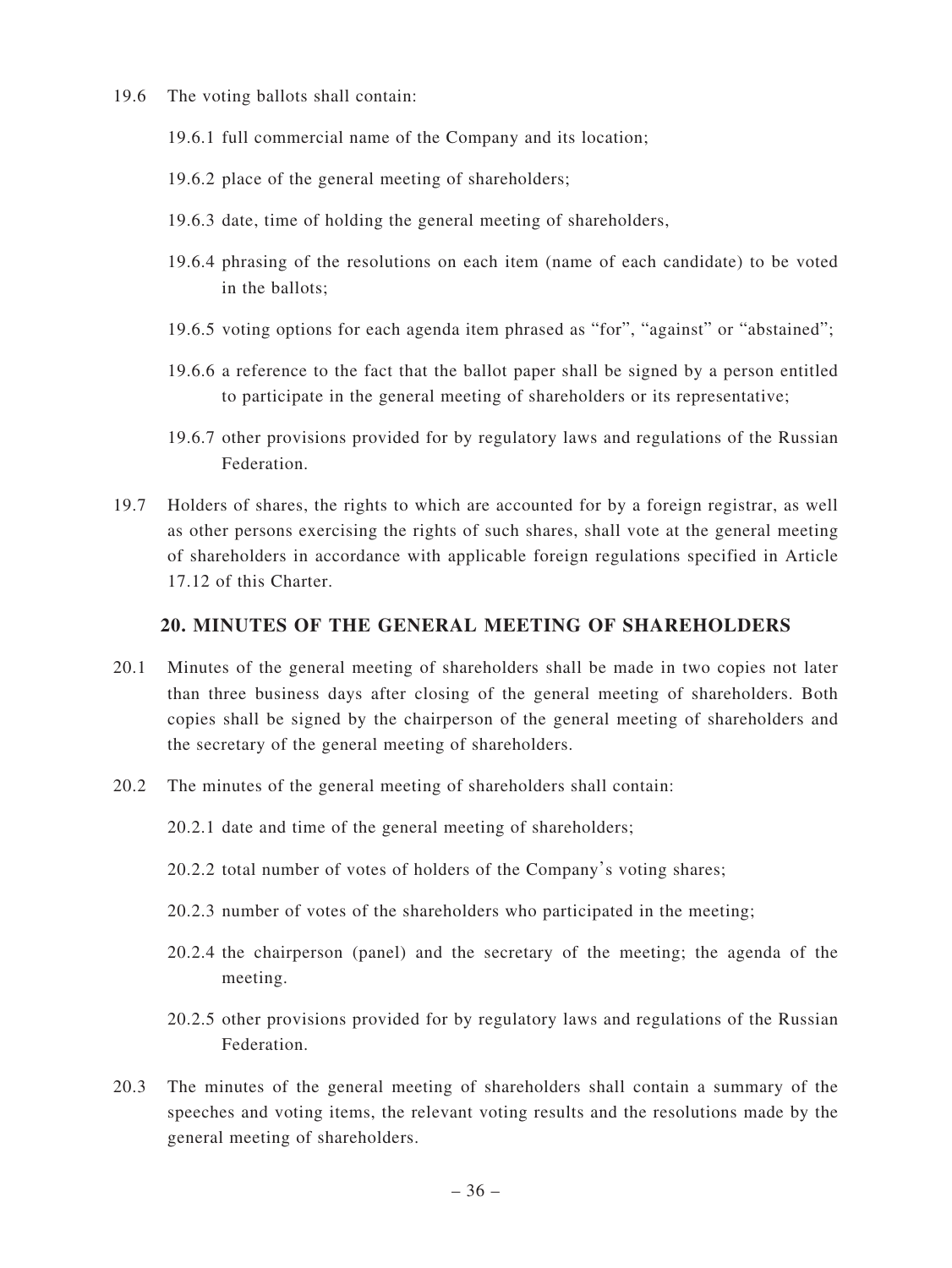19.6 The voting ballots shall contain:

19.6.1 full commercial name of the Company and its location;

19.6.2 place of the general meeting of shareholders;

19.6.3 date, time of holding the general meeting of shareholders,

19.6.4 phrasing of the resolutions on each item (name of each candidate) to be voted in the ballots;

19.6.5 voting options for each agenda item phrased as "for", "against" or "abstained";

19.6.6 a reference to the fact that the ballot paper shall be signed by a person entitled to participate in the general meeting of shareholders or its representative;

19.6.7 other provisions provided for by regulatory laws and regulations of the Russian Federation.

19.7 Holders of shares, the rights to which are accounted for by a foreign registrar, as well as other persons exercising the rights of such shares, shall vote at the general meeting of shareholders in accordance with applicable foreign regulations specified in Article 17.12 of this Charter.

## 20. MINUTES OF THE GENERAL MEETING OF SHAREHOLDERS

20.1 Minutes of the general meeting of shareholders shall be made in two copies not later than three business days after closing of the general meeting of shareholders. Both copies shall be signed by the chairperson of the general meeting of shareholders and the secretary of the general meeting of shareholders.

20.2 The minutes of the general meeting of shareholders shall contain:

20.2.1 date and time of the general meeting of shareholders;

20.2.2 total number of votes of holders of the Company's voting shares;

20.2.3 number of votes of the shareholders who participated in the meeting;

20.2.4 the chairperson (panel) and the secretary of the meeting; the agenda of the meeting.

20.2.5 other provisions provided for by regulatory laws and regulations of the Russian Federation.

20.3 The minutes of the general meeting of shareholders shall contain a summary of the speeches and voting items, the relevant voting results and the resolutions made by the general meeting of shareholders.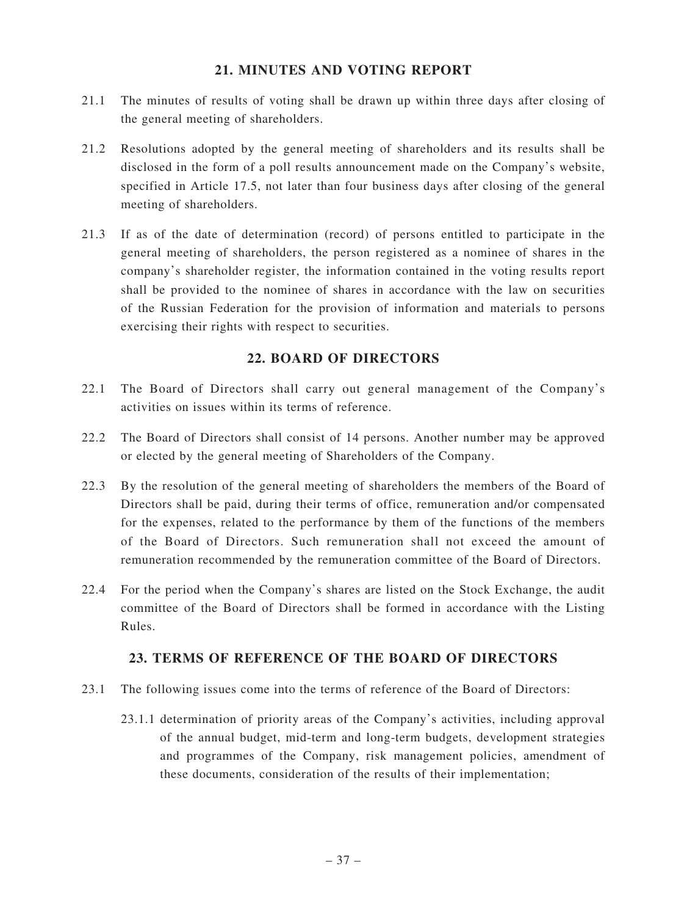## 21. MINUTES AND VOTING REPORT

21.1 The minutes of results of voting shall be drawn up within three days after closing of the general meeting of shareholders.

21.2 Resolutions adopted by the general meeting of shareholders and its results shall be disclosed in the form of a poll results announcement made on the Company's website, specified in Article 17.5, not later than four business days after closing of the general meeting of shareholders.

21.3 If as of the date of determination (record) of persons entitled to participate in the general meeting of shareholders, the person registered as a nominee of shares in the company's shareholder register, the information contained in the voting results report shall be provided to the nominee of shares in accordance with the law on securities of the Russian Federation for the provision of information and materials to persons exercising their rights with respect to securities.

## 22. BOARD OF DIRECTORS

22.1 The Board of Directors shall carry out general management of the Company's activities on issues within its terms of reference.

22.2 The Board of Directors shall consist of 14 persons. Another number may be approved or elected by the general meeting of Shareholders of the Company.

22.3 By the resolution of the general meeting of shareholders the members of the Board of Directors shall be paid, during their terms of office, remuneration and/or compensated for the expenses, related to the performance by them of the functions of the members of the Board of Directors. Such remuneration shall not exceed the amount of remuneration recommended by the remuneration committee of the Board of Directors.

22.4 For the period when the Company's shares are listed on the Stock Exchange, the audit committee of the Board of Directors shall be formed in accordance with the Listing Rules.

## 23. TERMS OF REFERENCE OF THE BOARD OF DIRECTORS

23.1 The following issues come into the terms of reference of the Board of Directors:

23.1.1 determination of priority areas of the Company's activities, including approval of the annual budget, mid-term and long-term budgets, development strategies and programmes of the Company, risk management policies, amendment of these documents, consideration of the results of their implementation;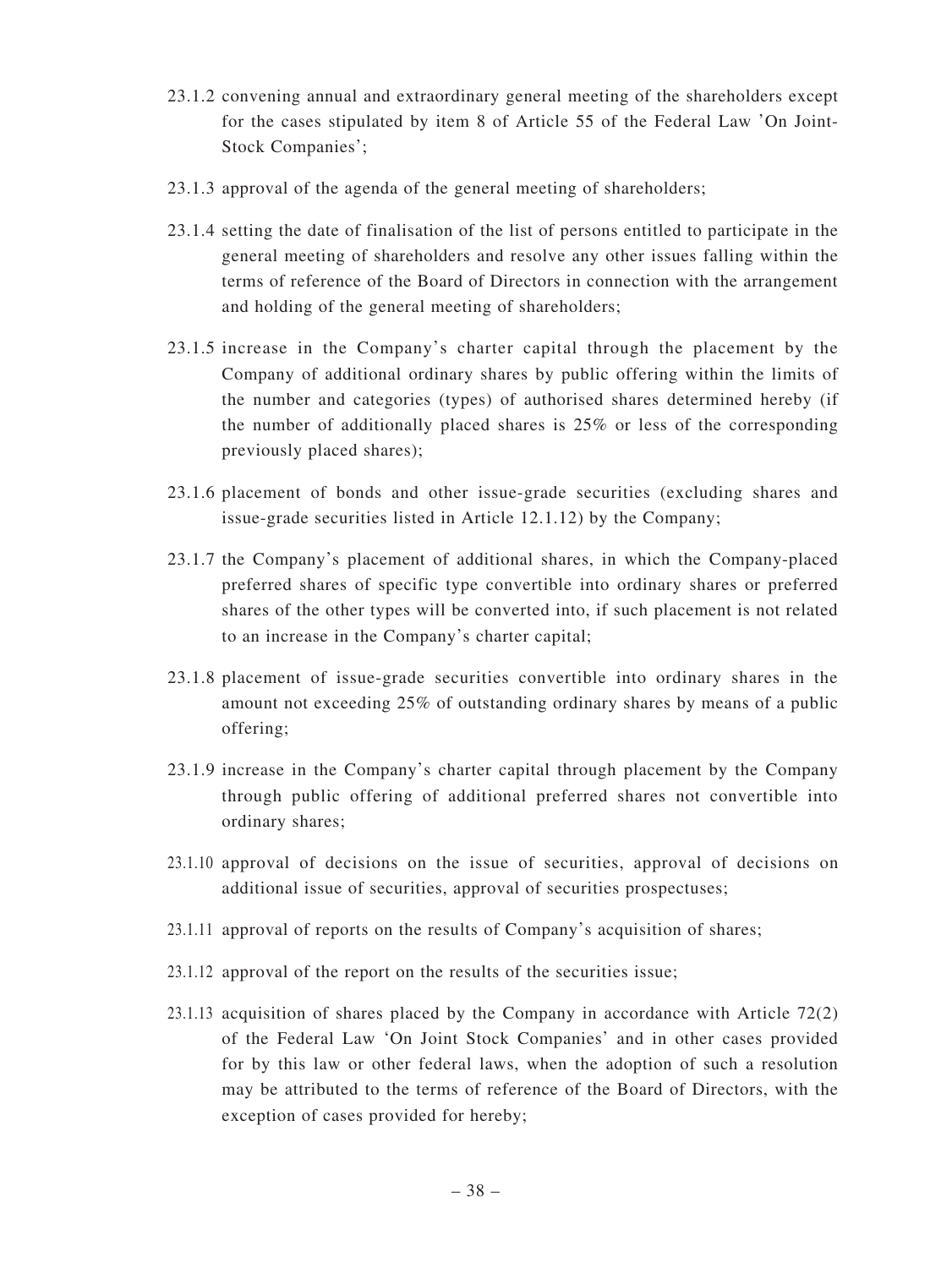23.1.2 convening annual and extraordinary general meeting of the shareholders except for the cases stipulated by item 8 of Article 55 of the Federal Law 'On Joint-Stock Companies';

23.1.3 approval of the agenda of the general meeting of shareholders;

23.1.4 setting the date of finalisation of the list of persons entitled to participate in the general meeting of shareholders and resolve any other issues falling within the terms of reference of the Board of Directors in connection with the arrangement and holding of the general meeting of shareholders;

23.1.5 increase in the Company's charter capital through the placement by the Company of additional ordinary shares by public offering within the limits of the number and categories (types) of authorised shares determined hereby (if the number of additionally placed shares is 25% or less of the corresponding previously placed shares);

23.1.6 placement of bonds and other issue-grade securities (excluding shares and issue-grade securities listed in Article 12.1.12) by the Company;

23.1.7 the Company's placement of additional shares, in which the Company-placed preferred shares of specific type convertible into ordinary shares or preferred shares of the other types will be converted into, if such placement is not related to an increase in the Company's charter capital;

23.1.8 placement of issue-grade securities convertible into ordinary shares in the amount not exceeding 25% of outstanding ordinary shares by means of a public offering;

23.1.9 increase in the Company's charter capital through placement by the Company through public offering of additional preferred shares not convertible into ordinary shares;

23.1.10 approval of decisions on the issue of securities, approval of decisions on additional issue of securities, approval of securities prospectuses;

23.1.11 approval of reports on the results of Company's acquisition of shares;

23.1.12 approval of the report on the results of the securities issue;

23.1.13 acquisition of shares placed by the Company in accordance with Article 72(2) of the Federal Law 'On Joint Stock Companies' and in other cases provided for by this law or other federal laws, when the adoption of such a resolution may be attributed to the terms of reference of the Board of Directors, with the exception of cases provided for hereby;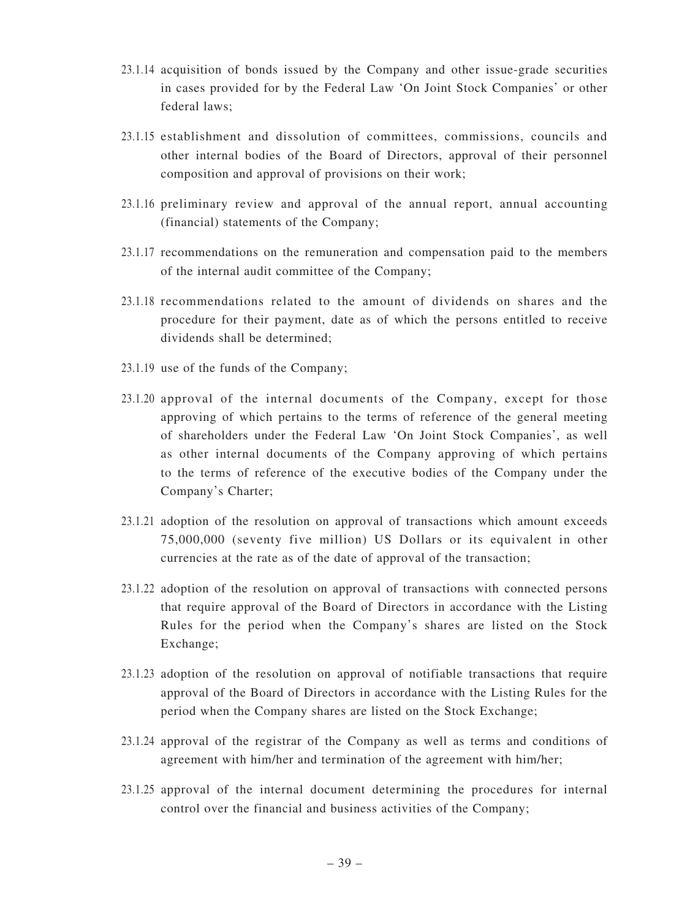23.1.14 acquisition of bonds issued by the Company and other issue-grade securities in cases provided for by the Federal Law 'On Joint Stock Companies' or other federal laws;

23.1.15 establishment and dissolution of committees, commissions, councils and other internal bodies of the Board of Directors, approval of their personnel composition and approval of provisions on their work;

23.1.16 preliminary review and approval of the annual report, annual accounting (financial) statements of the Company;

23.1.17 recommendations on the remuneration and compensation paid to the members of the internal audit committee of the Company;

23.1.18 recommendations related to the amount of dividends on shares and the procedure for their payment, date as of which the persons entitled to receive dividends shall be determined;

23.1.19 use of the funds of the Company;

23.1.20 approval of the internal documents of the Company, except for those approving of which pertains to the terms of reference of the general meeting of shareholders under the Federal Law 'On Joint Stock Companies', as well as other internal documents of the Company approving of which pertains to the terms of reference of the executive bodies of the Company under the Company's Charter;

23.1.21 adoption of the resolution on approval of transactions which amount exceeds 75,000,000 (seventy five million) US Dollars or its equivalent in other currencies at the rate as of the date of approval of the transaction;

23.1.22 adoption of the resolution on approval of transactions with connected persons that require approval of the Board of Directors in accordance with the Listing Rules for the period when the Company's shares are listed on the Stock Exchange;

23.1.23 adoption of the resolution on approval of notifiable transactions that require approval of the Board of Directors in accordance with the Listing Rules for the period when the Company shares are listed on the Stock Exchange;

23.1.24 approval of the registrar of the Company as well as terms and conditions of agreement with him/her and termination of the agreement with him/her;

23.1.25 approval of the internal document determining the procedures for internal control over the financial and business activities of the Company;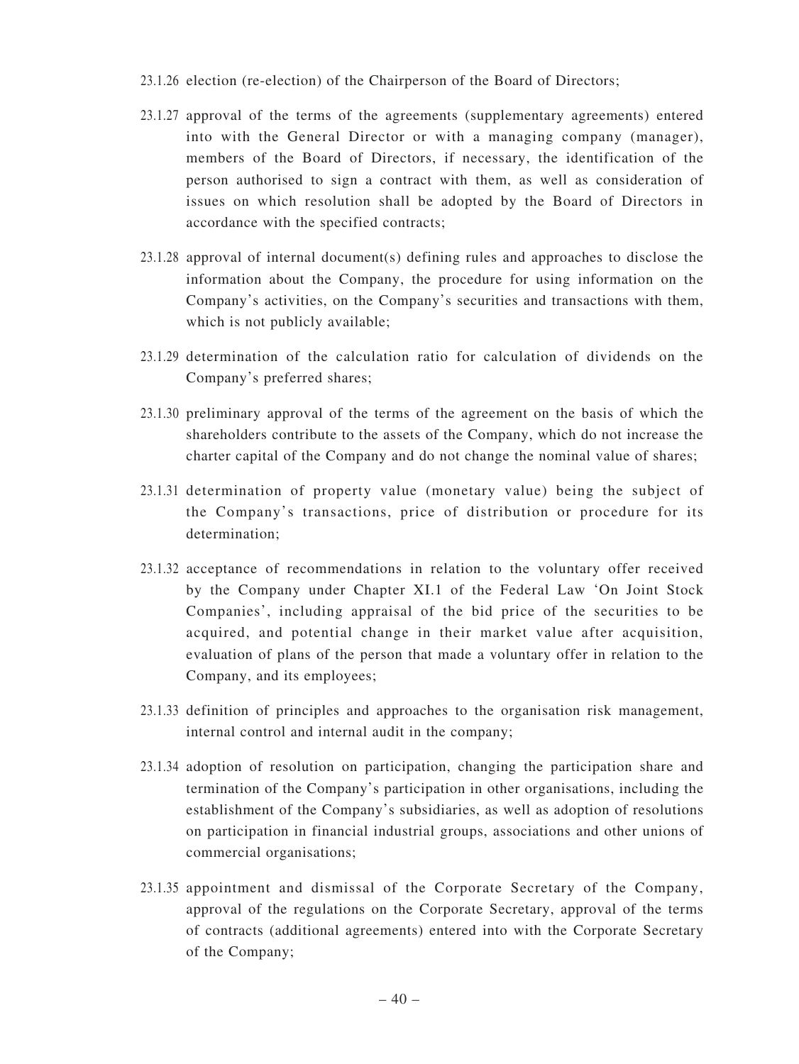23.1.26 election (re-election) of the Chairperson of the Board of Directors;

23.1.27 approval of the terms of the agreements (supplementary agreements) entered into with the General Director or with a managing company (manager), members of the Board of Directors, if necessary, the identification of the person authorised to sign a contract with them, as well as consideration of issues on which resolution shall be adopted by the Board of Directors in accordance with the specified contracts;

23.1.28 approval of internal document(s) defining rules and approaches to disclose the information about the Company, the procedure for using information on the Company's activities, on the Company's securities and transactions with them, which is not publicly available;

23.1.29 determination of the calculation ratio for calculation of dividends on the Company's preferred shares;

23.1.30 preliminary approval of the terms of the agreement on the basis of which the shareholders contribute to the assets of the Company, which do not increase the charter capital of the Company and do not change the nominal value of shares;

23.1.31 determination of property value (monetary value) being the subject of the Company's transactions, price of distribution or procedure for its determination;

23.1.32 acceptance of recommendations in relation to the voluntary offer received by the Company under Chapter XI.1 of the Federal Law 'On Joint Stock Companies', including appraisal of the bid price of the securities to be acquired, and potential change in their market value after acquisition, evaluation of plans of the person that made a voluntary offer in relation to the Company, and its employees;

23.1.33 definition of principles and approaches to the organisation risk management, internal control and internal audit in the company;

23.1.34 adoption of resolution on participation, changing the participation share and termination of the Company's participation in other organisations, including the establishment of the Company's subsidiaries, as well as adoption of resolutions on participation in financial industrial groups, associations and other unions of commercial organisations;

23.1.35 appointment and dismissal of the Corporate Secretary of the Company, approval of the regulations on the Corporate Secretary, approval of the terms of contracts (additional agreements) entered into with the Corporate Secretary of the Company;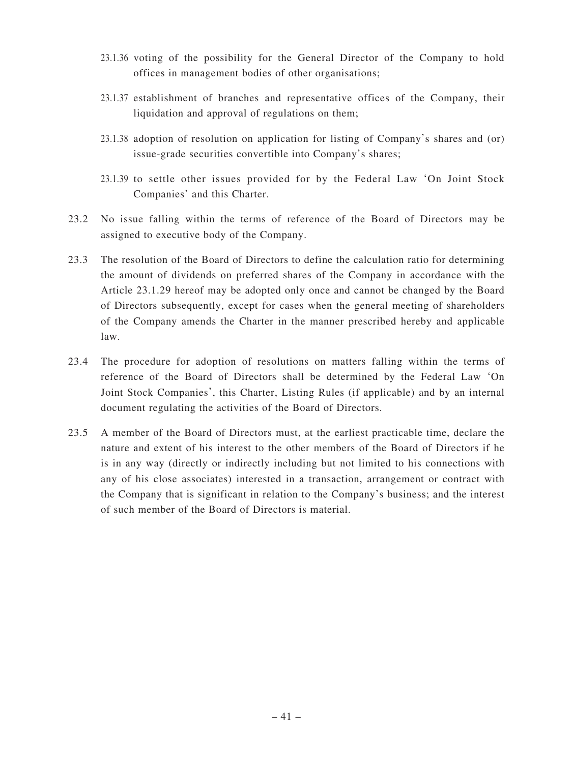23.1.36 voting of the possibility for the General Director of the Company to hold offices in management bodies of other organisations;

23.1.37 establishment of branches and representative offices of the Company, their liquidation and approval of regulations on them;

23.1.38 adoption of resolution on application for listing of Company's shares and (or) issue-grade securities convertible into Company's shares;

23.1.39 to settle other issues provided for by the Federal Law 'On Joint Stock Companies' and this Charter.

23.2 No issue falling within the terms of reference of the Board of Directors may be assigned to executive body of the Company.

23.3 The resolution of the Board of Directors to define the calculation ratio for determining the amount of dividends on preferred shares of the Company in accordance with the Article 23.1.29 hereof may be adopted only once and cannot be changed by the Board of Directors subsequently, except for cases when the general meeting of shareholders of the Company amends the Charter in the manner prescribed hereby and applicable law.

23.4 The procedure for adoption of resolutions on matters falling within the terms of reference of the Board of Directors shall be determined by the Federal Law 'On Joint Stock Companies', this Charter, Listing Rules (if applicable) and by an internal document regulating the activities of the Board of Directors.

23.5 A member of the Board of Directors must, at the earliest practicable time, declare the nature and extent of his interest to the other members of the Board of Directors if he is in any way (directly or indirectly including but not limited to his connections with any of his close associates) interested in a transaction, arrangement or contract with the Company that is significant in relation to the Company's business; and the interest of such member of the Board of Directors is material.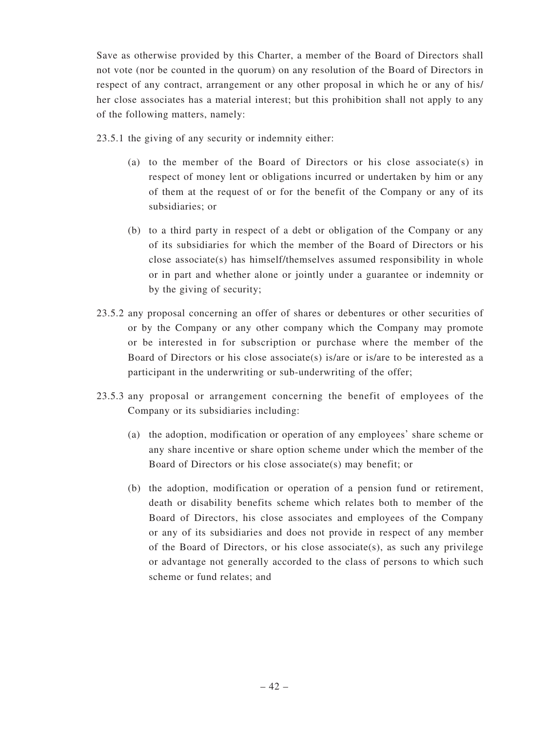Save as otherwise provided by this Charter, a member of the Board of Directors shall not vote (nor be counted in the quorum) on any resolution of the Board of Directors in respect of any contract, arrangement or any other proposal in which he or any of his/her close associates has a material interest; but this prohibition shall not apply to any of the following matters, namely:

23.5.1 the giving of any security or indemnity either:

(a) to the member of the Board of Directors or his close associate(s) in respect of money lent or obligations incurred or undertaken by him or any of them at the request of or for the benefit of the Company or any of its subsidiaries; or

(b) to a third party in respect of a debt or obligation of the Company or any of its subsidiaries for which the member of the Board of Directors or his close associate(s) has himself/themselves assumed responsibility in whole or in part and whether alone or jointly under a guarantee or indemnity or by the giving of security;

23.5.2 any proposal concerning an offer of shares or debentures or other securities of or by the Company or any other company which the Company may promote or be interested in for subscription or purchase where the member of the Board of Directors or his close associate(s) is/are or is/are to be interested as a participant in the underwriting or sub-underwriting of the offer;

23.5.3 any proposal or arrangement concerning the benefit of employees of the Company or its subsidiaries including:

(a) the adoption, modification or operation of any employees' share scheme or any share incentive or share option scheme under which the member of the Board of Directors or his close associate(s) may benefit; or

(b) the adoption, modification or operation of a pension fund or retirement, death or disability benefits scheme which relates both to member of the Board of Directors, his close associates and employees of the Company or any of its subsidiaries and does not provide in respect of any member of the Board of Directors, or his close associate(s), as such any privilege or advantage not generally accorded to the class of persons to which such scheme or fund relates; and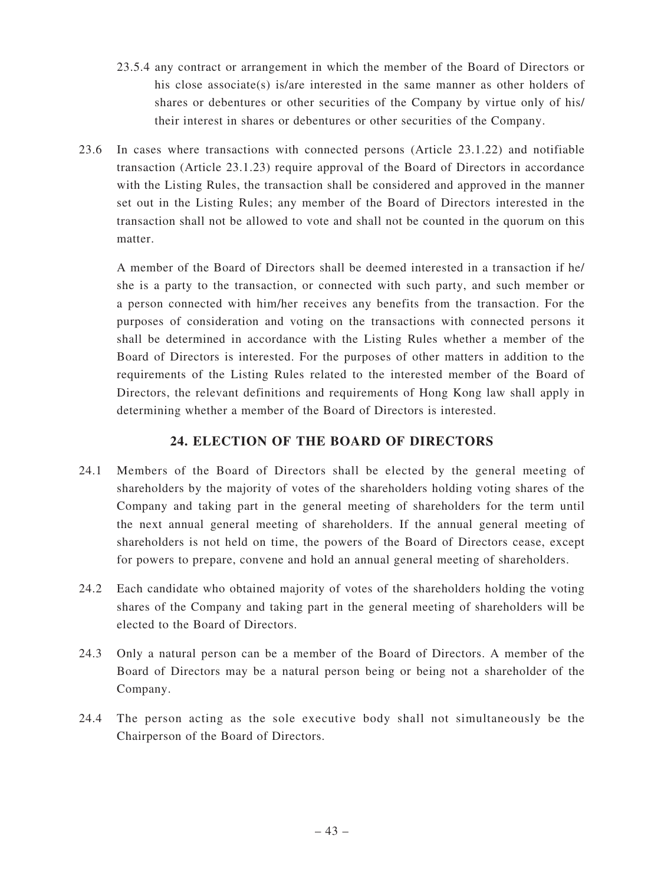23.5.4 any contract or arrangement in which the member of the Board of Directors or his close associate(s) is/are interested in the same manner as other holders of shares or debentures or other securities of the Company by virtue only of his/their interest in shares or debentures or other securities of the Company.

23.6 In cases where transactions with connected persons (Article 23.1.22) and notifiable transaction (Article 23.1.23) require approval of the Board of Directors in accordance with the Listing Rules, the transaction shall be considered and approved in the manner set out in the Listing Rules; any member of the Board of Directors interested in the transaction shall not be allowed to vote and shall not be counted in the quorum on this matter.

A member of the Board of Directors shall be deemed interested in a transaction if he/she is a party to the transaction, or connected with such party, and such member or a person connected with him/her receives any benefits from the transaction. For the purposes of consideration and voting on the transactions with connected persons it shall be determined in accordance with the Listing Rules whether a member of the Board of Directors is interested. For the purposes of other matters in addition to the requirements of the Listing Rules related to the interested member of the Board of Directors, the relevant definitions and requirements of Hong Kong law shall apply in determining whether a member of the Board of Directors is interested.

## 24. ELECTION OF THE BOARD OF DIRECTORS

24.1 Members of the Board of Directors shall be elected by the general meeting of shareholders by the majority of votes of the shareholders holding voting shares of the Company and taking part in the general meeting of shareholders for the term until the next annual general meeting of shareholders. If the annual general meeting of shareholders is not held on time, the powers of the Board of Directors cease, except for powers to prepare, convene and hold an annual general meeting of shareholders.

24.2 Each candidate who obtained majority of votes of the shareholders holding the voting shares of the Company and taking part in the general meeting of shareholders will be elected to the Board of Directors.

24.3 Only a natural person can be a member of the Board of Directors. A member of the Board of Directors may be a natural person being or being not a shareholder of the Company.

24.4 The person acting as the sole executive body shall not simultaneously be the Chairperson of the Board of Directors.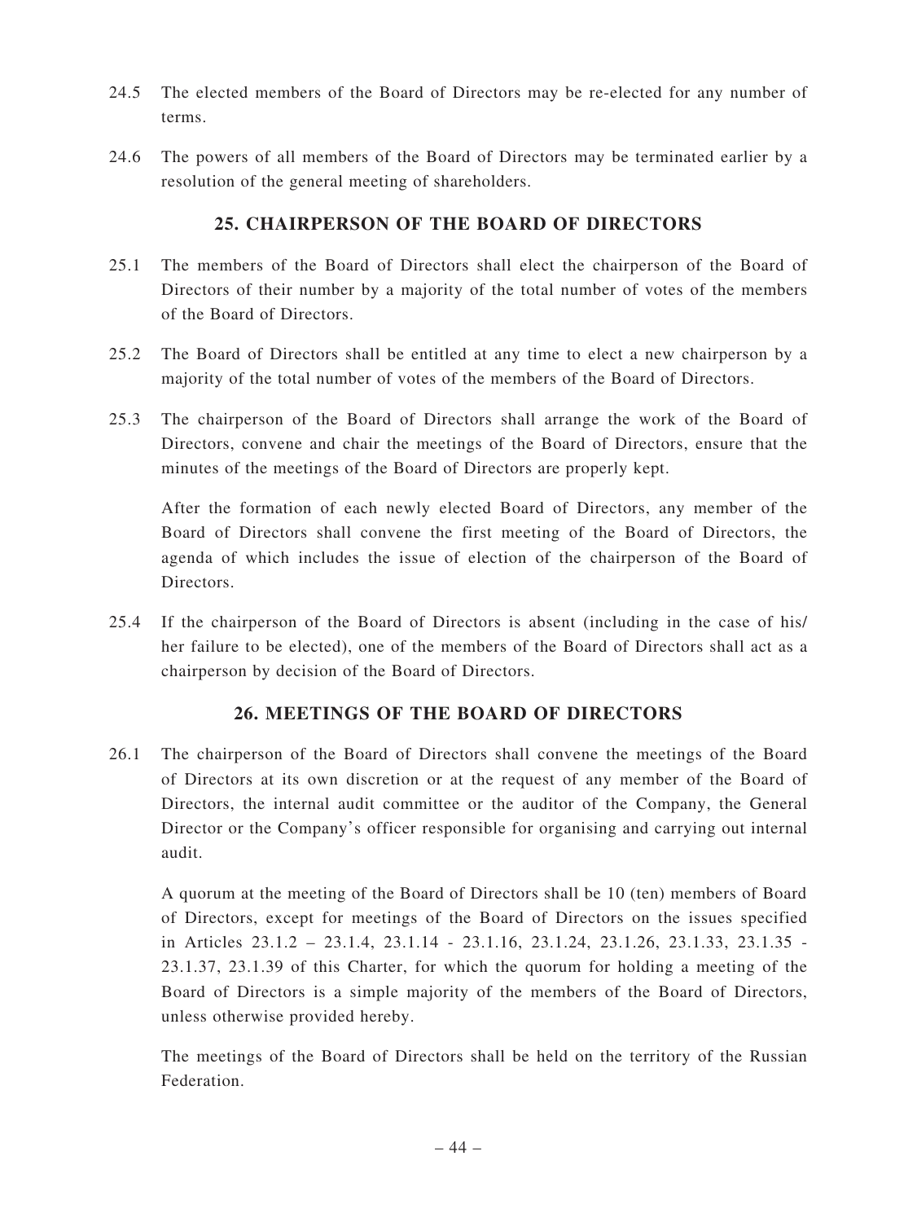24.5 The elected members of the Board of Directors may be re-elected for any number of terms.

24.6 The powers of all members of the Board of Directors may be terminated earlier by a resolution of the general meeting of shareholders.

## 25. CHAIRPERSON OF THE BOARD OF DIRECTORS

25.1 The members of the Board of Directors shall elect the chairperson of the Board of Directors of their number by a majority of the total number of votes of the members of the Board of Directors.

25.2 The Board of Directors shall be entitled at any time to elect a new chairperson by a majority of the total number of votes of the members of the Board of Directors.

25.3 The chairperson of the Board of Directors shall arrange the work of the Board of Directors, convene and chair the meetings of the Board of Directors, ensure that the minutes of the meetings of the Board of Directors are properly kept.

After the formation of each newly elected Board of Directors, any member of the Board of Directors shall convene the first meeting of the Board of Directors, the agenda of which includes the issue of election of the chairperson of the Board of Directors.

25.4 If the chairperson of the Board of Directors is absent (including in the case of his/her failure to be elected), one of the members of the Board of Directors shall act as a chairperson by decision of the Board of Directors.

## 26. MEETINGS OF THE BOARD OF DIRECTORS

26.1 The chairperson of the Board of Directors shall convene the meetings of the Board of Directors at its own discretion or at the request of any member of the Board of Directors, the internal audit committee or the auditor of the Company, the General Director or the Company's officer responsible for organising and carrying out internal audit.

A quorum at the meeting of the Board of Directors shall be 10 (ten) members of Board of Directors, except for meetings of the Board of Directors on the issues specified in Articles 23.1.2 – 23.1.4, 23.1.14 - 23.1.16, 23.1.24, 23.1.26, 23.1.33, 23.1.35 - 23.1.37, 23.1.39 of this Charter, for which the quorum for holding a meeting of the Board of Directors is a simple majority of the members of the Board of Directors, unless otherwise provided hereby.

The meetings of the Board of Directors shall be held on the territory of the Russian Federation.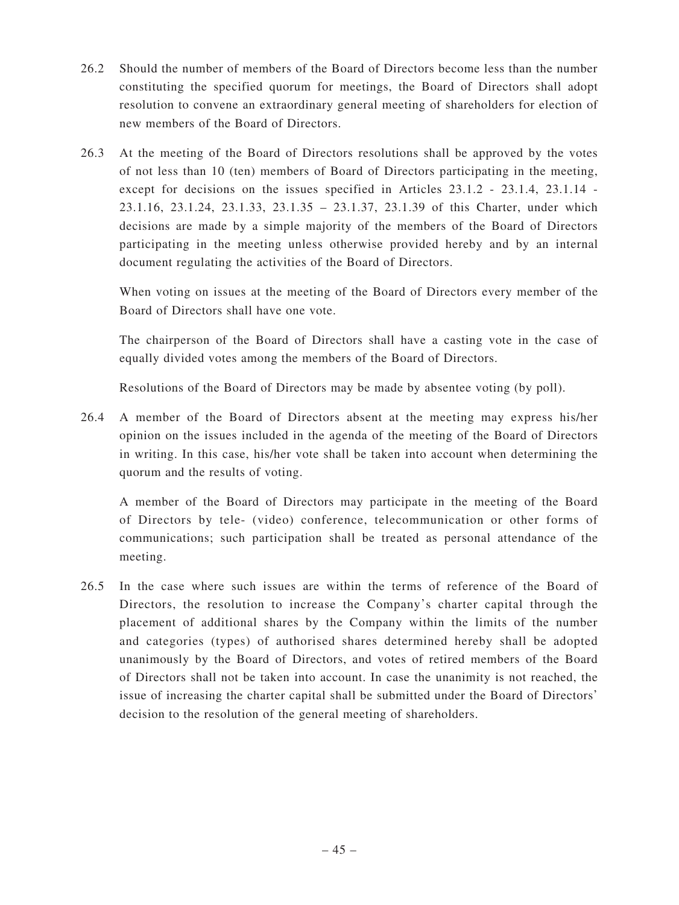26.2 Should the number of members of the Board of Directors become less than the number constituting the specified quorum for meetings, the Board of Directors shall adopt resolution to convene an extraordinary general meeting of shareholders for election of new members of the Board of Directors.

26.3 At the meeting of the Board of Directors resolutions shall be approved by the votes of not less than 10 (ten) members of Board of Directors participating in the meeting, except for decisions on the issues specified in Articles 23.1.2 - 23.1.4, 23.1.14 - 23.1.16, 23.1.24, 23.1.33, 23.1.35 – 23.1.37, 23.1.39 of this Charter, under which decisions are made by a simple majority of the members of the Board of Directors participating in the meeting unless otherwise provided hereby and by an internal document regulating the activities of the Board of Directors.

When voting on issues at the meeting of the Board of Directors every member of the Board of Directors shall have one vote.

The chairperson of the Board of Directors shall have a casting vote in the case of equally divided votes among the members of the Board of Directors.

Resolutions of the Board of Directors may be made by absentee voting (by poll).

26.4 A member of the Board of Directors absent at the meeting may express his/her opinion on the issues included in the agenda of the meeting of the Board of Directors in writing. In this case, his/her vote shall be taken into account when determining the quorum and the results of voting.

A member of the Board of Directors may participate in the meeting of the Board of Directors by tele- (video) conference, telecommunication or other forms of communications; such participation shall be treated as personal attendance of the meeting.

26.5 In the case where such issues are within the terms of reference of the Board of Directors, the resolution to increase the Company's charter capital through the placement of additional shares by the Company within the limits of the number and categories (types) of authorised shares determined hereby shall be adopted unanimously by the Board of Directors, and votes of retired members of the Board of Directors shall not be taken into account. In case the unanimity is not reached, the issue of increasing the charter capital shall be submitted under the Board of Directors' decision to the resolution of the general meeting of shareholders.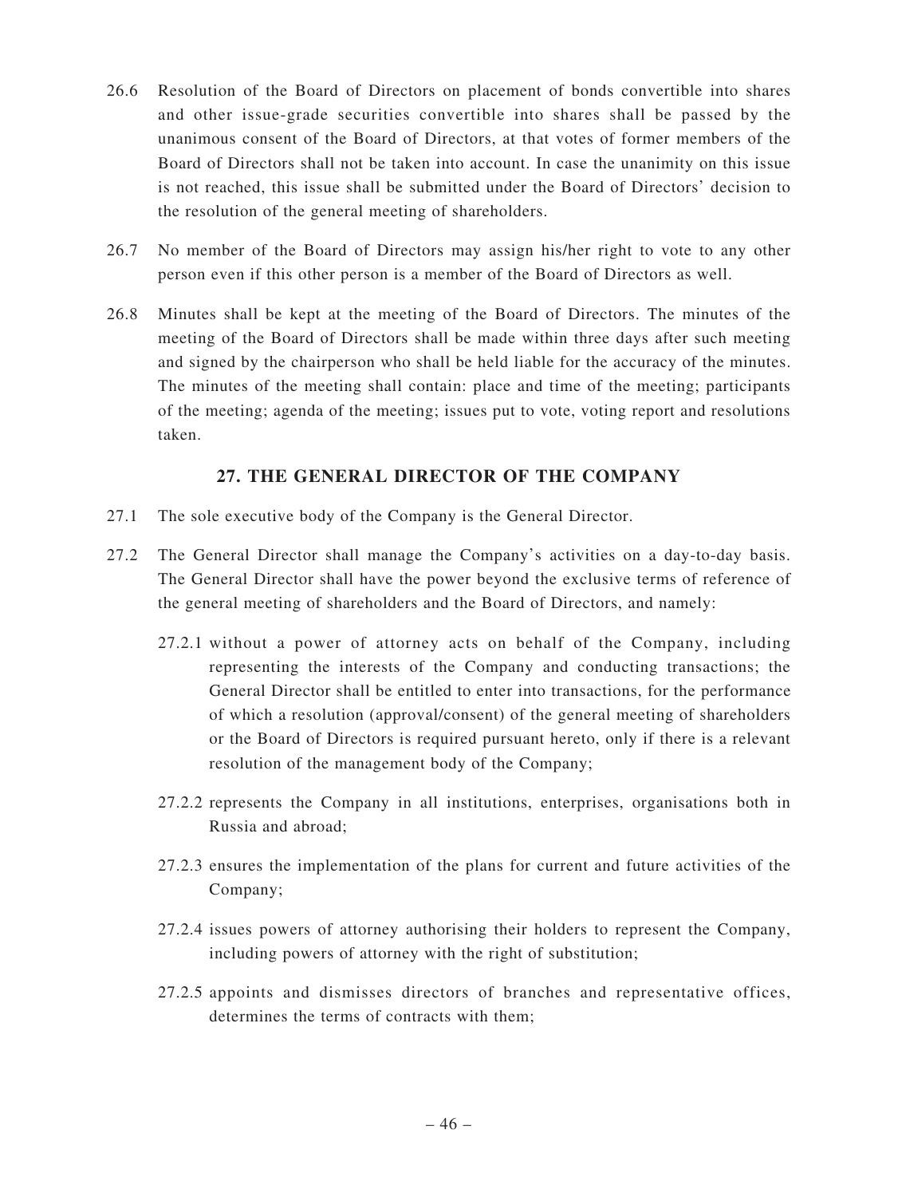26.6 Resolution of the Board of Directors on placement of bonds convertible into shares and other issue-grade securities convertible into shares shall be passed by the unanimous consent of the Board of Directors, at that votes of former members of the Board of Directors shall not be taken into account. In case the unanimity on this issue is not reached, this issue shall be submitted under the Board of Directors' decision to the resolution of the general meeting of shareholders.

26.7 No member of the Board of Directors may assign his/her right to vote to any other person even if this other person is a member of the Board of Directors as well.

26.8 Minutes shall be kept at the meeting of the Board of Directors. The minutes of the meeting of the Board of Directors shall be made within three days after such meeting and signed by the chairperson who shall be held liable for the accuracy of the minutes. The minutes of the meeting shall contain: place and time of the meeting; participants of the meeting; agenda of the meeting; issues put to vote, voting report and resolutions taken.

## 27. THE GENERAL DIRECTOR OF THE COMPANY

27.1 The sole executive body of the Company is the General Director.

27.2 The General Director shall manage the Company's activities on a day-to-day basis. The General Director shall have the power beyond the exclusive terms of reference of the general meeting of shareholders and the Board of Directors, and namely:

27.2.1 without a power of attorney acts on behalf of the Company, including representing the interests of the Company and conducting transactions; the General Director shall be entitled to enter into transactions, for the performance of which a resolution (approval/consent) of the general meeting of shareholders or the Board of Directors is required pursuant hereto, only if there is a relevant resolution of the management body of the Company;

27.2.2 represents the Company in all institutions, enterprises, organisations both in Russia and abroad;

27.2.3 ensures the implementation of the plans for current and future activities of the Company;

27.2.4 issues powers of attorney authorising their holders to represent the Company, including powers of attorney with the right of substitution;

27.2.5 appoints and dismisses directors of branches and representative offices, determines the terms of contracts with them;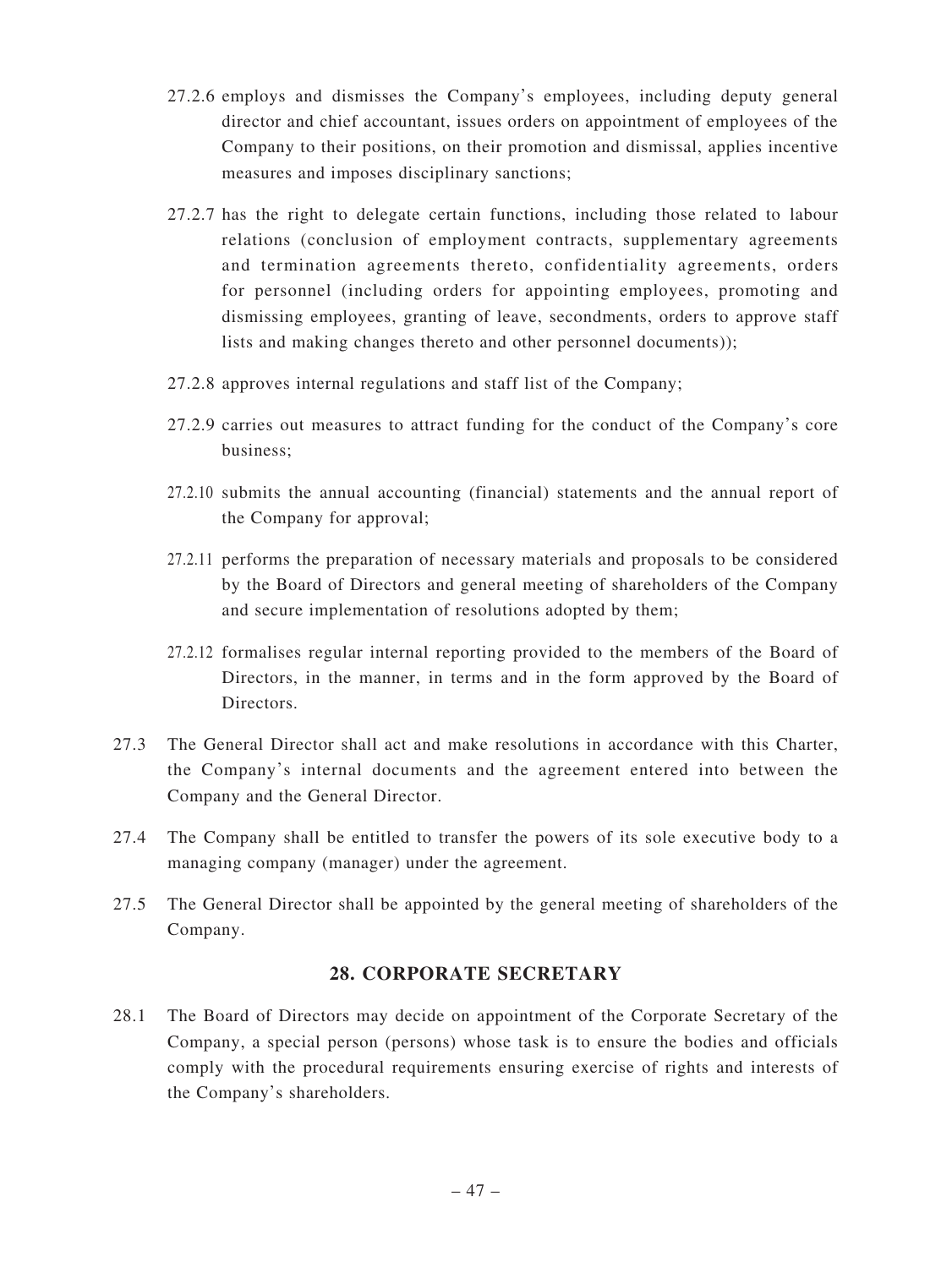27.2.6 employs and dismisses the Company's employees, including deputy general director and chief accountant, issues orders on appointment of employees of the Company to their positions, on their promotion and dismissal, applies incentive measures and imposes disciplinary sanctions;

27.2.7 has the right to delegate certain functions, including those related to labour relations (conclusion of employment contracts, supplementary agreements and termination agreements thereto, confidentiality agreements, orders for personnel (including orders for appointing employees, promoting and dismissing employees, granting of leave, secondments, orders to approve staff lists and making changes thereto and other personnel documents));

27.2.8 approves internal regulations and staff list of the Company;

27.2.9 carries out measures to attract funding for the conduct of the Company's core business;

27.2.10 submits the annual accounting (financial) statements and the annual report of the Company for approval;

27.2.11 performs the preparation of necessary materials and proposals to be considered by the Board of Directors and general meeting of shareholders of the Company and secure implementation of resolutions adopted by them;

27.2.12 formalises regular internal reporting provided to the members of the Board of Directors, in the manner, in terms and in the form approved by the Board of Directors.

27.3 The General Director shall act and make resolutions in accordance with this Charter, the Company's internal documents and the agreement entered into between the Company and the General Director.

27.4 The Company shall be entitled to transfer the powers of its sole executive body to a managing company (manager) under the agreement.

27.5 The General Director shall be appointed by the general meeting of shareholders of the Company.

## 28. CORPORATE SECRETARY

28.1 The Board of Directors may decide on appointment of the Corporate Secretary of the Company, a special person (persons) whose task is to ensure the bodies and officials comply with the procedural requirements ensuring exercise of rights and interests of the Company's shareholders.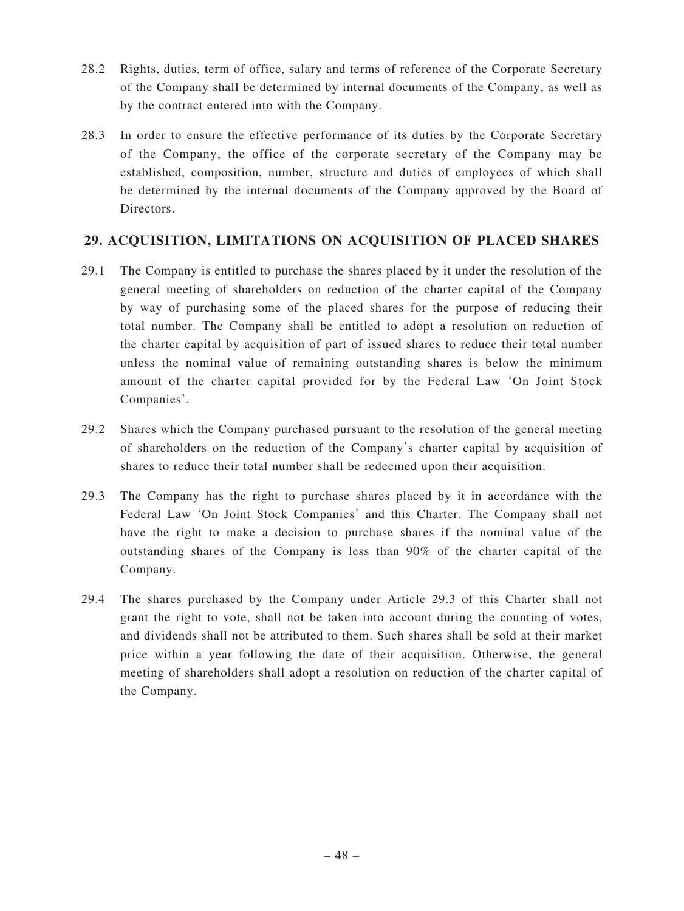28.2 Rights, duties, term of office, salary and terms of reference of the Corporate Secretary of the Company shall be determined by internal documents of the Company, as well as by the contract entered into with the Company.

28.3 In order to ensure the effective performance of its duties by the Corporate Secretary of the Company, the office of the corporate secretary of the Company may be established, composition, number, structure and duties of employees of which shall be determined by the internal documents of the Company approved by the Board of Directors.

## 29. ACQUISITION, LIMITATIONS ON ACQUISITION OF PLACED SHARES

29.1 The Company is entitled to purchase the shares placed by it under the resolution of the general meeting of shareholders on reduction of the charter capital of the Company by way of purchasing some of the placed shares for the purpose of reducing their total number. The Company shall be entitled to adopt a resolution on reduction of the charter capital by acquisition of part of issued shares to reduce their total number unless the nominal value of remaining outstanding shares is below the minimum amount of the charter capital provided for by the Federal Law 'On Joint Stock Companies'.

29.2 Shares which the Company purchased pursuant to the resolution of the general meeting of shareholders on the reduction of the Company's charter capital by acquisition of shares to reduce their total number shall be redeemed upon their acquisition.

29.3 The Company has the right to purchase shares placed by it in accordance with the Federal Law 'On Joint Stock Companies' and this Charter. The Company shall not have the right to make a decision to purchase shares if the nominal value of the outstanding shares of the Company is less than 90% of the charter capital of the Company.

29.4 The shares purchased by the Company under Article 29.3 of this Charter shall not grant the right to vote, shall not be taken into account during the counting of votes, and dividends shall not be attributed to them. Such shares shall be sold at their market price within a year following the date of their acquisition. Otherwise, the general meeting of shareholders shall adopt a resolution on reduction of the charter capital of the Company.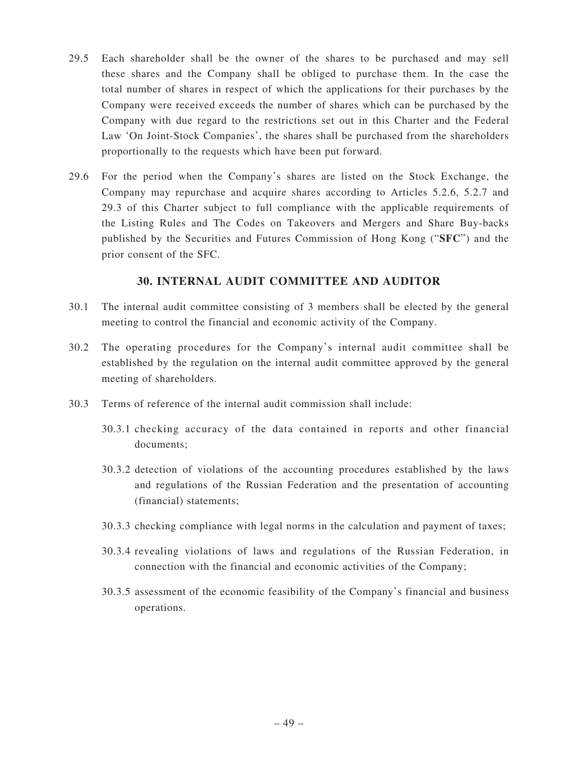29.5 Each shareholder shall be the owner of the shares to be purchased and may sell these shares and the Company shall be obliged to purchase them. In the case the total number of shares in respect of which the applications for their purchases by the Company were received exceeds the number of shares which can be purchased by the Company with due regard to the restrictions set out in this Charter and the Federal Law 'On Joint-Stock Companies', the shares shall be purchased from the shareholders proportionally to the requests which have been put forward.

29.6 For the period when the Company's shares are listed on the Stock Exchange, the Company may repurchase and acquire shares according to Articles 5.2.6, 5.2.7 and 29.3 of this Charter subject to full compliance with the applicable requirements of the Listing Rules and The Codes on Takeovers and Mergers and Share Buy-backs published by the Securities and Futures Commission of Hong Kong ("**SFC**") and the prior consent of the SFC.

## 30. INTERNAL AUDIT COMMITTEE AND AUDITOR

30.1 The internal audit committee consisting of 3 members shall be elected by the general meeting to control the financial and economic activity of the Company.

30.2 The operating procedures for the Company's internal audit committee shall be established by the regulation on the internal audit committee approved by the general meeting of shareholders.

30.3 Terms of reference of the internal audit commission shall include:

30.3.1 checking accuracy of the data contained in reports and other financial documents;

30.3.2 detection of violations of the accounting procedures established by the laws and regulations of the Russian Federation and the presentation of accounting (financial) statements;

30.3.3 checking compliance with legal norms in the calculation and payment of taxes;

30.3.4 revealing violations of laws and regulations of the Russian Federation, in connection with the financial and economic activities of the Company;

30.3.5 assessment of the economic feasibility of the Company's financial and business operations.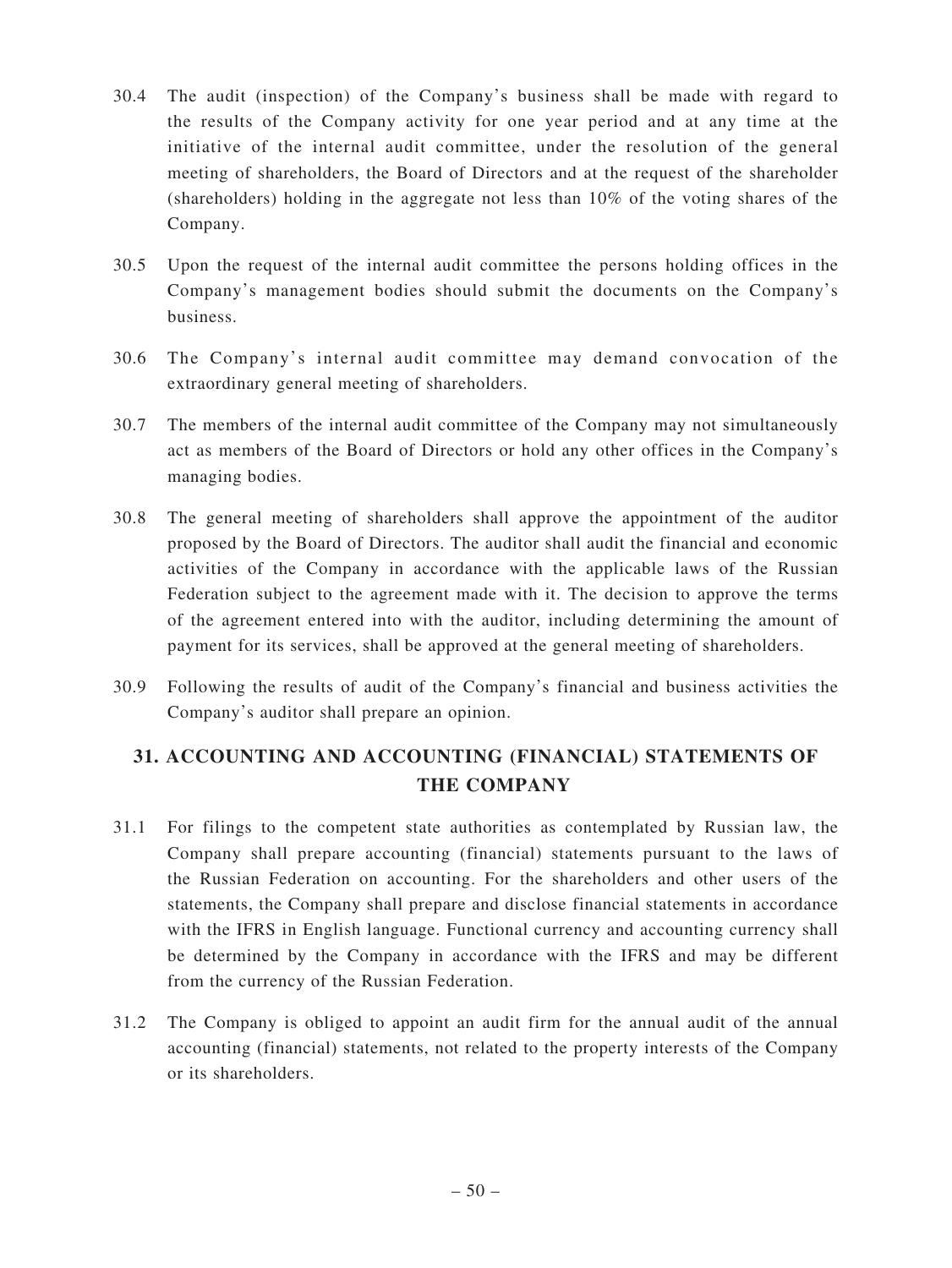30.4 The audit (inspection) of the Company's business shall be made with regard to the results of the Company activity for one year period and at any time at the initiative of the internal audit committee, under the resolution of the general meeting of shareholders, the Board of Directors and at the request of the shareholder (shareholders) holding in the aggregate not less than 10% of the voting shares of the Company.

30.5 Upon the request of the internal audit committee the persons holding offices in the Company's management bodies should submit the documents on the Company's business.

30.6 The Company's internal audit committee may demand convocation of the extraordinary general meeting of shareholders.

30.7 The members of the internal audit committee of the Company may not simultaneously act as members of the Board of Directors or hold any other offices in the Company's managing bodies.

30.8 The general meeting of shareholders shall approve the appointment of the auditor proposed by the Board of Directors. The auditor shall audit the financial and economic activities of the Company in accordance with the applicable laws of the Russian Federation subject to the agreement made with it. The decision to approve the terms of the agreement entered into with the auditor, including determining the amount of payment for its services, shall be approved at the general meeting of shareholders.

30.9 Following the results of audit of the Company's financial and business activities the Company's auditor shall prepare an opinion.

## 31. ACCOUNTING AND ACCOUNTING (FINANCIAL) STATEMENTS OF THE COMPANY

31.1 For filings to the competent state authorities as contemplated by Russian law, the Company shall prepare accounting (financial) statements pursuant to the laws of the Russian Federation on accounting. For the shareholders and other users of the statements, the Company shall prepare and disclose financial statements in accordance with the IFRS in English language. Functional currency and accounting currency shall be determined by the Company in accordance with the IFRS and may be different from the currency of the Russian Federation.

31.2 The Company is obliged to appoint an audit firm for the annual audit of the annual accounting (financial) statements, not related to the property interests of the Company or its shareholders.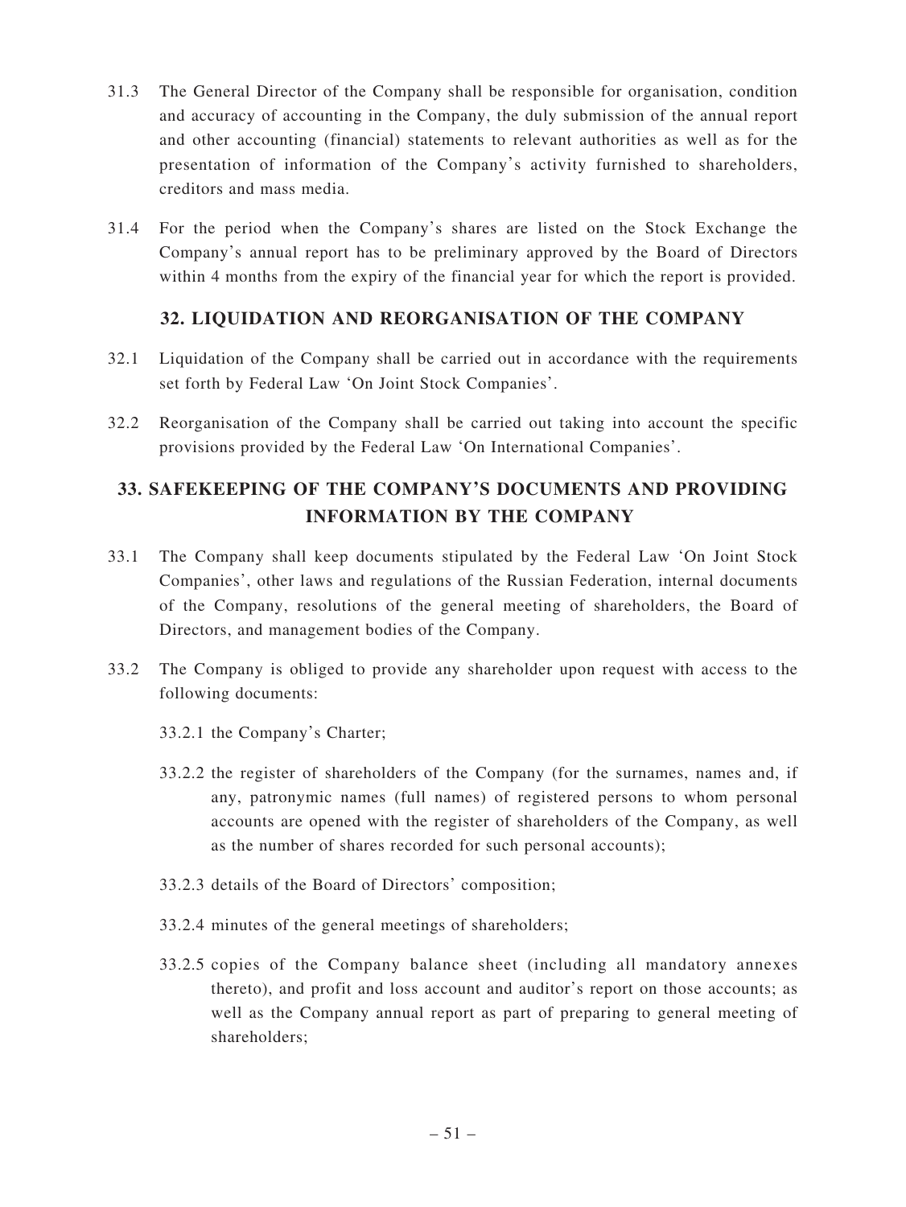31.3 The General Director of the Company shall be responsible for organisation, condition and accuracy of accounting in the Company, the duly submission of the annual report and other accounting (financial) statements to relevant authorities as well as for the presentation of information of the Company's activity furnished to shareholders, creditors and mass media.

31.4 For the period when the Company's shares are listed on the Stock Exchange the Company's annual report has to be preliminary approved by the Board of Directors within 4 months from the expiry of the financial year for which the report is provided.

## 32. LIQUIDATION AND REORGANISATION OF THE COMPANY

32.1 Liquidation of the Company shall be carried out in accordance with the requirements set forth by Federal Law 'On Joint Stock Companies'.

32.2 Reorganisation of the Company shall be carried out taking into account the specific provisions provided by the Federal Law 'On International Companies'.

## 33. SAFEKEEPING OF THE COMPANY'S DOCUMENTS AND PROVIDING INFORMATION BY THE COMPANY

33.1 The Company shall keep documents stipulated by the Federal Law 'On Joint Stock Companies', other laws and regulations of the Russian Federation, internal documents of the Company, resolutions of the general meeting of shareholders, the Board of Directors, and management bodies of the Company.

33.2 The Company is obliged to provide any shareholder upon request with access to the following documents:

33.2.1 the Company's Charter;

33.2.2 the register of shareholders of the Company (for the surnames, names and, if any, patronymic names (full names) of registered persons to whom personal accounts are opened with the register of shareholders of the Company, as well as the number of shares recorded for such personal accounts);

33.2.3 details of the Board of Directors' composition;

33.2.4 minutes of the general meetings of shareholders;

33.2.5 copies of the Company balance sheet (including all mandatory annexes thereto), and profit and loss account and auditor's report on those accounts; as well as the Company annual report as part of preparing to general meeting of shareholders;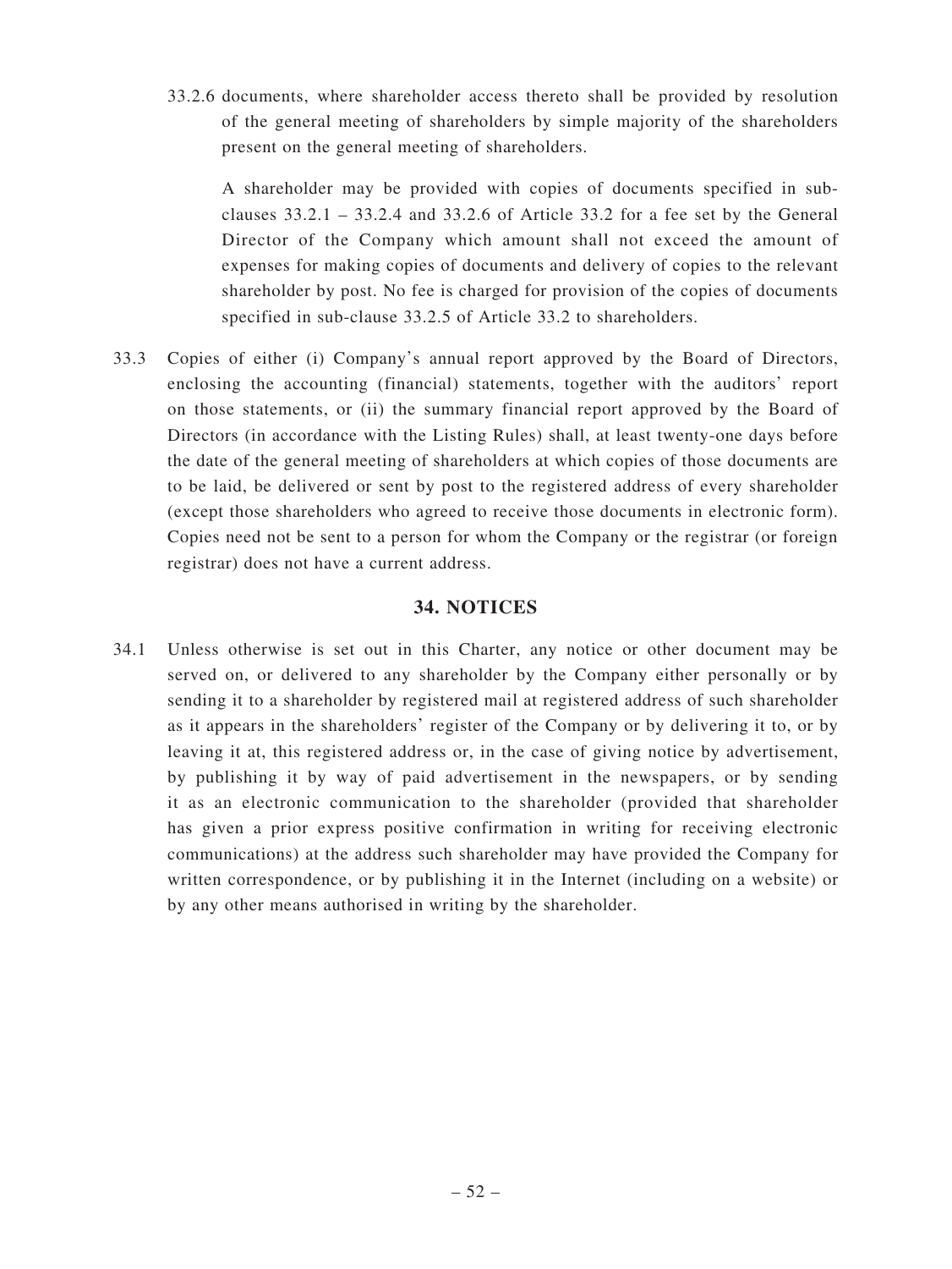33.2.6 documents, where shareholder access thereto shall be provided by resolution of the general meeting of shareholders by simple majority of the shareholders present on the general meeting of shareholders.

A shareholder may be provided with copies of documents specified in sub-clauses 33.2.1 – 33.2.4 and 33.2.6 of Article 33.2 for a fee set by the General Director of the Company which amount shall not exceed the amount of expenses for making copies of documents and delivery of copies to the relevant shareholder by post. No fee is charged for provision of the copies of documents specified in sub-clause 33.2.5 of Article 33.2 to shareholders.

33.3 Copies of either (i) Company's annual report approved by the Board of Directors, enclosing the accounting (financial) statements, together with the auditors' report on those statements, or (ii) the summary financial report approved by the Board of Directors (in accordance with the Listing Rules) shall, at least twenty-one days before the date of the general meeting of shareholders at which copies of those documents are to be laid, be delivered or sent by post to the registered address of every shareholder (except those shareholders who agreed to receive those documents in electronic form). Copies need not be sent to a person for whom the Company or the registrar (or foreign registrar) does not have a current address.

## 34. NOTICES

34.1 Unless otherwise is set out in this Charter, any notice or other document may be served on, or delivered to any shareholder by the Company either personally or by sending it to a shareholder by registered mail at registered address of such shareholder as it appears in the shareholders' register of the Company or by delivering it to, or by leaving it at, this registered address or, in the case of giving notice by advertisement, by publishing it by way of paid advertisement in the newspapers, or by sending it as an electronic communication to the shareholder (provided that shareholder has given a prior express positive confirmation in writing for receiving electronic communications) at the address such shareholder may have provided the Company for written correspondence, or by publishing it in the Internet (including on a website) or by any other means authorised in writing by the shareholder.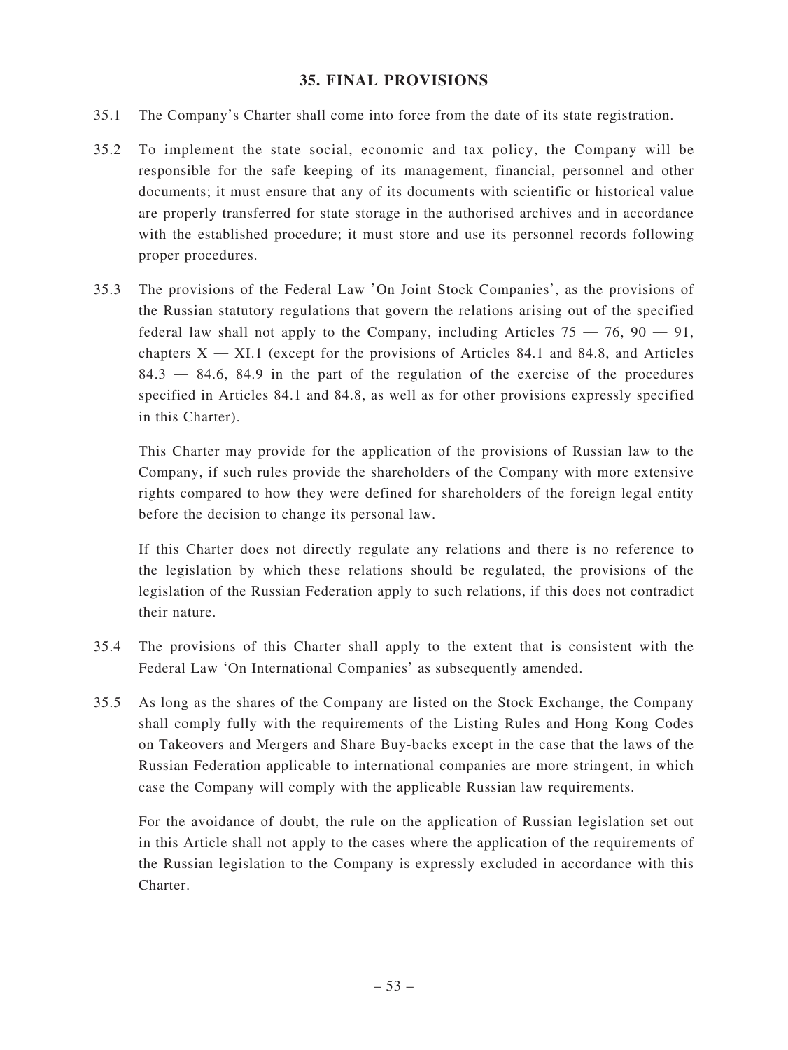## 35. FINAL PROVISIONS

35.1 The Company's Charter shall come into force from the date of its state registration.

35.2 To implement the state social, economic and tax policy, the Company will be responsible for the safe keeping of its management, financial, personnel and other documents; it must ensure that any of its documents with scientific or historical value are properly transferred for state storage in the authorised archives and in accordance with the established procedure; it must store and use its personnel records following proper procedures.

35.3 The provisions of the Federal Law 'On Joint Stock Companies', as the provisions of the Russian statutory regulations that govern the relations arising out of the specified federal law shall not apply to the Company, including Articles 75 — 76, 90 — 91, chapters X — XI.1 (except for the provisions of Articles 84.1 and 84.8, and Articles 84.3 — 84.6, 84.9 in the part of the regulation of the exercise of the procedures specified in Articles 84.1 and 84.8, as well as for other provisions expressly specified in this Charter).

This Charter may provide for the application of the provisions of Russian law to the Company, if such rules provide the shareholders of the Company with more extensive rights compared to how they were defined for shareholders of the foreign legal entity before the decision to change its personal law.

If this Charter does not directly regulate any relations and there is no reference to the legislation by which these relations should be regulated, the provisions of the legislation of the Russian Federation apply to such relations, if this does not contradict their nature.

35.4 The provisions of this Charter shall apply to the extent that is consistent with the Federal Law 'On International Companies' as subsequently amended.

35.5 As long as the shares of the Company are listed on the Stock Exchange, the Company shall comply fully with the requirements of the Listing Rules and Hong Kong Codes on Takeovers and Mergers and Share Buy-backs except in the case that the laws of the Russian Federation applicable to international companies are more stringent, in which case the Company will comply with the applicable Russian law requirements.

For the avoidance of doubt, the rule on the application of Russian legislation set out in this Article shall not apply to the cases where the application of the requirements of the Russian legislation to the Company is expressly excluded in accordance with this Charter.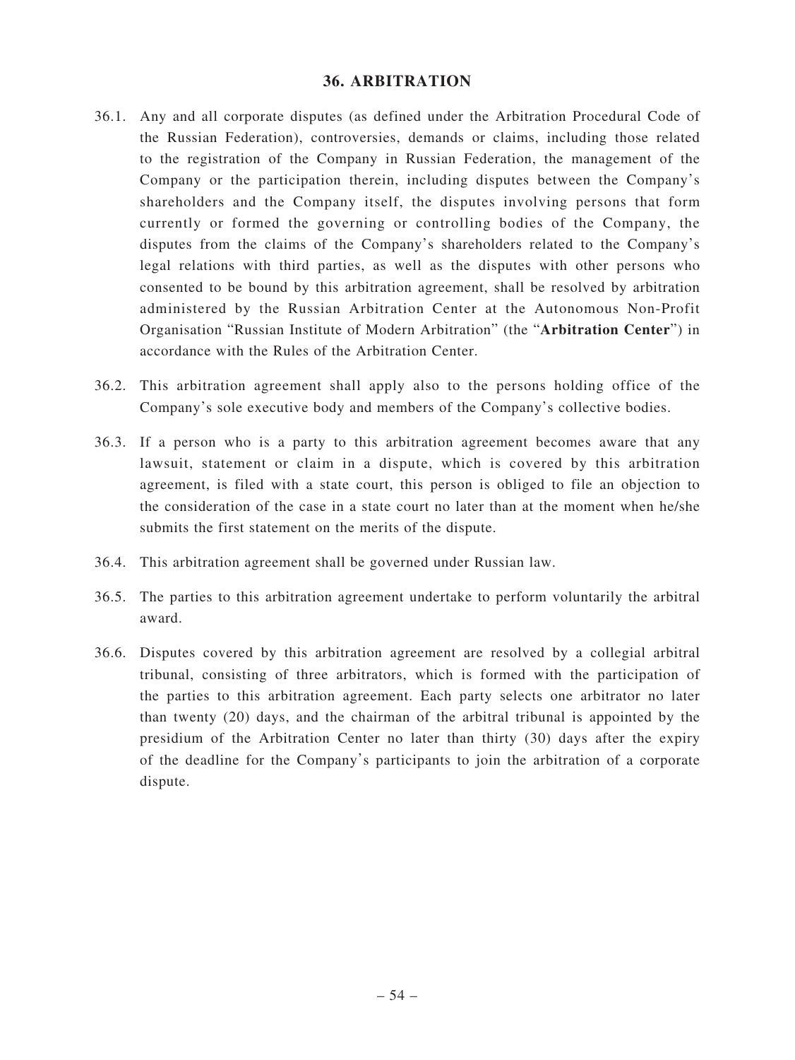## 36. ARBITRATION

36.1. Any and all corporate disputes (as defined under the Arbitration Procedural Code of the Russian Federation), controversies, demands or claims, including those related to the registration of the Company in Russian Federation, the management of the Company or the participation therein, including disputes between the Company's shareholders and the Company itself, the disputes involving persons that form currently or formed the governing or controlling bodies of the Company, the disputes from the claims of the Company's shareholders related to the Company's legal relations with third parties, as well as the disputes with other persons who consented to be bound by this arbitration agreement, shall be resolved by arbitration administered by the Russian Arbitration Center at the Autonomous Non-Profit Organisation "Russian Institute of Modern Arbitration" (the "**Arbitration Center**") in accordance with the Rules of the Arbitration Center.

36.2. This arbitration agreement shall apply also to the persons holding office of the Company's sole executive body and members of the Company's collective bodies.

36.3. If a person who is a party to this arbitration agreement becomes aware that any lawsuit, statement or claim in a dispute, which is covered by this arbitration agreement, is filed with a state court, this person is obliged to file an objection to the consideration of the case in a state court no later than at the moment when he/she submits the first statement on the merits of the dispute.

36.4. This arbitration agreement shall be governed under Russian law.

36.5. The parties to this arbitration agreement undertake to perform voluntarily the arbitral award.

36.6. Disputes covered by this arbitration agreement are resolved by a collegial arbitral tribunal, consisting of three arbitrators, which is formed with the participation of the parties to this arbitration agreement. Each party selects one arbitrator no later than twenty (20) days, and the chairman of the arbitral tribunal is appointed by the presidium of the Arbitration Center no later than thirty (30) days after the expiry of the deadline for the Company's participants to join the arbitration of a corporate dispute.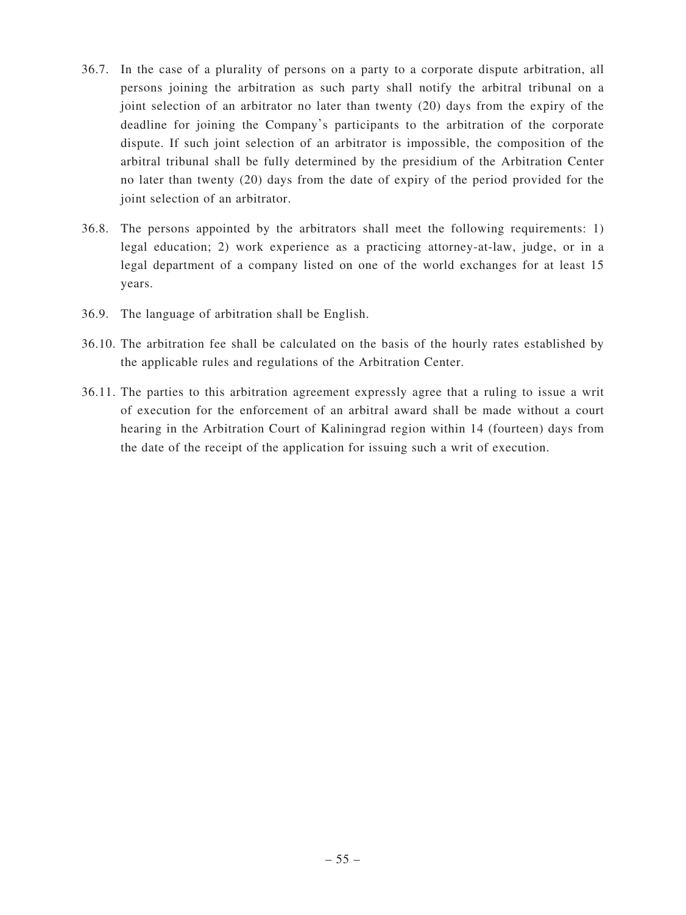36.7. In the case of a plurality of persons on a party to a corporate dispute arbitration, all persons joining the arbitration as such party shall notify the arbitral tribunal on a joint selection of an arbitrator no later than twenty (20) days from the expiry of the deadline for joining the Company's participants to the arbitration of the corporate dispute. If such joint selection of an arbitrator is impossible, the composition of the arbitral tribunal shall be fully determined by the presidium of the Arbitration Center no later than twenty (20) days from the date of expiry of the period provided for the joint selection of an arbitrator.

36.8. The persons appointed by the arbitrators shall meet the following requirements: 1) legal education; 2) work experience as a practicing attorney-at-law, judge, or in a legal department of a company listed on one of the world exchanges for at least 15 years.

36.9. The language of arbitration shall be English.

36.10. The arbitration fee shall be calculated on the basis of the hourly rates established by the applicable rules and regulations of the Arbitration Center.

36.11. The parties to this arbitration agreement expressly agree that a ruling to issue a writ of execution for the enforcement of an arbitral award shall be made without a court hearing in the Arbitration Court of Kaliningrad region within 14 (fourteen) days from the date of the receipt of the application for issuing such a writ of execution.